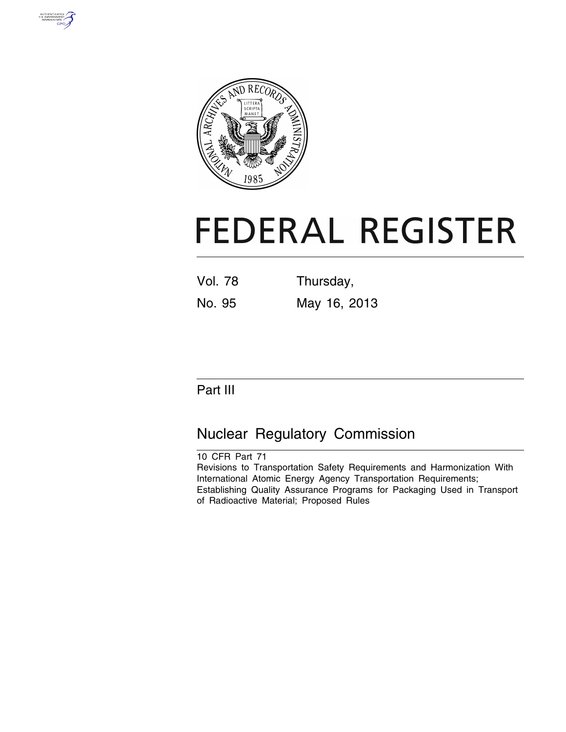# FEDERAL REGISTER

Vol. 78 Thursday,

No. 95 May 16, 2013

## Part III

## Nuclear Regulatory Commission

10 CFR Part 71

Revisions to Transportation Safety Requirements and Harmonization With International Atomic Energy Agency Transportation Requirements; Establishing Quality Assurance Programs for Packaging Used in Transport of Radioactive Material; Proposed Rules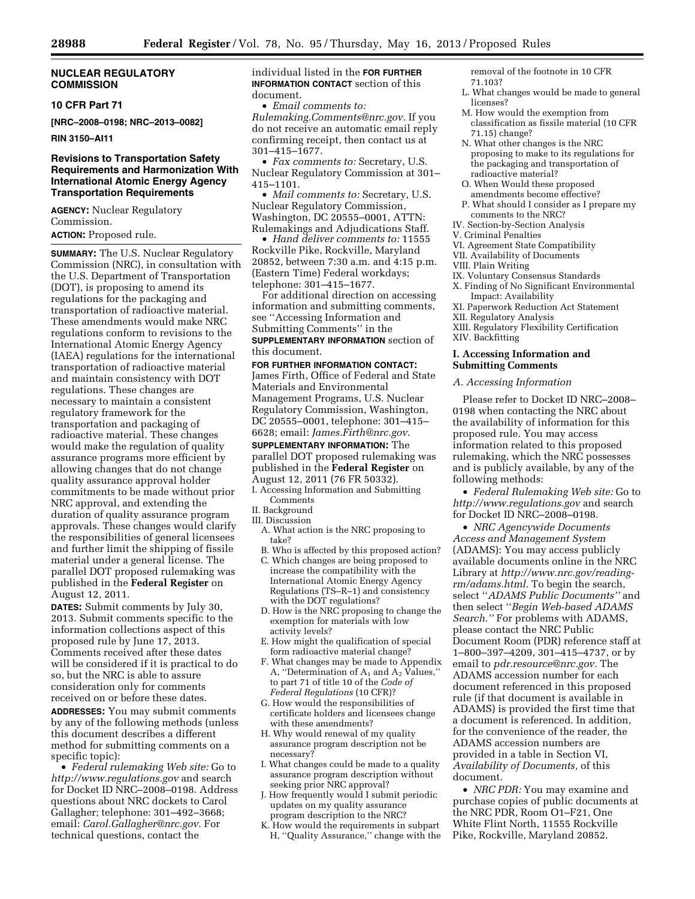**NUCLEAR REGULATORY COMMISSION**

**10 CFR Part 71**

**[NRC–2008–0198; NRC–2013–0082]**

**RIN 3150–AI11**

## Revisions to Transportation Safety Requirements and Harmonization With International Atomic Energy Agency Transportation Requirements

**AGENCY:** Nuclear Regulatory Commission.

**ACTION:** Proposed rule.

**SUMMARY:** The U.S. Nuclear Regulatory Commission (NRC), in consultation with the U.S. Department of Transportation (DOT), is proposing to amend its regulations for the packaging and transportation of radioactive material. These amendments would make NRC regulations conform to revisions to the International Atomic Energy Agency (IAEA) regulations for the international transportation of radioactive material and maintain consistency with DOT regulations. These changes are necessary to maintain a consistent regulatory framework for the transportation and packaging of radioactive material. These changes would make the regulation of quality assurance programs more efficient by allowing changes that do not change quality assurance approval holder commitments to be made without prior NRC approval, and extending the duration of quality assurance program approvals. These changes would clarify the responsibilities of general licensees and further limit the shipping of fissile material under a general license. The parallel DOT proposed rulemaking was published in the **Federal Register** on August 12, 2011.

**DATES:** Submit comments by July 30, 2013. Submit comments specific to the information collections aspect of this proposed rule by June 17, 2013. Comments received after these dates will be considered if it is practical to do so, but the NRC is able to assure consideration only for comments received on or before these dates.

**ADDRESSES:** You may submit comments by any of the following methods (unless this document describes a different method for submitting comments on a specific topic):

- *Federal rulemaking Web site:* Go to *http://www.regulations.gov* and search for Docket ID NRC–2008–0198. Address questions about NRC dockets to Carol Gallagher; telephone: 301–492–3668; email: *Carol.Gallagher@nrc.gov.* For technical questions, contact the individual listed in the **FOR FURTHER INFORMATION CONTACT** section of this document.
- *Email comments to: Rulemaking.Comments@nrc.gov.* If you do not receive an automatic email reply confirming receipt, then contact us at 301–415–1677.
- *Fax comments to:* Secretary, U.S. Nuclear Regulatory Commission at 301–415–1101.
- *Mail comments to:* Secretary, U.S. Nuclear Regulatory Commission, Washington, DC 20555–0001, ATTN: Rulemakings and Adjudications Staff.
- *Hand deliver comments to:* 11555 Rockville Pike, Rockville, Maryland 20852, between 7:30 a.m. and 4:15 p.m. (Eastern Time) Federal workdays; telephone: 301–415–1677.

For additional direction on accessing information and submitting comments, see ''Accessing Information and Submitting Comments'' in the **SUPPLEMENTARY INFORMATION** section of this document.

**FOR FURTHER INFORMATION CONTACT:** James Firth, Office of Federal and State Materials and Environmental Management Programs, U.S. Nuclear Regulatory Commission, Washington, DC 20555–0001, telephone: 301–415–6628; email: *James.Firth@nrc.gov.*

**SUPPLEMENTARY INFORMATION:** The parallel DOT proposed rulemaking was published in the **Federal Register** on August 12, 2011 (76 FR 50332).

I. Accessing Information and Submitting Comments
II. Background
III. Discussion
  A. What action is the NRC proposing to take?
  B. Who is affected by this proposed action?
  C. Which changes are being proposed to increase the compatibility with the International Atomic Energy Agency Regulations (TS–R–1) and consistency with the DOT regulations?
  D. How is the NRC proposing to change the exemption for materials with low activity levels?
  E. How might the qualification of special form radioactive material change?
  F. What changes may be made to Appendix A, ''Determination of $A_1$ and $A_2$ Values,'' to part 71 of title 10 of the *Code of Federal Regulations* (10 CFR)?
  G. How would the responsibilities of certificate holders and licensees change with these amendments?
  H. Why would renewal of my quality assurance program description not be necessary?
  I. What changes could be made to a quality assurance program description without seeking prior NRC approval?
  J. How frequently would I submit periodic updates on my quality assurance program description to the NRC?
  K. How would the requirements in subpart H, ''Quality Assurance,'' change with the removal of the footnote in 10 CFR 71.103?
  L. What changes would be made to general licenses?
  M. How would the exemption from classification as fissile material (10 CFR 71.15) change?
  N. What other changes is the NRC proposing to make to its regulations for the packaging and transportation of radioactive material?
  O. When Would these proposed amendments become effective?
  P. What should I consider as I prepare my comments to the NRC?
IV. Section-by-Section Analysis
V. Criminal Penalties
VI. Agreement State Compatibility
VII. Availability of Documents
VIII. Plain Writing
IX. Voluntary Consensus Standards
X. Finding of No Significant Environmental Impact: Availability
XI. Paperwork Reduction Act Statement
XII. Regulatory Analysis
XIII. Regulatory Flexibility Certification
XIV. Backfitting

### I. Accessing Information and Submitting Comments

#### *A. Accessing Information*

Please refer to Docket ID NRC–2008–0198 when contacting the NRC about the availability of information for this proposed rule. You may access information related to this proposed rulemaking, which the NRC possesses and is publicly available, by any of the following methods:

- *Federal Rulemaking Web site:* Go to *http://www.regulations.gov* and search for Docket ID NRC–2008–0198.
- *NRC Agencywide Documents Access and Management System* (ADAMS): You may access publicly available documents online in the NRC Library at *http://www.nrc.gov/reading-rm/adams.html.* To begin the search, select ''*ADAMS Public Documents''* and then select ''*Begin Web-based ADAMS Search.''* For problems with ADAMS, please contact the NRC Public Document Room (PDR) reference staff at 1–800–397–4209, 301–415–4737, or by email to *pdr.resource@nrc.gov.* The ADAMS accession number for each document referenced in this proposed rule (if that document is available in ADAMS) is provided the first time that a document is referenced. In addition, for the convenience of the reader, the ADAMS accession numbers are provided in a table in Section VI, *Availability of Documents,* of this document.
- *NRC PDR:* You may examine and purchase copies of public documents at the NRC PDR, Room O1–F21, One White Flint North, 11555 Rockville Pike, Rockville, Maryland 20852.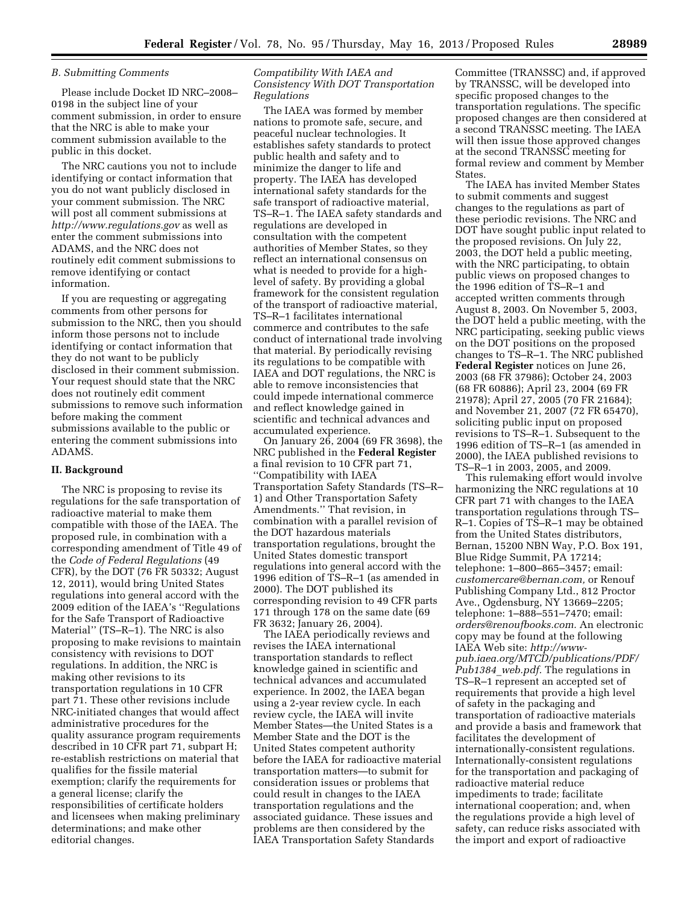### B. Submitting Comments

Please include Docket ID NRC–2008–0198 in the subject line of your comment submission, in order to ensure that the NRC is able to make your comment submission available to the public in this docket.

The NRC cautions you not to include identifying or contact information that you do not want publicly disclosed in your comment submission. The NRC will post all comment submissions at *http://www.regulations.gov* as well as enter the comment submissions into ADAMS, and the NRC does not routinely edit comment submissions to remove identifying or contact information.

If you are requesting or aggregating comments from other persons for submission to the NRC, then you should inform those persons not to include identifying or contact information that they do not want to be publicly disclosed in their comment submission. Your request should state that the NRC does not routinely edit comment submissions to remove such information before making the comment submissions available to the public or entering the comment submissions into ADAMS.

## II. Background

The NRC is proposing to revise its regulations for the safe transportation of radioactive material to make them compatible with those of the IAEA. The proposed rule, in combination with a corresponding amendment of Title 49 of the *Code of Federal Regulations* (49 CFR), by the DOT (76 FR 50332; August 12, 2011), would bring United States regulations into general accord with the 2009 edition of the IAEA's ''Regulations for the Safe Transport of Radioactive Material'' (TS–R–1). The NRC is also proposing to make revisions to maintain consistency with revisions to DOT regulations. In addition, the NRC is making other revisions to its transportation regulations in 10 CFR part 71. These other revisions include NRC-initiated changes that would affect administrative procedures for the quality assurance program requirements described in 10 CFR part 71, subpart H; re-establish restrictions on material that qualifies for the fissile material exemption; clarify the requirements for a general license; clarify the responsibilities of certificate holders and licensees when making preliminary determinations; and make other editorial changes.

### *Compatibility With IAEA and Consistency With DOT Transportation Regulations*

The IAEA was formed by member nations to promote safe, secure, and peaceful nuclear technologies. It establishes safety standards to protect public health and safety and to minimize the danger to life and property. The IAEA has developed international safety standards for the safe transport of radioactive material, TS–R–1. The IAEA safety standards and regulations are developed in consultation with the competent authorities of Member States, so they reflect an international consensus on what is needed to provide for a high-level of safety. By providing a global framework for the consistent regulation of the transport of radioactive material, TS–R–1 facilitates international commerce and contributes to the safe conduct of international trade involving that material. By periodically revising its regulations to be compatible with IAEA and DOT regulations, the NRC is able to remove inconsistencies that could impede international commerce and reflect knowledge gained in scientific and technical advances and accumulated experience.

On January 26, 2004 (69 FR 3698), the NRC published in the **Federal Register** a final revision to 10 CFR part 71, ''Compatibility with IAEA Transportation Safety Standards (TS–R–1) and Other Transportation Safety Amendments.'' That revision, in combination with a parallel revision of the DOT hazardous materials transportation regulations, brought the United States domestic transport regulations into general accord with the 1996 edition of TS–R–1 (as amended in 2000). The DOT published its corresponding revision to 49 CFR parts 171 through 178 on the same date (69 FR 3632; January 26, 2004).

The IAEA periodically reviews and revises the IAEA international transportation standards to reflect knowledge gained in scientific and technical advances and accumulated experience. In 2002, the IAEA began using a 2-year review cycle. In each review cycle, the IAEA will invite Member States—the United States is a Member State and the DOT is the United States competent authority before the IAEA for radioactive material transportation matters—to submit for consideration issues or problems that could result in changes to the IAEA transportation regulations and the associated guidance. These issues and problems are then considered by the IAEA Transportation Safety Standards Committee (TRANSSC) and, if approved by TRANSSC, will be developed into specific proposed changes to the transportation regulations. The specific proposed changes are then considered at a second TRANSSC meeting. The IAEA will then issue those approved changes at the second TRANSSC meeting for formal review and comment by Member States.

The IAEA has invited Member States to submit comments and suggest changes to the regulations as part of these periodic revisions. The NRC and DOT have sought public input related to the proposed revisions. On July 22, 2003, the DOT held a public meeting, with the NRC participating, to obtain public views on proposed changes to the 1996 edition of TS–R–1 and accepted written comments through August 8, 2003. On November 5, 2003, the DOT held a public meeting, with the NRC participating, seeking public views on the DOT positions on the proposed changes to TS–R–1. The NRC published **Federal Register** notices on June 26, 2003 (68 FR 37986); October 24, 2003 (68 FR 60886); April 23, 2004 (69 FR 21978); April 27, 2005 (70 FR 21684); and November 21, 2007 (72 FR 65470), soliciting public input on proposed revisions to TS–R–1. Subsequent to the 1996 edition of TS–R–1 (as amended in 2000), the IAEA published revisions to TS–R–1 in 2003, 2005, and 2009.

This rulemaking effort would involve harmonizing the NRC regulations at 10 CFR part 71 with changes to the IAEA transportation regulations through TS–R–1. Copies of TS–R–1 may be obtained from the United States distributors, Bernan, 15200 NBN Way, P.O. Box 191, Blue Ridge Summit, PA 17214; telephone: 1–800–865–3457; email: *customercare@bernan.com,* or Renouf Publishing Company Ltd., 812 Proctor Ave., Ogdensburg, NY 13669–2205; telephone: 1–888–551–7470; email: *orders@renoufbooks.com.* An electronic copy may be found at the following IAEA Web site: *http://www-pub.iaea.org/MTCD/publications/PDF/Pub1384_web.pdf.* The regulations in TS–R–1 represent an accepted set of requirements that provide a high level of safety in the packaging and transportation of radioactive materials and provide a basis and framework that facilitates the development of internationally-consistent regulations. Internationally-consistent regulations for the transportation and packaging of radioactive material reduce impediments to trade; facilitate international cooperation; and, when the regulations provide a high level of safety, can reduce risks associated with the import and export of radioactive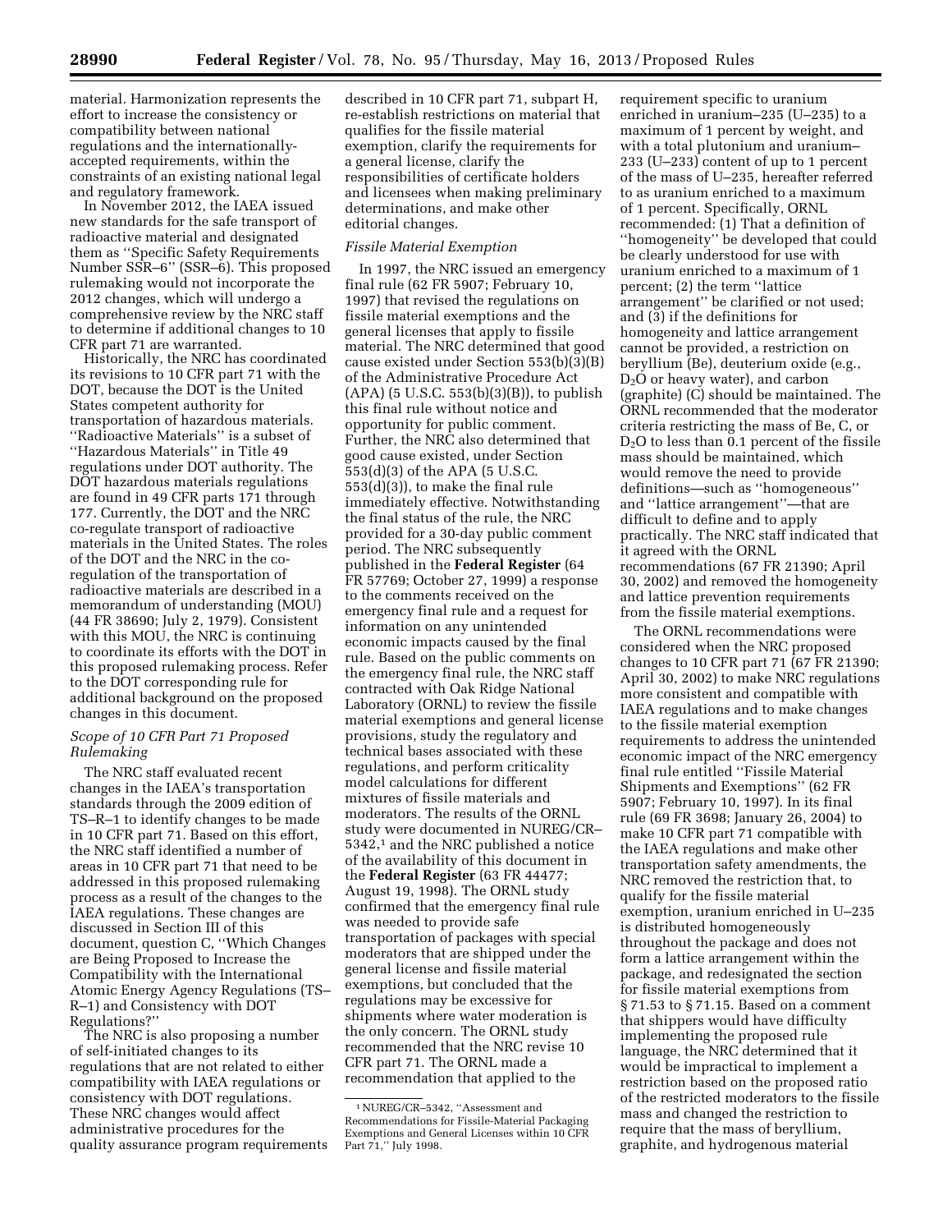material. Harmonization represents the effort to increase the consistency or compatibility between national regulations and the internationally-accepted requirements, within the constraints of an existing national legal and regulatory framework.

In November 2012, the IAEA issued new standards for the safe transport of radioactive material and designated them as ''Specific Safety Requirements Number SSR–6'' (SSR–6). This proposed rulemaking would not incorporate the 2012 changes, which will undergo a comprehensive review by the NRC staff to determine if additional changes to 10 CFR part 71 are warranted.

Historically, the NRC has coordinated its revisions to 10 CFR part 71 with the DOT, because the DOT is the United States competent authority for transportation of hazardous materials. ''Radioactive Materials'' is a subset of ''Hazardous Materials'' in Title 49 regulations under DOT authority. The DOT hazardous materials regulations are found in 49 CFR parts 171 through 177. Currently, the DOT and the NRC co-regulate transport of radioactive materials in the United States. The roles of the DOT and the NRC in the co-regulation of the transportation of radioactive materials are described in a memorandum of understanding (MOU) (44 FR 38690; July 2, 1979). Consistent with this MOU, the NRC is continuing to coordinate its efforts with the DOT in this proposed rulemaking process. Refer to the DOT corresponding rule for additional background on the proposed changes in this document.

*Scope of 10 CFR Part 71 Proposed Rulemaking*

The NRC staff evaluated recent changes in the IAEA's transportation standards through the 2009 edition of TS–R–1 to identify changes to be made in 10 CFR part 71. Based on this effort, the NRC staff identified a number of areas in 10 CFR part 71 that need to be addressed in this proposed rulemaking process as a result of the changes to the IAEA regulations. These changes are discussed in Section III of this document, question C, ''Which Changes are Being Proposed to Increase the Compatibility with the International Atomic Energy Agency Regulations (TS–R–1) and Consistency with DOT Regulations?''

The NRC is also proposing a number of self-initiated changes to its regulations that are not related to either compatibility with IAEA regulations or consistency with DOT regulations. These NRC changes would affect administrative procedures for the quality assurance program requirements described in 10 CFR part 71, subpart H, re-establish restrictions on material that qualifies for the fissile material exemption, clarify the requirements for a general license, clarify the responsibilities of certificate holders and licensees when making preliminary determinations, and make other editorial changes.

*Fissile Material Exemption*

In 1997, the NRC issued an emergency final rule (62 FR 5907; February 10, 1997) that revised the regulations on fissile material exemptions and the general licenses that apply to fissile material. The NRC determined that good cause existed under Section 553(b)(3)(B) of the Administrative Procedure Act (APA) (5 U.S.C. 553(b)(3)(B)), to publish this final rule without notice and opportunity for public comment. Further, the NRC also determined that good cause existed, under Section 553(d)(3) of the APA (5 U.S.C. 553(d)(3)), to make the final rule immediately effective. Notwithstanding the final status of the rule, the NRC provided for a 30-day public comment period. The NRC subsequently published in the **Federal Register** (64 FR 57769; October 27, 1999) a response to the comments received on the emergency final rule and a request for information on any unintended economic impacts caused by the final rule. Based on the public comments on the emergency final rule, the NRC staff contracted with Oak Ridge National Laboratory (ORNL) to review the fissile material exemptions and general license provisions, study the regulatory and technical bases associated with these regulations, and perform criticality model calculations for different mixtures of fissile materials and moderators. The results of the ORNL study were documented in NUREG/CR–5342,[1] and the NRC published a notice of the availability of this document in the **Federal Register** (63 FR 44477; August 19, 1998). The ORNL study confirmed that the emergency final rule was needed to provide safe transportation of packages with special moderators that are shipped under the general license and fissile material exemptions, but concluded that the regulations may be excessive for shipments where water moderation is the only concern. The ORNL study recommended that the NRC revise 10 CFR part 71. The ORNL made a recommendation that applied to the requirement specific to uranium enriched in uranium–235 (U–235) to a maximum of 1 percent by weight, and with a total plutonium and uranium–233 (U–233) content of up to 1 percent of the mass of U–235, hereafter referred to as uranium enriched to a maximum of 1 percent. Specifically, ORNL recommended: (1) That a definition of ''homogeneity'' be developed that could be clearly understood for use with uranium enriched to a maximum of 1 percent; (2) the term ''lattice arrangement'' be clarified or not used; and (3) if the definitions for homogeneity and lattice arrangement cannot be provided, a restriction on beryllium (Be), deuterium oxide (e.g., $D_2O$ or heavy water), and carbon (graphite) (C) should be maintained. The ORNL recommended that the moderator criteria restricting the mass of Be, C, or $D_2O$ to less than 0.1 percent of the fissile mass should be maintained, which would remove the need to provide definitions—such as ''homogeneous'' and ''lattice arrangement''—that are difficult to define and to apply practically. The NRC staff indicated that it agreed with the ORNL recommendations (67 FR 21390; April 30, 2002) and removed the homogeneity and lattice prevention requirements from the fissile material exemptions.

The ORNL recommendations were considered when the NRC proposed changes to 10 CFR part 71 (67 FR 21390; April 30, 2002) to make NRC regulations more consistent and compatible with IAEA regulations and to make changes to the fissile material exemption requirements to address the unintended economic impact of the NRC emergency final rule entitled ''Fissile Material Shipments and Exemptions'' (62 FR 5907; February 10, 1997). In its final rule (69 FR 3698; January 26, 2004) to make 10 CFR part 71 compatible with the IAEA regulations and make other transportation safety amendments, the NRC removed the restriction that, to qualify for the fissile material exemption, uranium enriched in U–235 is distributed homogeneously throughout the package and does not form a lattice arrangement within the package, and redesignated the section for fissile material exemptions from § 71.53 to § 71.15. Based on a comment that shippers would have difficulty implementing the proposed rule language, the NRC determined that it would be impractical to implement a restriction based on the proposed ratio of the restricted moderators to the fissile mass and changed the restriction to require that the mass of beryllium, graphite, and hydrogenous material

[1] NUREG/CR–5342, ''Assessment and Recommendations for Fissile-Material Packaging Exemptions and General Licenses within 10 CFR Part 71,'' July 1998.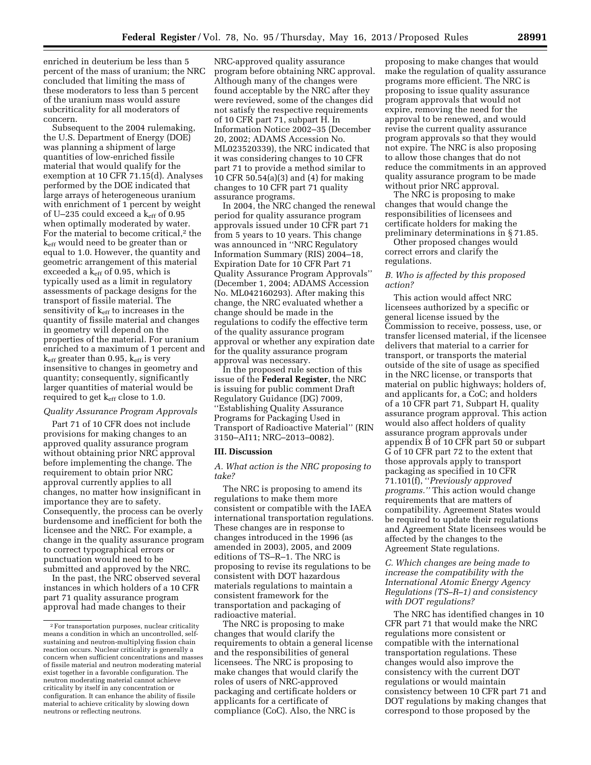enriched in deuterium be less than 5 percent of the mass of uranium; the NRC concluded that limiting the mass of these moderators to less than 5 percent of the uranium mass would assure subcriticality for all moderators of concern.

Subsequent to the 2004 rulemaking, the U.S. Department of Energy (DOE) was planning a shipment of large quantities of low-enriched fissile material that would qualify for the exemption at 10 CFR 71.15(d). Analyses performed by the DOE indicated that large arrays of heterogeneous uranium with enrichment of 1 percent by weight of U–235 could exceed a $k_{eff}$ of 0.95 when optimally moderated by water. For the material to become critical,[2] the $k_{eff}$ would need to be greater than or equal to 1.0. However, the quantity and geometric arrangement of this material exceeded a $k_{eff}$ of 0.95, which is typically used as a limit in regulatory assessments of package designs for the transport of fissile material. The sensitivity of $k_{eff}$ to increases in the quantity of fissile material and changes in geometry will depend on the properties of the material. For uranium enriched to a maximum of 1 percent and $k_{eff}$ greater than 0.95, $k_{eff}$ is very insensitive to changes in geometry and quantity; consequently, significantly larger quantities of material would be required to get $k_{eff}$ close to 1.0.

*Quality Assurance Program Approvals*

Part 71 of 10 CFR does not include provisions for making changes to an approved quality assurance program without obtaining prior NRC approval before implementing the change. The requirement to obtain prior NRC approval currently applies to all changes, no matter how insignificant in importance they are to safety. Consequently, the process can be overly burdensome and inefficient for both the licensee and the NRC. For example, a change in the quality assurance program to correct typographical errors or punctuation would need to be submitted and approved by the NRC.

In the past, the NRC observed several instances in which holders of a 10 CFR part 71 quality assurance program approval had made changes to their NRC-approved quality assurance program before obtaining NRC approval. Although many of the changes were found acceptable by the NRC after they were reviewed, some of the changes did not satisfy the respective requirements of 10 CFR part 71, subpart H. In Information Notice 2002–35 (December 20, 2002; ADAMS Accession No. ML023520339), the NRC indicated that it was considering changes to 10 CFR part 71 to provide a method similar to 10 CFR 50.54(a)(3) and (4) for making changes to 10 CFR part 71 quality assurance programs.

In 2004, the NRC changed the renewal period for quality assurance program approvals issued under 10 CFR part 71 from 5 years to 10 years. This change was announced in ''NRC Regulatory Information Summary (RIS) 2004–18, Expiration Date for 10 CFR Part 71 Quality Assurance Program Approvals'' (December 1, 2004; ADAMS Accession No. ML042160293). After making this change, the NRC evaluated whether a change should be made in the regulations to codify the effective term of the quality assurance program approval or whether any expiration date for the quality assurance program approval was necessary.

In the proposed rule section of this issue of the **Federal Register**, the NRC is issuing for public comment Draft Regulatory Guidance (DG) 7009, ''Establishing Quality Assurance Programs for Packaging Used in Transport of Radioactive Material'' (RIN 3150–AI11; NRC–2013–0082).

## III. Discussion

*A. What action is the NRC proposing to take?*

The NRC is proposing to amend its regulations to make them more consistent or compatible with the IAEA international transportation regulations. These changes are in response to changes introduced in the 1996 (as amended in 2003), 2005, and 2009 editions of TS–R–1. The NRC is proposing to revise its regulations to be consistent with DOT hazardous materials regulations to maintain a consistent framework for the transportation and packaging of radioactive material.

The NRC is proposing to make changes that would clarify the requirements to obtain a general license and the responsibilities of general licensees. The NRC is proposing to make changes that would clarify the roles of users of NRC-approved packaging and certificate holders or applicants for a certificate of compliance (CoC). Also, the NRC is proposing to make changes that would make the regulation of quality assurance programs more efficient. The NRC is proposing to issue quality assurance program approvals that would not expire, removing the need for the approval to be renewed, and would revise the current quality assurance program approvals so that they would not expire. The NRC is also proposing to allow those changes that do not reduce the commitments in an approved quality assurance program to be made without prior NRC approval.

The NRC is proposing to make changes that would change the responsibilities of licensees and certificate holders for making the preliminary determinations in § 71.85.

Other proposed changes would correct errors and clarify the regulations.

*B. Who is affected by this proposed action?*

This action would affect NRC licensees authorized by a specific or general license issued by the Commission to receive, possess, use, or transfer licensed material, if the licensee delivers that material to a carrier for transport, or transports the material outside of the site of usage as specified in the NRC license, or transports that material on public highways; holders of, and applicants for, a CoC; and holders of a 10 CFR part 71, Subpart H, quality assurance program approval. This action would also affect holders of quality assurance program approvals under appendix B of 10 CFR part 50 or subpart G of 10 CFR part 72 to the extent that those approvals apply to transport packaging as specified in 10 CFR 71.101(f), ''*Previously approved programs.*'' This action would change requirements that are matters of compatibility. Agreement States would be required to update their regulations and Agreement State licensees would be affected by the changes to the Agreement State regulations.

*C. Which changes are being made to increase the compatibility with the International Atomic Energy Agency Regulations (TS–R–1) and consistency with DOT regulations?*

The NRC has identified changes in 10 CFR part 71 that would make the NRC regulations more consistent or compatible with the international transportation regulations. These changes would also improve the consistency with the current DOT regulations or would maintain consistency between 10 CFR part 71 and DOT regulations by making changes that correspond to those proposed by the

[2] For transportation purposes, nuclear criticality means a condition in which an uncontrolled, self-sustaining and neutron-multiplying fission chain reaction occurs. Nuclear criticality is generally a concern when sufficient concentrations and masses of fissile material and neutron moderating material exist together in a favorable configuration. The neutron moderating material cannot achieve criticality by itself in any concentration or configuration. It can enhance the ability of fissile material to achieve criticality by slowing down neutrons or reflecting neutrons.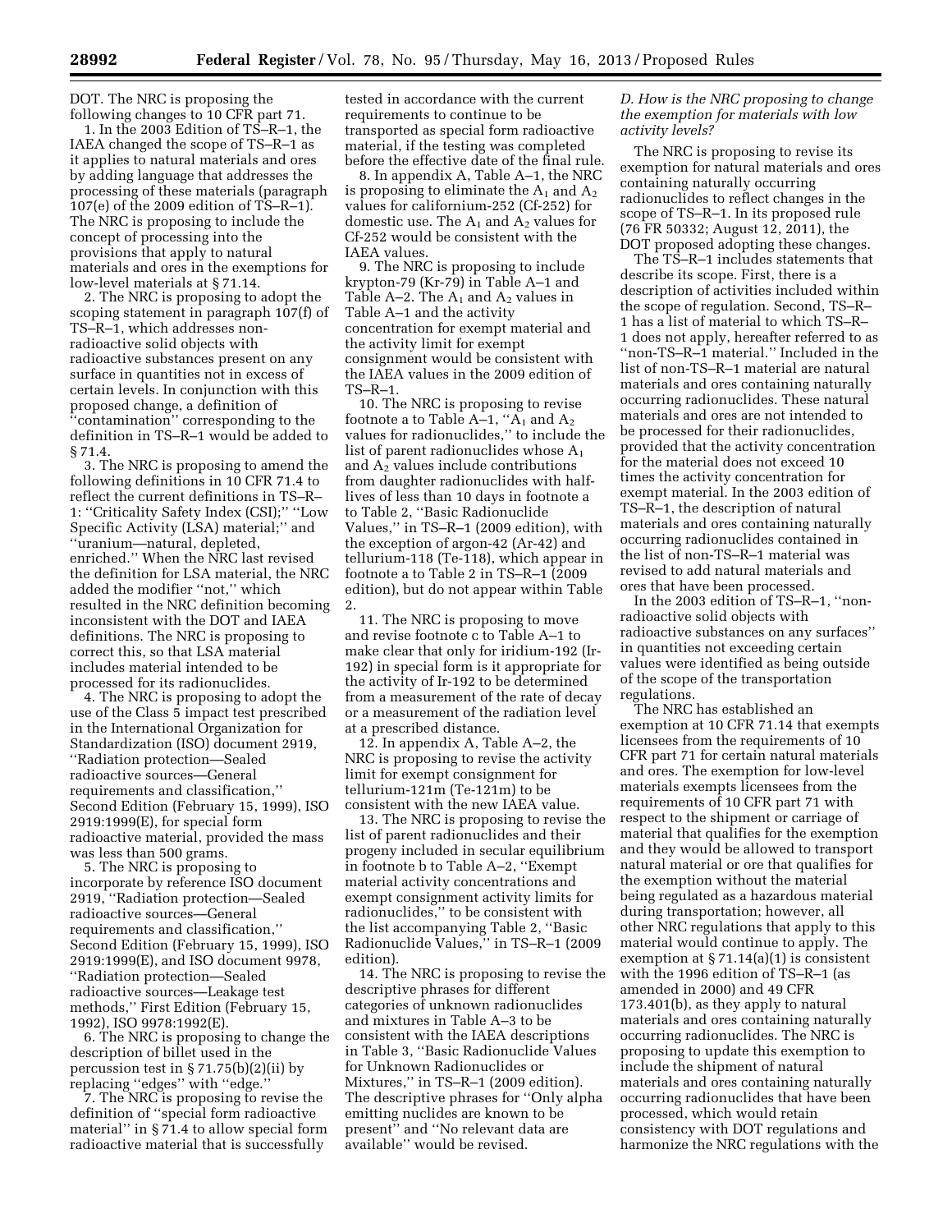DOT. The NRC is proposing the following changes to 10 CFR part 71.

1. In the 2003 Edition of TS–R–1, the IAEA changed the scope of TS–R–1 as it applies to natural materials and ores by adding language that addresses the processing of these materials (paragraph 107(e) of the 2009 edition of TS–R–1). The NRC is proposing to include the concept of processing into the provisions that apply to natural materials and ores in the exemptions for low-level materials at § 71.14.

2. The NRC is proposing to adopt the scoping statement in paragraph 107(f) of TS–R–1, which addresses non-radioactive solid objects with radioactive substances present on any surface in quantities not in excess of certain levels. In conjunction with this proposed change, a definition of "contamination" corresponding to the definition in TS–R–1 would be added to § 71.4.

3. The NRC is proposing to amend the following definitions in 10 CFR 71.4 to reflect the current definitions in TS–R–1: "Criticality Safety Index (CSI);" "Low Specific Activity (LSA) material;" and "uranium—natural, depleted, enriched." When the NRC last revised the definition for LSA material, the NRC added the modifier "not," which resulted in the NRC definition becoming inconsistent with the DOT and IAEA definitions. The NRC is proposing to correct this, so that LSA material includes material intended to be processed for its radionuclides.

4. The NRC is proposing to adopt the use of the Class 5 impact test prescribed in the International Organization for Standardization (ISO) document 2919, "Radiation protection—Sealed radioactive sources—General requirements and classification," Second Edition (February 15, 1999), ISO 2919:1999(E), for special form radioactive material, provided the mass was less than 500 grams.

5. The NRC is proposing to incorporate by reference ISO document 2919, "Radiation protection—Sealed radioactive sources—General requirements and classification," Second Edition (February 15, 1999), ISO 2919:1999(E), and ISO document 9978, "Radiation protection—Sealed radioactive sources—Leakage test methods," First Edition (February 15, 1992), ISO 9978:1992(E).

6. The NRC is proposing to change the description of billet used in the percussion test in § 71.75(b)(2)(ii) by replacing "edges" with "edge."

7. The NRC is proposing to revise the definition of "special form radioactive material" in § 71.4 to allow special form radioactive material that is successfully tested in accordance with the current requirements to continue to be transported as special form radioactive material, if the testing was completed before the effective date of the final rule.

8. In appendix A, Table A–1, the NRC is proposing to eliminate the $A_1$ and $A_2$ values for californium-252 (Cf-252) for domestic use. The $A_1$ and $A_2$ values for Cf-252 would be consistent with the IAEA values.

9. The NRC is proposing to include krypton-79 (Kr-79) in Table A–1 and Table A–2. The $A_1$ and $A_2$ values in Table A–1 and the activity concentration for exempt material and the activity limit for exempt consignment would be consistent with the IAEA values in the 2009 edition of TS–R–1.

10. The NRC is proposing to revise footnote a to Table A–1, "$A_1$ and $A_2$ values for radionuclides," to include the list of parent radionuclides whose $A_1$ and $A_2$ values include contributions from daughter radionuclides with half-lives of less than 10 days in footnote a to Table 2, "Basic Radionuclide Values," in TS–R–1 (2009 edition), with the exception of argon-42 (Ar-42) and tellurium-118 (Te-118), which appear in footnote a to Table 2 in TS–R–1 (2009 edition), but do not appear within Table 2.

11. The NRC is proposing to move and revise footnote c to Table A–1 to make clear that only for iridium-192 (Ir-192) in special form is it appropriate for the activity of Ir-192 to be determined from a measurement of the rate of decay or a measurement of the radiation level at a prescribed distance.

12. In appendix A, Table A–2, the NRC is proposing to revise the activity limit for exempt consignment for tellurium-121m (Te-121m) to be consistent with the new IAEA value.

13. The NRC is proposing to revise the list of parent radionuclides and their progeny included in secular equilibrium in footnote b to Table A–2, "Exempt material activity concentrations and exempt consignment activity limits for radionuclides," to be consistent with the list accompanying Table 2, "Basic Radionuclide Values," in TS–R–1 (2009 edition).

14. The NRC is proposing to revise the descriptive phrases for different categories of unknown radionuclides and mixtures in Table A–3 to be consistent with the IAEA descriptions in Table 3, "Basic Radionuclide Values for Unknown Radionuclides or Mixtures," in TS–R–1 (2009 edition). The descriptive phrases for "Only alpha emitting nuclides are known to be present" and "No relevant data are available" would be revised.

### *D. How is the NRC proposing to change the exemption for materials with low activity levels?*

The NRC is proposing to revise its exemption for natural materials and ores containing naturally occurring radionuclides to reflect changes in the scope of TS–R–1. In its proposed rule (76 FR 50332; August 12, 2011), the DOT proposed adopting these changes.

The TS–R–1 includes statements that describe its scope. First, there is a description of activities included within the scope of regulation. Second, TS–R–1 has a list of material to which TS–R–1 does not apply, hereafter referred to as "non-TS–R–1 material." Included in the list of non-TS–R–1 material are natural materials and ores containing naturally occurring radionuclides. These natural materials and ores are not intended to be processed for their radionuclides, provided that the activity concentration for the material does not exceed 10 times the activity concentration for exempt material. In the 2003 edition of TS–R–1, the description of natural materials and ores containing naturally occurring radionuclides contained in the list of non-TS–R–1 material was revised to add natural materials and ores that have been processed.

In the 2003 edition of TS–R–1, "non-radioactive solid objects with radioactive substances on any surfaces" in quantities not exceeding certain values were identified as being outside of the scope of the transportation regulations.

The NRC has established an exemption at 10 CFR 71.14 that exempts licensees from the requirements of 10 CFR part 71 for certain natural materials and ores. The exemption for low-level materials exempts licensees from the requirements of 10 CFR part 71 with respect to the shipment or carriage of material that qualifies for the exemption and they would be allowed to transport natural material or ore that qualifies for the exemption without the material being regulated as a hazardous material during transportation; however, all other NRC regulations that apply to this material would continue to apply. The exemption at § 71.14(a)(1) is consistent with the 1996 edition of TS–R–1 (as amended in 2000) and 49 CFR 173.401(b), as they apply to natural materials and ores containing naturally occurring radionuclides. The NRC is proposing to update this exemption to include the shipment of natural materials and ores containing naturally occurring radionuclides that have been processed, which would retain consistency with DOT regulations and harmonize the NRC regulations with the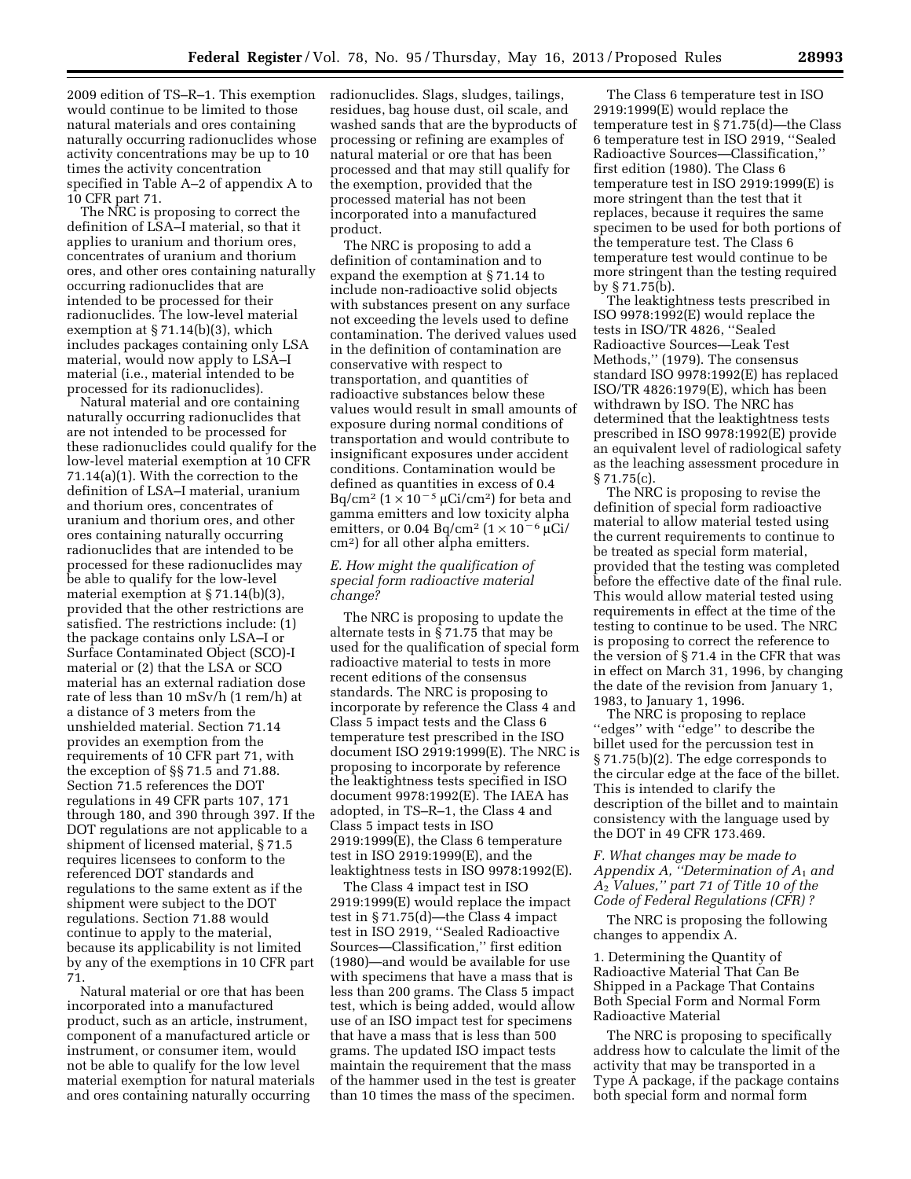2009 edition of TS–R–1. This exemption would continue to be limited to those natural materials and ores containing naturally occurring radionuclides whose activity concentrations may be up to 10 times the activity concentration specified in Table A–2 of appendix A to 10 CFR part 71.

The NRC is proposing to correct the definition of LSA–I material, so that it applies to uranium and thorium ores, concentrates of uranium and thorium ores, and other ores containing naturally occurring radionuclides that are intended to be processed for their radionuclides. The low-level material exemption at § 71.14(b)(3), which includes packages containing only LSA material, would now apply to LSA–I material (i.e., material intended to be processed for its radionuclides).

Natural material and ore containing naturally occurring radionuclides that are not intended to be processed for these radionuclides could qualify for the low-level material exemption at 10 CFR 71.14(a)(1). With the correction to the definition of LSA–I material, uranium and thorium ores, concentrates of uranium and thorium ores, and other ores containing naturally occurring radionuclides that are intended to be processed for these radionuclides may be able to qualify for the low-level material exemption at § 71.14(b)(3), provided that the other restrictions are satisfied. The restrictions include: (1) the package contains only LSA–I or Surface Contaminated Object (SCO)-I material or (2) that the LSA or SCO material has an external radiation dose rate of less than 10 mSv/h (1 rem/h) at a distance of 3 meters from the unshielded material. Section 71.14 provides an exemption from the requirements of 10 CFR part 71, with the exception of §§ 71.5 and 71.88. Section 71.5 references the DOT regulations in 49 CFR parts 107, 171 through 180, and 390 through 397. If the DOT regulations are not applicable to a shipment of licensed material, § 71.5 requires licensees to conform to the referenced DOT standards and regulations to the same extent as if the shipment were subject to the DOT regulations. Section 71.88 would continue to apply to the material, because its applicability is not limited by any of the exemptions in 10 CFR part 71.

Natural material or ore that has been incorporated into a manufactured product, such as an article, instrument, component of a manufactured article or instrument, or consumer item, would not be able to qualify for the low level material exemption for natural materials and ores containing naturally occurring radionuclides. Slags, sludges, tailings, residues, bag house dust, oil scale, and washed sands that are the byproducts of processing or refining are examples of natural material or ore that has been processed and that may still qualify for the exemption, provided that the processed material has not been incorporated into a manufactured product.

The NRC is proposing to add a definition of contamination and to expand the exemption at § 71.14 to include non-radioactive solid objects with substances present on any surface not exceeding the levels used to define contamination. The derived values used in the definition of contamination are conservative with respect to transportation, and quantities of radioactive substances below these values would result in small amounts of exposure during normal conditions of transportation and would contribute to insignificant exposures under accident conditions. Contamination would be defined as quantities in excess of 0.4 Bq/cm$^2$ ($1 \times 10^{-5}$ μCi/cm$^2$) for beta and gamma emitters and low toxicity alpha emitters, or 0.04 Bq/cm$^2$ ($1 \times 10^{-6}$ μCi/cm$^2$) for all other alpha emitters.

### *E. How might the qualification of special form radioactive material change?*

The NRC is proposing to update the alternate tests in § 71.75 that may be used for the qualification of special form radioactive material to tests in more recent editions of the consensus standards. The NRC is proposing to incorporate by reference the Class 4 and Class 5 impact tests and the Class 6 temperature test prescribed in the ISO document ISO 2919:1999(E). The NRC is proposing to incorporate by reference the leaktightness tests specified in ISO document 9978:1992(E). The IAEA has adopted, in TS–R–1, the Class 4 and Class 5 impact tests in ISO 2919:1999(E), the Class 6 temperature test in ISO 2919:1999(E), and the leaktightness tests in ISO 9978:1992(E).

The Class 4 impact test in ISO 2919:1999(E) would replace the impact test in § 71.75(d)—the Class 4 impact test in ISO 2919, ''Sealed Radioactive Sources—Classification,'' first edition (1980)—and would be available for use with specimens that have a mass that is less than 200 grams. The Class 5 impact test, which is being added, would allow use of an ISO impact test for specimens that have a mass that is less than 500 grams. The updated ISO impact tests maintain the requirement that the mass of the hammer used in the test is greater than 10 times the mass of the specimen.

The Class 6 temperature test in ISO 2919:1999(E) would replace the temperature test in § 71.75(d)—the Class 6 temperature test in ISO 2919, ''Sealed Radioactive Sources—Classification,'' first edition (1980). The Class 6 temperature test in ISO 2919:1999(E) is more stringent than the test that it replaces, because it requires the same specimen to be used for both portions of the temperature test. The Class 6 temperature test would continue to be more stringent than the testing required by § 71.75(b).

The leaktightness tests prescribed in ISO 9978:1992(E) would replace the tests in ISO/TR 4826, ''Sealed Radioactive Sources—Leak Test Methods,'' (1979). The consensus standard ISO 9978:1992(E) has replaced ISO/TR 4826:1979(E), which has been withdrawn by ISO. The NRC has determined that the leaktightness tests prescribed in ISO 9978:1992(E) provide an equivalent level of radiological safety as the leaching assessment procedure in § 71.75(c).

The NRC is proposing to revise the definition of special form radioactive material to allow material tested using the current requirements to continue to be treated as special form material, provided that the testing was completed before the effective date of the final rule. This would allow material tested using requirements in effect at the time of the testing to continue to be used. The NRC is proposing to correct the reference to the version of § 71.4 in the CFR that was in effect on March 31, 1996, by changing the date of the revision from January 1, 1983, to January 1, 1996.

The NRC is proposing to replace ''edges'' with ''edge'' to describe the billet used for the percussion test in § 71.75(b)(2). The edge corresponds to the circular edge at the face of the billet. This is intended to clarify the description of the billet and to maintain consistency with the language used by the DOT in 49 CFR 173.469.

### *F. What changes may be made to Appendix A, ''Determination of $A_1$ and $A_2$ Values,'' part 71 of Title 10 of the Code of Federal Regulations (CFR)?*

The NRC is proposing the following changes to appendix A.

1. Determining the Quantity of Radioactive Material That Can Be Shipped in a Package That Contains Both Special Form and Normal Form Radioactive Material

The NRC is proposing to specifically address how to calculate the limit of the activity that may be transported in a Type A package, if the package contains both special form and normal form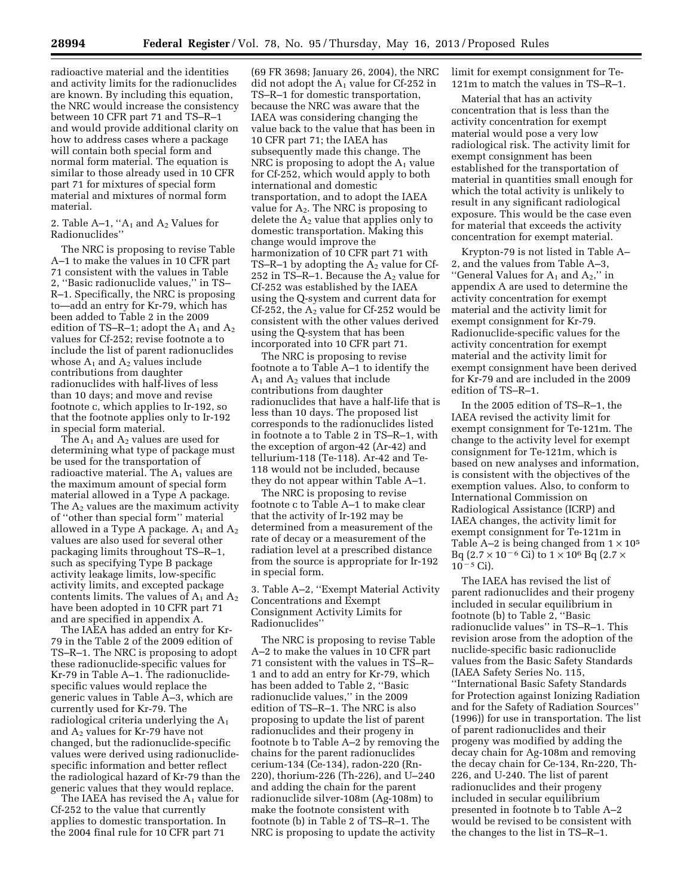radioactive material and the identities and activity limits for the radionuclides are known. By including this equation, the NRC would increase the consistency between 10 CFR part 71 and TS–R–1 and would provide additional clarity on how to address cases where a package will contain both special form and normal form material. The equation is similar to those already used in 10 CFR part 71 for mixtures of special form material and mixtures of normal form material.

2. Table A–1, ''$A_1$ and $A_2$ Values for Radionuclides''

The NRC is proposing to revise Table A–1 to make the values in 10 CFR part 71 consistent with the values in Table 2, ''Basic radionuclide values,'' in TS–R–1. Specifically, the NRC is proposing to—add an entry for Kr-79, which has been added to Table 2 in the 2009 edition of TS–R–1; adopt the $A_1$ and $A_2$ values for Cf-252; revise footnote a to include the list of parent radionuclides whose $A_1$ and $A_2$ values include contributions from daughter radionuclides with half-lives of less than 10 days; and move and revise footnote c, which applies to Ir-192, so that the footnote applies only to Ir-192 in special form material.

The $A_1$ and $A_2$ values are used for determining what type of package must be used for the transportation of radioactive material. The $A_1$ values are the maximum amount of special form material allowed in a Type A package. The $A_2$ values are the maximum activity of ''other than special form'' material allowed in a Type A package. $A_1$ and $A_2$ values are also used for several other packaging limits throughout TS–R–1, such as specifying Type B package activity leakage limits, low-specific activity limits, and excepted package contents limits. The values of $A_1$ and $A_2$ have been adopted in 10 CFR part 71 and are specified in appendix A.

The IAEA has added an entry for Kr-79 in the Table 2 of the 2009 edition of TS–R–1. The NRC is proposing to adopt these radionuclide-specific values for Kr-79 in Table A–1. The radionuclide-specific values would replace the generic values in Table A–3, which are currently used for Kr-79. The radiological criteria underlying the $A_1$ and $A_2$ values for Kr-79 have not changed, but the radionuclide-specific values were derived using radionuclide-specific information and better reflect the radiological hazard of Kr-79 than the generic values that they would replace.

The IAEA has revised the $A_1$ value for Cf-252 to the value that currently applies to domestic transportation. In the 2004 final rule for 10 CFR part 71 (69 FR 3698; January 26, 2004), the NRC did not adopt the $A_1$ value for Cf-252 in TS–R–1 for domestic transportation, because the NRC was aware that the IAEA was considering changing the value back to the value that has been in 10 CFR part 71; the IAEA has subsequently made this change. The NRC is proposing to adopt the $A_1$ value for Cf-252, which would apply to both international and domestic transportation, and to adopt the IAEA value for $A_2$. The NRC is proposing to delete the $A_2$ value that applies only to domestic transportation. Making this change would improve the harmonization of 10 CFR part 71 with TS–R–1 by adopting the $A_2$ value for Cf-252 in TS–R–1. Because the $A_2$ value for Cf-252 was established by the IAEA using the Q-system and current data for Cf-252, the $A_2$ value for Cf-252 would be consistent with the other values derived using the Q-system that has been incorporated into 10 CFR part 71.

The NRC is proposing to revise footnote a to Table A–1 to identify the $A_1$ and $A_2$ values that include contributions from daughter radionuclides that have a half-life that is less than 10 days. The proposed list corresponds to the radionuclides listed in footnote a to Table 2 in TS–R–1, with the exception of argon-42 (Ar-42) and tellurium-118 (Te-118). Ar-42 and Te-118 would not be included, because they do not appear within Table A–1.

The NRC is proposing to revise footnote c to Table A–1 to make clear that the activity of Ir-192 may be determined from a measurement of the rate of decay or a measurement of the radiation level at a prescribed distance from the source is appropriate for Ir-192 in special form.

3. Table A–2, ''Exempt Material Activity Concentrations and Exempt Consignment Activity Limits for Radionuclides''

The NRC is proposing to revise Table A–2 to make the values in 10 CFR part 71 consistent with the values in TS–R–1 and to add an entry for Kr-79, which has been added to Table 2, ''Basic radionuclide values,'' in the 2009 edition of TS–R–1. The NRC is also proposing to update the list of parent radionuclides and their progeny in footnote b to Table A–2 by removing the chains for the parent radionuclides cerium-134 (Ce-134), radon-220 (Rn-220), thorium-226 (Th-226), and U–240 and adding the chain for the parent radionuclide silver-108m (Ag-108m) to make the footnote consistent with footnote (b) in Table 2 of TS–R–1. The NRC is proposing to update the activity limit for exempt consignment for Te-121m to match the values in TS–R–1.

Material that has an activity concentration that is less than the activity concentration for exempt material would pose a very low radiological risk. The activity limit for exempt consignment has been established for the transportation of material in quantities small enough for which the total activity is unlikely to result in any significant radiological exposure. This would be the case even for material that exceeds the activity concentration for exempt material.

Krypton-79 is not listed in Table A–2, and the values from Table A–3, ''General Values for $A_1$ and $A_2$,'' in appendix A are used to determine the activity concentration for exempt material and the activity limit for exempt consignment for Kr-79. Radionuclide-specific values for the activity concentration for exempt material and the activity limit for exempt consignment have been derived for Kr-79 and are included in the 2009 edition of TS–R–1.

In the 2005 edition of TS–R–1, the IAEA revised the activity limit for exempt consignment for Te-121m. The change to the activity level for exempt consignment for Te-121m, which is based on new analyses and information, is consistent with the objectives of the exemption values. Also, to conform to International Commission on Radiological Assistance (ICRP) and IAEA changes, the activity limit for exempt consignment for Te-121m in Table A–2 is being changed from $1 \times 10^5$ Bq ($2.7 \times 10^{-6}$ Ci) to $1 \times 10^6$ Bq ($2.7 \times 10^{-5}$ Ci).

The IAEA has revised the list of parent radionuclides and their progeny included in secular equilibrium in footnote (b) to Table 2, ''Basic radionuclide values'' in TS–R–1. This revision arose from the adoption of the nuclide-specific basic radionuclide values from the Basic Safety Standards (IAEA Safety Series No. 115, ''International Basic Safety Standards for Protection against Ionizing Radiation and for the Safety of Radiation Sources'' (1996)) for use in transportation. The list of parent radionuclides and their progeny was modified by adding the decay chain for Ag-108m and removing the decay chain for Ce-134, Rn-220, Th-226, and U-240. The list of parent radionuclides and their progeny included in secular equilibrium presented in footnote b to Table A–2 would be revised to be consistent with the changes to the list in TS–R–1.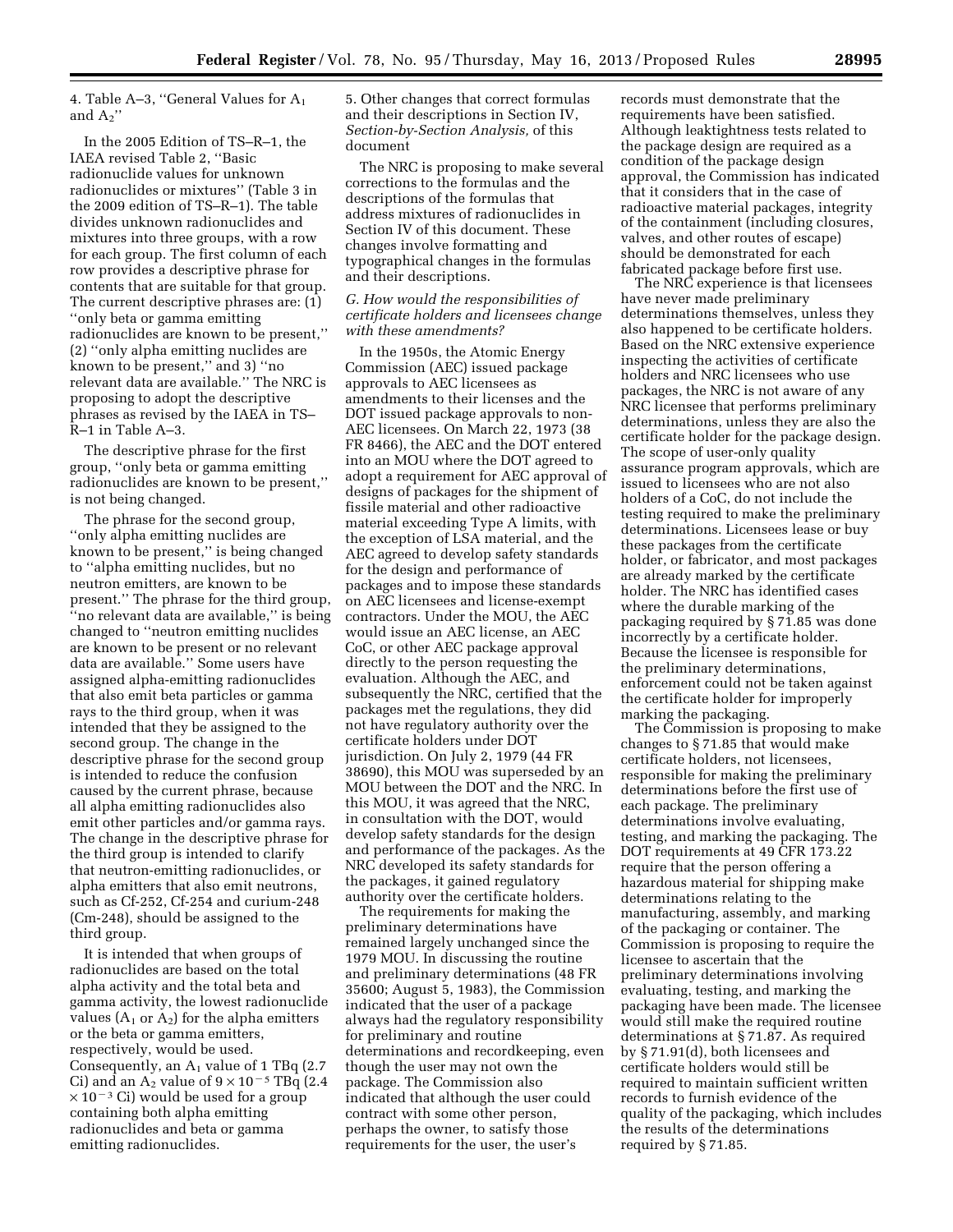4. Table A–3, ''General Values for $A_1$ and $A_2$''

In the 2005 Edition of TS–R–1, the IAEA revised Table 2, ''Basic radionuclide values for unknown radionuclides or mixtures'' (Table 3 in the 2009 edition of TS–R–1). The table divides unknown radionuclides and mixtures into three groups, with a row for each group. The first column of each row provides a descriptive phrase for contents that are suitable for that group. The current descriptive phrases are: (1) ''only beta or gamma emitting radionuclides are known to be present,'' (2) ''only alpha emitting nuclides are known to be present,'' and 3) ''no relevant data are available.'' The NRC is proposing to adopt the descriptive phrases as revised by the IAEA in TS–R–1 in Table A–3.

The descriptive phrase for the first group, ''only beta or gamma emitting radionuclides are known to be present,'' is not being changed.

The phrase for the second group, ''only alpha emitting nuclides are known to be present,'' is being changed to ''alpha emitting nuclides, but no neutron emitters, are known to be present.'' The phrase for the third group, ''no relevant data are available,'' is being changed to ''neutron emitting nuclides are known to be present or no relevant data are available.'' Some users have assigned alpha-emitting radionuclides that also emit beta particles or gamma rays to the third group, when it was intended that they be assigned to the second group. The change in the descriptive phrase for the second group is intended to reduce the confusion caused by the current phrase, because all alpha emitting radionuclides also emit other particles and/or gamma rays. The change in the descriptive phrase for the third group is intended to clarify that neutron-emitting radionuclides, or alpha emitters that also emit neutrons, such as Cf-252, Cf-254 and curium-248 (Cm-248), should be assigned to the third group.

It is intended that when groups of radionuclides are based on the total alpha activity and the total beta and gamma activity, the lowest radionuclide values ($A_1$ or $A_2$) for the alpha emitters or the beta or gamma emitters, respectively, would be used. Consequently, an $A_1$ value of 1 TBq (2.7 Ci) and an $A_2$ value of $9 \times 10^{-5}$ TBq ($2.4 \times 10^{-3}$ Ci) would be used for a group containing both alpha emitting radionuclides and beta or gamma emitting radionuclides.

5. Other changes that correct formulas and their descriptions in Section IV, *Section-by-Section Analysis,* of this document

The NRC is proposing to make several corrections to the formulas and the descriptions of the formulas that address mixtures of radionuclides in Section IV of this document. These changes involve formatting and typographical changes in the formulas and their descriptions.

### *G. How would the responsibilities of certificate holders and licensees change with these amendments?*

In the 1950s, the Atomic Energy Commission (AEC) issued package approvals to AEC licensees as amendments to their licenses and the DOT issued package approvals to non-AEC licensees. On March 22, 1973 (38 FR 8466), the AEC and the DOT entered into an MOU where the DOT agreed to adopt a requirement for AEC approval of designs of packages for the shipment of fissile material and other radioactive material exceeding Type A limits, with the exception of LSA material, and the AEC agreed to develop safety standards for the design and performance of packages and to impose these standards on AEC licensees and license-exempt contractors. Under the MOU, the AEC would issue an AEC license, an AEC CoC, or other AEC package approval directly to the person requesting the evaluation. Although the AEC, and subsequently the NRC, certified that the packages met the regulations, they did not have regulatory authority over the certificate holders under DOT jurisdiction. On July 2, 1979 (44 FR 38690), this MOU was superseded by an MOU between the DOT and the NRC. In this MOU, it was agreed that the NRC, in consultation with the DOT, would develop safety standards for the design and performance of the packages. As the NRC developed its safety standards for the packages, it gained regulatory authority over the certificate holders.

The requirements for making the preliminary determinations have remained largely unchanged since the 1979 MOU. In discussing the routine and preliminary determinations (48 FR 35600; August 5, 1983), the Commission indicated that the user of a package always had the regulatory responsibility for preliminary and routine determinations and recordkeeping, even though the user may not own the package. The Commission also indicated that although the user could contract with some other person, perhaps the owner, to satisfy those requirements for the user, the user's records must demonstrate that the requirements have been satisfied. Although leaktightness tests related to the package design are required as a condition of the package design approval, the Commission has indicated that it considers that in the case of radioactive material packages, integrity of the containment (including closures, valves, and other routes of escape) should be demonstrated for each fabricated package before first use.

The NRC experience is that licensees have never made preliminary determinations themselves, unless they also happened to be certificate holders. Based on the NRC extensive experience inspecting the activities of certificate holders and NRC licensees who use packages, the NRC is not aware of any NRC licensee that performs preliminary determinations, unless they are also the certificate holder for the package design. The scope of user-only quality assurance program approvals, which are issued to licensees who are not also holders of a CoC, do not include the testing required to make the preliminary determinations. Licensees lease or buy these packages from the certificate holder, or fabricator, and most packages are already marked by the certificate holder. The NRC has identified cases where the durable marking of the packaging required by § 71.85 was done incorrectly by a certificate holder. Because the licensee is responsible for the preliminary determinations, enforcement could not be taken against the certificate holder for improperly marking the packaging.

The Commission is proposing to make changes to § 71.85 that would make certificate holders, not licensees, responsible for making the preliminary determinations before the first use of each package. The preliminary determinations involve evaluating, testing, and marking the packaging. The DOT requirements at 49 CFR 173.22 require that the person offering a hazardous material for shipping make determinations relating to the manufacturing, assembly, and marking of the packaging or container. The Commission is proposing to require the licensee to ascertain that the preliminary determinations involving evaluating, testing, and marking the packaging have been made. The licensee would still make the required routine determinations at § 71.87. As required by § 71.91(d), both licensees and certificate holders would still be required to maintain sufficient written records to furnish evidence of the quality of the packaging, which includes the results of the determinations required by § 71.85.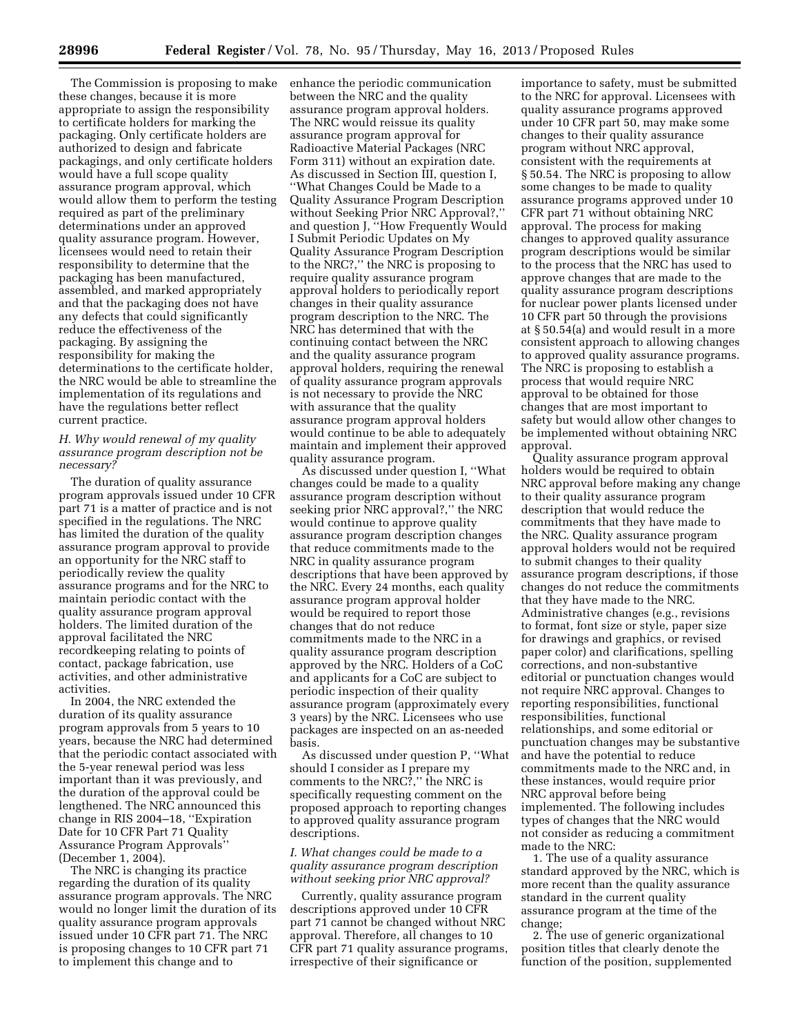The Commission is proposing to make these changes, because it is more appropriate to assign the responsibility to certificate holders for marking the packaging. Only certificate holders are authorized to design and fabricate packagings, and only certificate holders would have a full scope quality assurance program approval, which would allow them to perform the testing required as part of the preliminary determinations under an approved quality assurance program. However, licensees would need to retain their responsibility to determine that the packaging has been manufactured, assembled, and marked appropriately and that the packaging does not have any defects that could significantly reduce the effectiveness of the packaging. By assigning the responsibility for making the determinations to the certificate holder, the NRC would be able to streamline the implementation of its regulations and have the regulations better reflect current practice.

*H. Why would renewal of my quality assurance program description not be necessary?*

The duration of quality assurance program approvals issued under 10 CFR part 71 is a matter of practice and is not specified in the regulations. The NRC has limited the duration of the quality assurance program approval to provide an opportunity for the NRC staff to periodically review the quality assurance programs and for the NRC to maintain periodic contact with the quality assurance program approval holders. The limited duration of the approval facilitated the NRC recordkeeping relating to points of contact, package fabrication, use activities, and other administrative activities.

In 2004, the NRC extended the duration of its quality assurance program approvals from 5 years to 10 years, because the NRC had determined that the periodic contact associated with the 5-year renewal period was less important than it was previously, and the duration of the approval could be lengthened. The NRC announced this change in RIS 2004–18, ''Expiration Date for 10 CFR Part 71 Quality Assurance Program Approvals'' (December 1, 2004).

The NRC is changing its practice regarding the duration of its quality assurance program approvals. The NRC would no longer limit the duration of its quality assurance program approvals issued under 10 CFR part 71. The NRC is proposing changes to 10 CFR part 71 to implement this change and to enhance the periodic communication between the NRC and the quality assurance program approval holders. The NRC would reissue its quality assurance program approval for Radioactive Material Packages (NRC Form 311) without an expiration date. As discussed in Section III, question I, ''What Changes Could be Made to a Quality Assurance Program Description without Seeking Prior NRC Approval?,'' and question J, ''How Frequently Would I Submit Periodic Updates on My Quality Assurance Program Description to the NRC?,'' the NRC is proposing to require quality assurance program approval holders to periodically report changes in their quality assurance program description to the NRC. The NRC has determined that with the continuing contact between the NRC and the quality assurance program approval holders, requiring the renewal of quality assurance program approvals is not necessary to provide the NRC with assurance that the quality assurance program approval holders would continue to be able to adequately maintain and implement their approved quality assurance program.

As discussed under question I, ''What changes could be made to a quality assurance program description without seeking prior NRC approval?,'' the NRC would continue to approve quality assurance program description changes that reduce commitments made to the NRC in quality assurance program descriptions that have been approved by the NRC. Every 24 months, each quality assurance program approval holder would be required to report those changes that do not reduce commitments made to the NRC in a quality assurance program description approved by the NRC. Holders of a CoC and applicants for a CoC are subject to periodic inspection of their quality assurance program (approximately every 3 years) by the NRC. Licensees who use packages are inspected on an as-needed basis.

As discussed under question P, ''What should I consider as I prepare my comments to the NRC?,'' the NRC is specifically requesting comment on the proposed approach to reporting changes to approved quality assurance program descriptions.

*I. What changes could be made to a quality assurance program description without seeking prior NRC approval?*

Currently, quality assurance program descriptions approved under 10 CFR part 71 cannot be changed without NRC approval. Therefore, all changes to 10 CFR part 71 quality assurance programs, irrespective of their significance or importance to safety, must be submitted to the NRC for approval. Licensees with quality assurance programs approved under 10 CFR part 50, may make some changes to their quality assurance program without NRC approval, consistent with the requirements at § 50.54. The NRC is proposing to allow some changes to be made to quality assurance programs approved under 10 CFR part 71 without obtaining NRC approval. The process for making changes to approved quality assurance program descriptions would be similar to the process that the NRC has used to approve changes that are made to the quality assurance program descriptions for nuclear power plants licensed under 10 CFR part 50 through the provisions at § 50.54(a) and would result in a more consistent approach to allowing changes to approved quality assurance programs. The NRC is proposing to establish a process that would require NRC approval to be obtained for those changes that are most important to safety but would allow other changes to be implemented without obtaining NRC approval.

Quality assurance program approval holders would be required to obtain NRC approval before making any change to their quality assurance program description that would reduce the commitments that they have made to the NRC. Quality assurance program approval holders would not be required to submit changes to their quality assurance program descriptions, if those changes do not reduce the commitments that they have made to the NRC. Administrative changes (e.g., revisions to format, font size or style, paper size for drawings and graphics, or revised paper color) and clarifications, spelling corrections, and non-substantive editorial or punctuation changes would not require NRC approval. Changes to reporting responsibilities, functional responsibilities, functional relationships, and some editorial or punctuation changes may be substantive and have the potential to reduce commitments made to the NRC and, in these instances, would require prior NRC approval before being implemented. The following includes types of changes that the NRC would not consider as reducing a commitment made to the NRC:

1. The use of a quality assurance standard approved by the NRC, which is more recent than the quality assurance standard in the current quality assurance program at the time of the change;

2. The use of generic organizational position titles that clearly denote the function of the position, supplemented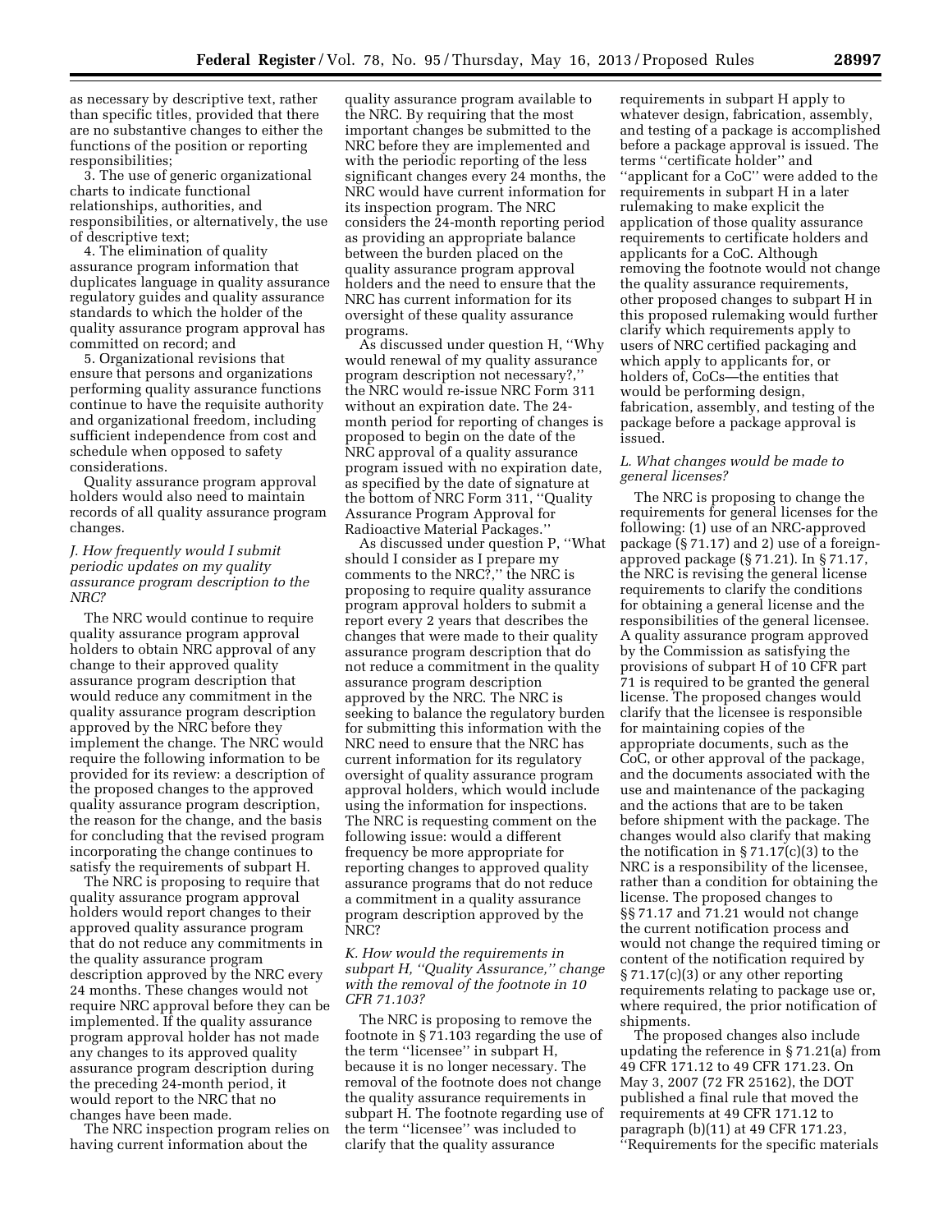as necessary by descriptive text, rather than specific titles, provided that there are no substantive changes to either the functions of the position or reporting responsibilities;

3. The use of generic organizational charts to indicate functional relationships, authorities, and responsibilities, or alternatively, the use of descriptive text;

4. The elimination of quality assurance program information that duplicates language in quality assurance regulatory guides and quality assurance standards to which the holder of the quality assurance program approval has committed on record; and

5. Organizational revisions that ensure that persons and organizations performing quality assurance functions continue to have the requisite authority and organizational freedom, including sufficient independence from cost and schedule when opposed to safety considerations.

Quality assurance program approval holders would also need to maintain records of all quality assurance program changes.

### *J. How frequently would I submit periodic updates on my quality assurance program description to the NRC?*

The NRC would continue to require quality assurance program approval holders to obtain NRC approval of any change to their approved quality assurance program description that would reduce any commitment in the quality assurance program description approved by the NRC before they implement the change. The NRC would require the following information to be provided for its review: a description of the proposed changes to the approved quality assurance program description, the reason for the change, and the basis for concluding that the revised program incorporating the change continues to satisfy the requirements of subpart H.

The NRC is proposing to require that quality assurance program approval holders would report changes to their approved quality assurance program that do not reduce any commitments in the quality assurance program description approved by the NRC every 24 months. These changes would not require NRC approval before they can be implemented. If the quality assurance program approval holder has not made any changes to its approved quality assurance program description during the preceding 24-month period, it would report to the NRC that no changes have been made.

The NRC inspection program relies on having current information about the quality assurance program available to the NRC. By requiring that the most important changes be submitted to the NRC before they are implemented and with the periodic reporting of the less significant changes every 24 months, the NRC would have current information for its inspection program. The NRC considers the 24-month reporting period as providing an appropriate balance between the burden placed on the quality assurance program approval holders and the need to ensure that the NRC has current information for its oversight of these quality assurance programs.

As discussed under question H, ''Why would renewal of my quality assurance program description not necessary?,'' the NRC would re-issue NRC Form 311 without an expiration date. The 24-month period for reporting of changes is proposed to begin on the date of the NRC approval of a quality assurance program issued with no expiration date, as specified by the date of signature at the bottom of NRC Form 311, ''Quality Assurance Program Approval for Radioactive Material Packages.''

As discussed under question P, ''What should I consider as I prepare my comments to the NRC?,'' the NRC is proposing to require quality assurance program approval holders to submit a report every 2 years that describes the changes that were made to their quality assurance program description that do not reduce a commitment in the quality assurance program description approved by the NRC. The NRC is seeking to balance the regulatory burden for submitting this information with the NRC need to ensure that the NRC has current information for its regulatory oversight of quality assurance program approval holders, which would include using the information for inspections. The NRC is requesting comment on the following issue: would a different frequency be more appropriate for reporting changes to approved quality assurance programs that do not reduce a commitment in a quality assurance program description approved by the NRC?

### *K. How would the requirements in subpart H, ''Quality Assurance,'' change with the removal of the footnote in 10 CFR 71.103?*

The NRC is proposing to remove the footnote in § 71.103 regarding the use of the term ''licensee'' in subpart H, because it is no longer necessary. The removal of the footnote does not change the quality assurance requirements in subpart H. The footnote regarding use of the term ''licensee'' was included to clarify that the quality assurance requirements in subpart H apply to whatever design, fabrication, assembly, and testing of a package is accomplished before a package approval is issued. The terms ''certificate holder'' and ''applicant for a CoC'' were added to the requirements in subpart H in a later rulemaking to make explicit the application of those quality assurance requirements to certificate holders and applicants for a CoC. Although removing the footnote would not change the quality assurance requirements, other proposed changes to subpart H in this proposed rulemaking would further clarify which requirements apply to users of NRC certified packaging and which apply to applicants for, or holders of, CoCs—the entities that would be performing design, fabrication, assembly, and testing of the package before a package approval is issued.

### *L. What changes would be made to general licenses?*

The NRC is proposing to change the requirements for general licenses for the following: (1) use of an NRC-approved package (§ 71.17) and 2) use of a foreign-approved package (§ 71.21). In § 71.17, the NRC is revising the general license requirements to clarify the conditions for obtaining a general license and the responsibilities of the general licensee. A quality assurance program approved by the Commission as satisfying the provisions of subpart H of 10 CFR part 71 is required to be granted the general license. The proposed changes would clarify that the licensee is responsible for maintaining copies of the appropriate documents, such as the CoC, or other approval of the package, and the documents associated with the use and maintenance of the packaging and the actions that are to be taken before shipment with the package. The changes would also clarify that making the notification in § 71.17(c)(3) to the NRC is a responsibility of the licensee, rather than a condition for obtaining the license. The proposed changes to §§ 71.17 and 71.21 would not change the current notification process and would not change the required timing or content of the notification required by § 71.17(c)(3) or any other reporting requirements relating to package use or, where required, the prior notification of shipments.

The proposed changes also include updating the reference in § 71.21(a) from 49 CFR 171.12 to 49 CFR 171.23. On May 3, 2007 (72 FR 25162), the DOT published a final rule that moved the requirements at 49 CFR 171.12 to paragraph (b)(11) at 49 CFR 171.23, ''Requirements for the specific materials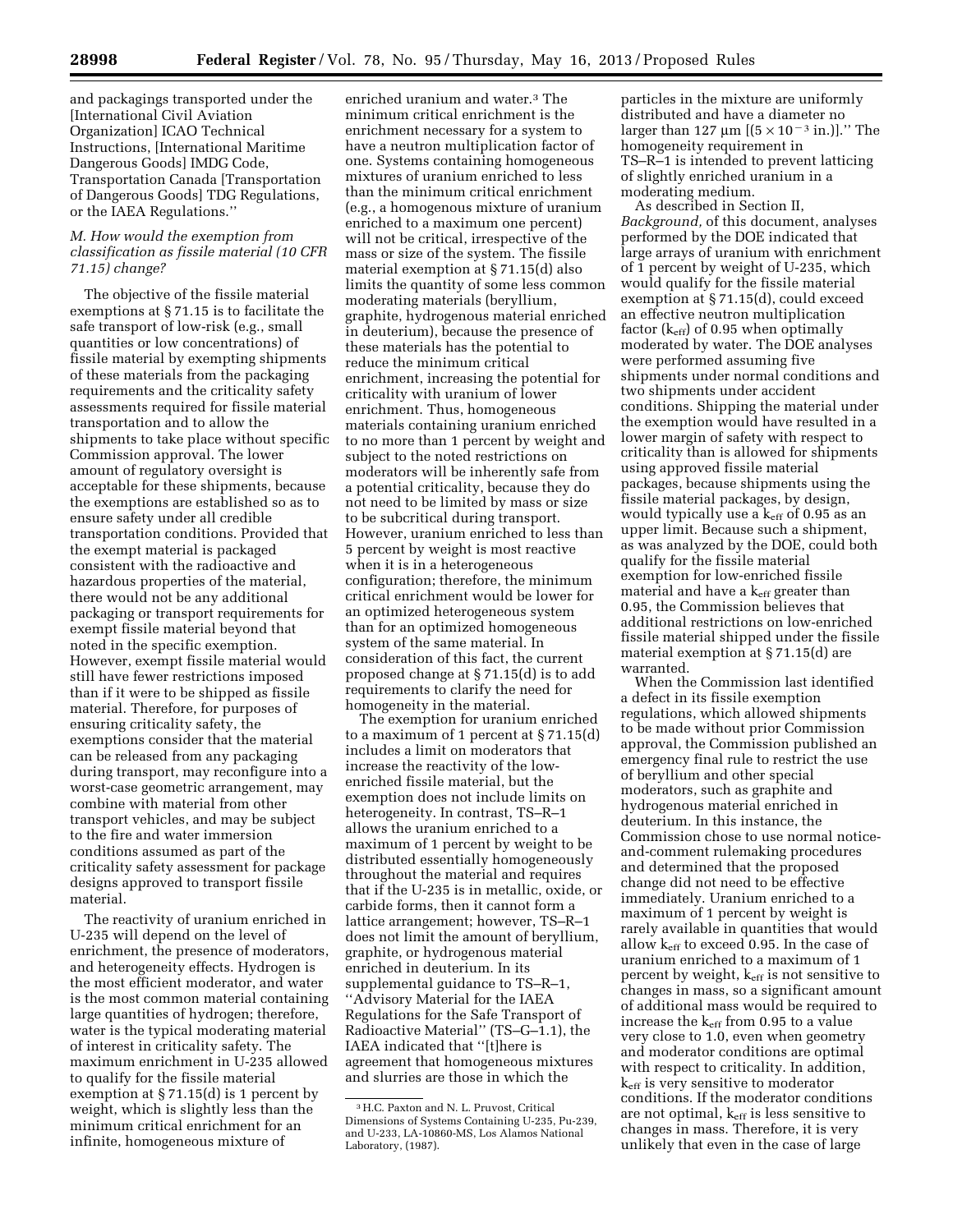and packagings transported under the [International Civil Aviation Organization] ICAO Technical Instructions, [International Maritime Dangerous Goods] IMDG Code, Transportation Canada [Transportation of Dangerous Goods] TDG Regulations, or the IAEA Regulations.''

### *M. How would the exemption from classification as fissile material (10 CFR 71.15) change?*

The objective of the fissile material exemptions at § 71.15 is to facilitate the safe transport of low-risk (e.g., small quantities or low concentrations) of fissile material by exempting shipments of these materials from the packaging requirements and the criticality safety assessments required for fissile material transportation and to allow the shipments to take place without specific Commission approval. The lower amount of regulatory oversight is acceptable for these shipments, because the exemptions are established so as to ensure safety under all credible transportation conditions. Provided that the exempt material is packaged consistent with the radioactive and hazardous properties of the material, there would not be any additional packaging or transport requirements for exempt fissile material beyond that noted in the specific exemption. However, exempt fissile material would still have fewer restrictions imposed than if it were to be shipped as fissile material. Therefore, for purposes of ensuring criticality safety, the exemptions consider that the material can be released from any packaging during transport, may reconfigure into a worst-case geometric arrangement, may combine with material from other transport vehicles, and may be subject to the fire and water immersion conditions assumed as part of the criticality safety assessment for package designs approved to transport fissile material.

The reactivity of uranium enriched in U-235 will depend on the level of enrichment, the presence of moderators, and heterogeneity effects. Hydrogen is the most efficient moderator, and water is the most common material containing large quantities of hydrogen; therefore, water is the typical moderating material of interest in criticality safety. The maximum enrichment in U-235 allowed to qualify for the fissile material exemption at § 71.15(d) is 1 percent by weight, which is slightly less than the minimum critical enrichment for an infinite, homogeneous mixture of enriched uranium and water.[3] The minimum critical enrichment is the enrichment necessary for a system to have a neutron multiplication factor of one. Systems containing homogeneous mixtures of uranium enriched to less than the minimum critical enrichment (e.g., a homogenous mixture of uranium enriched to a maximum one percent) will not be critical, irrespective of the mass or size of the system. The fissile material exemption at § 71.15(d) also limits the quantity of some less common moderating materials (beryllium, graphite, hydrogenous material enriched in deuterium), because the presence of these materials has the potential to reduce the minimum critical enrichment, increasing the potential for criticality with uranium of lower enrichment. Thus, homogeneous materials containing uranium enriched to no more than 1 percent by weight and subject to the noted restrictions on moderators will be inherently safe from a potential criticality, because they do not need to be limited by mass or size to be subcritical during transport. However, uranium enriched to less than 5 percent by weight is most reactive when it is in a heterogeneous configuration; therefore, the minimum critical enrichment would be lower for an optimized heterogeneous system than for an optimized homogeneous system of the same material. In consideration of this fact, the current proposed change at § 71.15(d) is to add requirements to clarify the need for homogeneity in the material.

The exemption for uranium enriched to a maximum of 1 percent at § 71.15(d) includes a limit on moderators that increase the reactivity of the low-enriched fissile material, but the exemption does not include limits on heterogeneity. In contrast, TS–R–1 allows the uranium enriched to a maximum of 1 percent by weight to be distributed essentially homogeneously throughout the material and requires that if the U-235 is in metallic, oxide, or carbide forms, then it cannot form a lattice arrangement; however, TS–R–1 does not limit the amount of beryllium, graphite, or hydrogenous material enriched in deuterium. In its supplemental guidance to TS–R–1, ''Advisory Material for the IAEA Regulations for the Safe Transport of Radioactive Material'' (TS–G–1.1), the IAEA indicated that ''[t]here is agreement that homogeneous mixtures and slurries are those in which the particles in the mixture are uniformly distributed and have a diameter no larger than 127 μm [($5 \times 10^{-3}$ in.)].'' The homogeneity requirement in TS–R–1 is intended to prevent latticing of slightly enriched uranium in a moderating medium.

As described in Section II, *Background,* of this document, analyses performed by the DOE indicated that large arrays of uranium with enrichment of 1 percent by weight of U-235, which would qualify for the fissile material exemption at § 71.15(d), could exceed an effective neutron multiplication factor ($k_{eff}$) of 0.95 when optimally moderated by water. The DOE analyses were performed assuming five shipments under normal conditions and two shipments under accident conditions. Shipping the material under the exemption would have resulted in a lower margin of safety with respect to criticality than is allowed for shipments using approved fissile material packages, because shipments using the fissile material packages, by design, would typically use a $k_{eff}$ of 0.95 as an upper limit. Because such a shipment, as was analyzed by the DOE, could both qualify for the fissile material exemption for low-enriched fissile material and have a $k_{eff}$ greater than 0.95, the Commission believes that additional restrictions on low-enriched fissile material shipped under the fissile material exemption at § 71.15(d) are warranted.

When the Commission last identified a defect in its fissile exemption regulations, which allowed shipments to be made without prior Commission approval, the Commission published an emergency final rule to restrict the use of beryllium and other special moderators, such as graphite and hydrogenous material enriched in deuterium. In this instance, the Commission chose to use normal notice-and-comment rulemaking procedures and determined that the proposed change did not need to be effective immediately. Uranium enriched to a maximum of 1 percent by weight is rarely available in quantities that would allow $k_{eff}$ to exceed 0.95. In the case of uranium enriched to a maximum of 1 percent by weight, $k_{eff}$ is not sensitive to changes in mass, so a significant amount of additional mass would be required to increase the $k_{eff}$ from 0.95 to a value very close to 1.0, even when geometry and moderator conditions are optimal with respect to criticality. In addition, $k_{eff}$ is very sensitive to moderator conditions. If the moderator conditions are not optimal, $k_{eff}$ is less sensitive to changes in mass. Therefore, it is very unlikely that even in the case of large

[3] H.C. Paxton and N. L. Pruvost, Critical Dimensions of Systems Containing U-235, Pu-239, and U-233, LA-10860-MS, Los Alamos National Laboratory, (1987).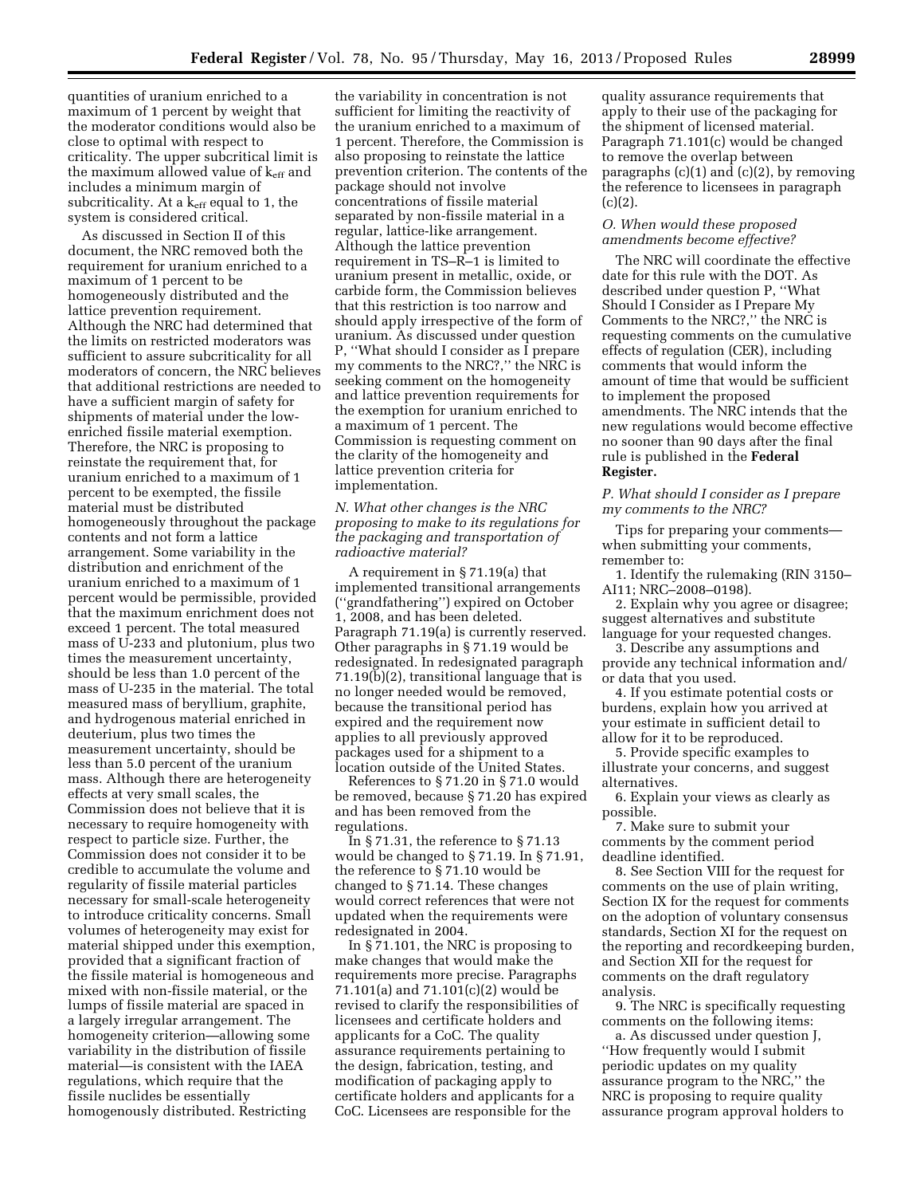quantities of uranium enriched to a maximum of 1 percent by weight that the moderator conditions would also be close to optimal with respect to criticality. The upper subcritical limit is the maximum allowed value of $k_{eff}$ and includes a minimum margin of subcriticality. At a $k_{eff}$ equal to 1, the system is considered critical.

As discussed in Section II of this document, the NRC removed both the requirement for uranium enriched to a maximum of 1 percent to be homogeneously distributed and the lattice prevention requirement. Although the NRC had determined that the limits on restricted moderators was sufficient to assure subcriticality for all moderators of concern, the NRC believes that additional restrictions are needed to have a sufficient margin of safety for shipments of material under the low-enriched fissile material exemption. Therefore, the NRC is proposing to reinstate the requirement that, for uranium enriched to a maximum of 1 percent to be exempted, the fissile material must be distributed homogeneously throughout the package contents and not form a lattice arrangement. Some variability in the distribution and enrichment of the uranium enriched to a maximum of 1 percent would be permissible, provided that the maximum enrichment does not exceed 1 percent. The total measured mass of U-233 and plutonium, plus two times the measurement uncertainty, should be less than 1.0 percent of the mass of U-235 in the material. The total measured mass of beryllium, graphite, and hydrogenous material enriched in deuterium, plus two times the measurement uncertainty, should be less than 5.0 percent of the uranium mass. Although there are heterogeneity effects at very small scales, the Commission does not believe that it is necessary to require homogeneity with respect to particle size. Further, the Commission does not consider it to be credible to accumulate the volume and regularity of fissile material particles necessary for small-scale heterogeneity to introduce criticality concerns. Small volumes of heterogeneity may exist for material shipped under this exemption, provided that a significant fraction of the fissile material is homogeneous and mixed with non-fissile material, or the lumps of fissile material are spaced in a largely irregular arrangement. The homogeneity criterion—allowing some variability in the distribution of fissile material—is consistent with the IAEA regulations, which require that the fissile nuclides be essentially homogenously distributed. Restricting the variability in concentration is not sufficient for limiting the reactivity of the uranium enriched to a maximum of 1 percent. Therefore, the Commission is also proposing to reinstate the lattice prevention criterion. The contents of the package should not involve concentrations of fissile material separated by non-fissile material in a regular, lattice-like arrangement. Although the lattice prevention requirement in TS–R–1 is limited to uranium present in metallic, oxide, or carbide form, the Commission believes that this restriction is too narrow and should apply irrespective of the form of uranium. As discussed under question P, ''What should I consider as I prepare my comments to the NRC?,'' the NRC is seeking comment on the homogeneity and lattice prevention requirements for the exemption for uranium enriched to a maximum of 1 percent. The Commission is requesting comment on the clarity of the homogeneity and lattice prevention criteria for implementation.

### *N. What other changes is the NRC proposing to make to its regulations for the packaging and transportation of radioactive material?*

A requirement in § 71.19(a) that implemented transitional arrangements (''grandfathering'') expired on October 1, 2008, and has been deleted. Paragraph 71.19(a) is currently reserved. Other paragraphs in § 71.19 would be redesignated. In redesignated paragraph 71.19(b)(2), transitional language that is no longer needed would be removed, because the transitional period has expired and the requirement now applies to all previously approved packages used for a shipment to a location outside of the United States.

References to § 71.20 in § 71.0 would be removed, because § 71.20 has expired and has been removed from the regulations.

In § 71.31, the reference to § 71.13 would be changed to § 71.19. In § 71.91, the reference to § 71.10 would be changed to § 71.14. These changes would correct references that were not updated when the requirements were redesignated in 2004.

In § 71.101, the NRC is proposing to make changes that would make the requirements more precise. Paragraphs 71.101(a) and 71.101(c)(2) would be revised to clarify the responsibilities of licensees and certificate holders and applicants for a CoC. The quality assurance requirements pertaining to the design, fabrication, testing, and modification of packaging apply to certificate holders and applicants for a CoC. Licensees are responsible for the quality assurance requirements that apply to their use of the packaging for the shipment of licensed material. Paragraph 71.101(c) would be changed to remove the overlap between paragraphs (c)(1) and (c)(2), by removing the reference to licensees in paragraph (c)(2).

### *O. When would these proposed amendments become effective?*

The NRC will coordinate the effective date for this rule with the DOT. As described under question P, ''What Should I Consider as I Prepare My Comments to the NRC?,'' the NRC is requesting comments on the cumulative effects of regulation (CER), including comments that would inform the amount of time that would be sufficient to implement the proposed amendments. The NRC intends that the new regulations would become effective no sooner than 90 days after the final rule is published in the **Federal Register.**

### *P. What should I consider as I prepare my comments to the NRC?*

Tips for preparing your comments—when submitting your comments, remember to:

1. Identify the rulemaking (RIN 3150–AI11; NRC–2008–0198).
2. Explain why you agree or disagree; suggest alternatives and substitute language for your requested changes.
3. Describe any assumptions and provide any technical information and/or data that you used.
4. If you estimate potential costs or burdens, explain how you arrived at your estimate in sufficient detail to allow for it to be reproduced.
5. Provide specific examples to illustrate your concerns, and suggest alternatives.
6. Explain your views as clearly as possible.
7. Make sure to submit your comments by the comment period deadline identified.
8. See Section VIII for the request for comments on the use of plain writing, Section IX for the request for comments on the adoption of voluntary consensus standards, Section XI for the request on the reporting and recordkeeping burden, and Section XII for the request for comments on the draft regulatory analysis.
9. The NRC is specifically requesting comments on the following items:

a. As discussed under question J, ''How frequently would I submit periodic updates on my quality assurance program to the NRC,'' the NRC is proposing to require quality assurance program approval holders to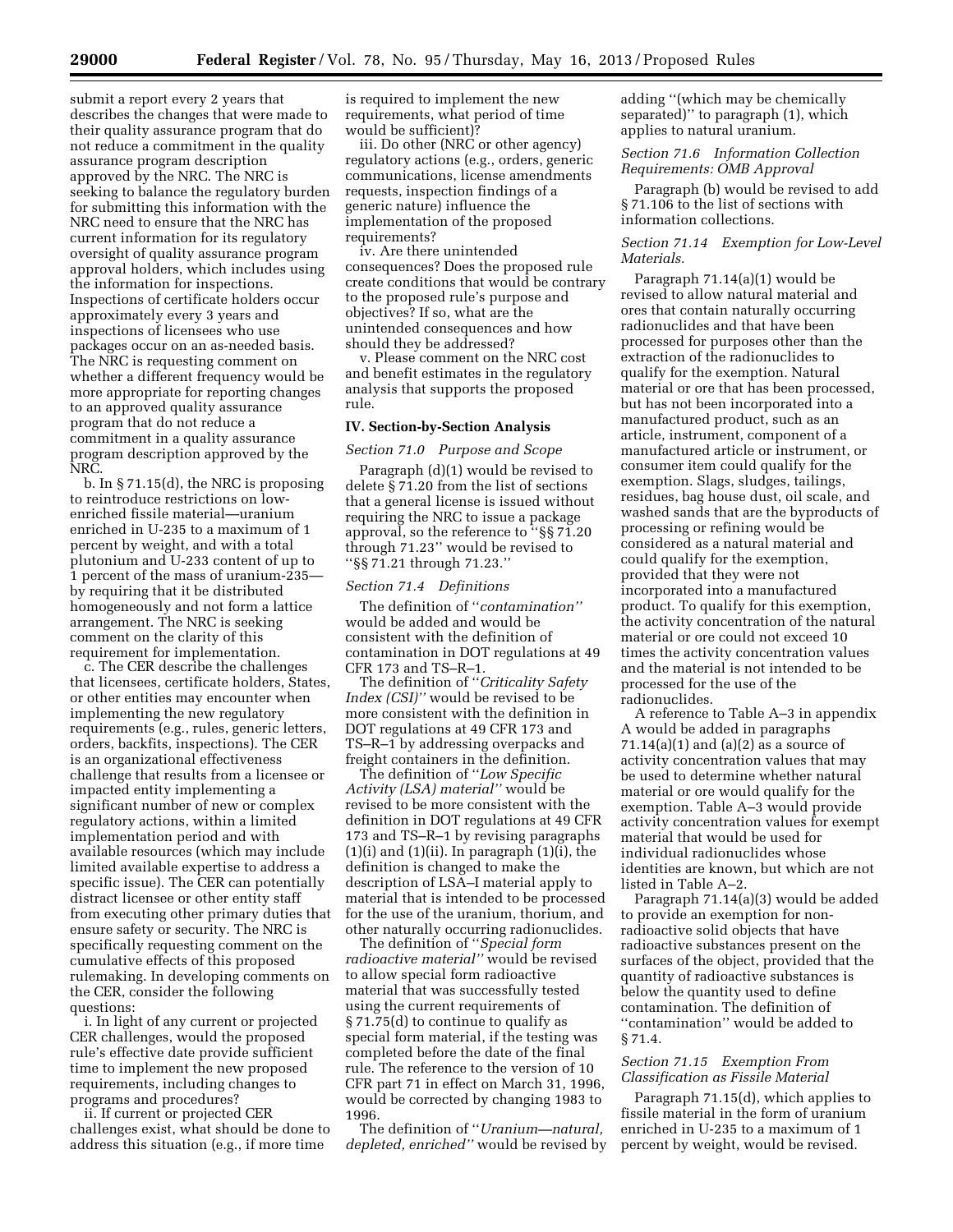submit a report every 2 years that describes the changes that were made to their quality assurance program that do not reduce a commitment in the quality assurance program description approved by the NRC. The NRC is seeking to balance the regulatory burden for submitting this information with the NRC need to ensure that the NRC has current information for its regulatory oversight of quality assurance program approval holders, which includes using the information for inspections. Inspections of certificate holders occur approximately every 3 years and inspections of licensees who use packages occur on an as-needed basis. The NRC is requesting comment on whether a different frequency would be more appropriate for reporting changes to an approved quality assurance program that do not reduce a commitment in a quality assurance program description approved by the NRC.

b. In § 71.15(d), the NRC is proposing to reintroduce restrictions on low-enriched fissile material—uranium enriched in U-235 to a maximum of 1 percent by weight, and with a total plutonium and U-233 content of up to 1 percent of the mass of uranium-235—by requiring that it be distributed homogeneously and not form a lattice arrangement. The NRC is seeking comment on the clarity of this requirement for implementation.

c. The CER describe the challenges that licensees, certificate holders, States, or other entities may encounter when implementing the new regulatory requirements (e.g., rules, generic letters, orders, backfits, inspections). The CER is an organizational effectiveness challenge that results from a licensee or impacted entity implementing a significant number of new or complex regulatory actions, within a limited implementation period and with available resources (which may include limited available expertise to address a specific issue). The CER can potentially distract licensee or other entity staff from executing other primary duties that ensure safety or security. The NRC is specifically requesting comment on the cumulative effects of this proposed rulemaking. In developing comments on the CER, consider the following questions:

i. In light of any current or projected CER challenges, would the proposed rule's effective date provide sufficient time to implement the new proposed requirements, including changes to programs and procedures?

ii. If current or projected CER challenges exist, what should be done to address this situation (e.g., if more time is required to implement the new requirements, what period of time would be sufficient)?

iii. Do other (NRC or other agency) regulatory actions (e.g., orders, generic communications, license amendments requests, inspection findings of a generic nature) influence the implementation of the proposed requirements?

iv. Are there unintended consequences? Does the proposed rule create conditions that would be contrary to the proposed rule's purpose and objectives? If so, what are the unintended consequences and how should they be addressed?

v. Please comment on the NRC cost and benefit estimates in the regulatory analysis that supports the proposed rule.

## IV. Section-by-Section Analysis

*Section 71.0 Purpose and Scope*

Paragraph (d)(1) would be revised to delete § 71.20 from the list of sections that a general license is issued without requiring the NRC to issue a package approval, so the reference to ''§§ 71.20 through 71.23'' would be revised to ''§§ 71.21 through 71.23.''

*Section 71.4 Definitions*

The definition of ''*contamination*'' would be added and would be consistent with the definition of contamination in DOT regulations at 49 CFR 173 and TS–R–1.

The definition of ''*Criticality Safety Index (CSI)*'' would be revised to be more consistent with the definition in DOT regulations at 49 CFR 173 and TS–R–1 by addressing overpacks and freight containers in the definition.

The definition of ''*Low Specific Activity (LSA) material*'' would be revised to be more consistent with the definition in DOT regulations at 49 CFR 173 and TS–R–1 by revising paragraphs (1)(i) and (1)(ii). In paragraph (1)(i), the definition is changed to make the description of LSA–I material apply to material that is intended to be processed for the use of the uranium, thorium, and other naturally occurring radionuclides.

The definition of ''*Special form radioactive material*'' would be revised to allow special form radioactive material that was successfully tested using the current requirements of § 71.75(d) to continue to qualify as special form material, if the testing was completed before the date of the final rule. The reference to the version of 10 CFR part 71 in effect on March 31, 1996, would be corrected by changing 1983 to 1996.

The definition of ''*Uranium—natural, depleted, enriched*'' would be revised by adding ''(which may be chemically separated)'' to paragraph (1), which applies to natural uranium.

*Section 71.6 Information Collection Requirements: OMB Approval*

Paragraph (b) would be revised to add § 71.106 to the list of sections with information collections.

*Section 71.14 Exemption for Low-Level Materials.*

Paragraph 71.14(a)(1) would be revised to allow natural material and ores that contain naturally occurring radionuclides and that have been processed for purposes other than the extraction of the radionuclides to qualify for the exemption. Natural material or ore that has been processed, but has not been incorporated into a manufactured product, such as an article, instrument, component of a manufactured article or instrument, or consumer item could qualify for the exemption. Slags, sludges, tailings, residues, bag house dust, oil scale, and washed sands that are the byproducts of processing or refining would be considered as a natural material and could qualify for the exemption, provided that they were not incorporated into a manufactured product. To qualify for this exemption, the activity concentration of the natural material or ore could not exceed 10 times the activity concentration values and the material is not intended to be processed for the use of the radionuclides.

A reference to Table A–3 in appendix A would be added in paragraphs 71.14(a)(1) and (a)(2) as a source of activity concentration values that may be used to determine whether natural material or ore would qualify for the exemption. Table A–3 would provide activity concentration values for exempt material that would be used for individual radionuclides whose identities are known, but which are not listed in Table A–2.

Paragraph 71.14(a)(3) would be added to provide an exemption for non-radioactive solid objects that have radioactive substances present on the surfaces of the object, provided that the quantity of radioactive substances is below the quantity used to define contamination. The definition of ''contamination'' would be added to § 71.4.

*Section 71.15 Exemption From Classification as Fissile Material*

Paragraph 71.15(d), which applies to fissile material in the form of uranium enriched in U-235 to a maximum of 1 percent by weight, would be revised.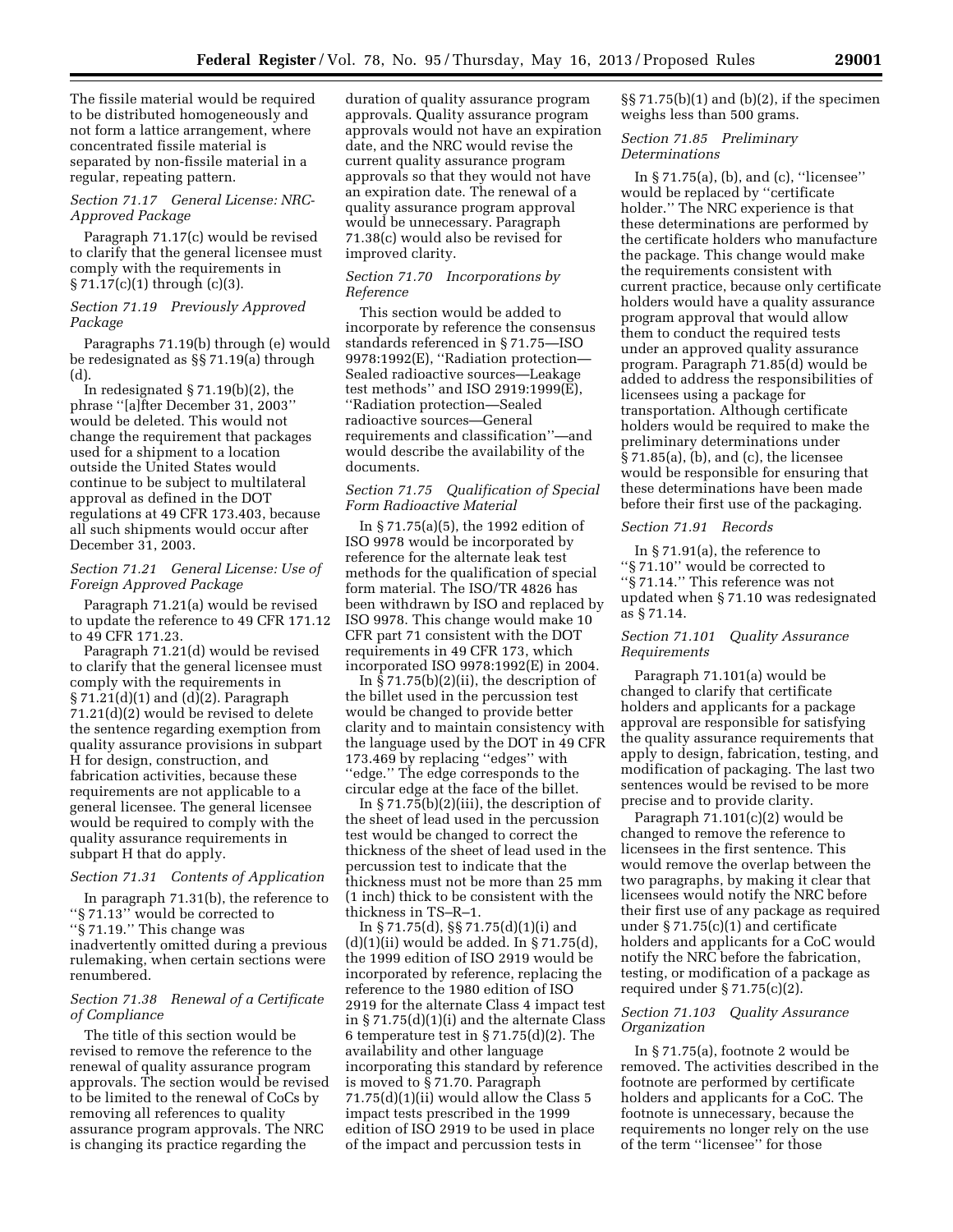The fissile material would be required to be distributed homogeneously and not form a lattice arrangement, where concentrated fissile material is separated by non-fissile material in a regular, repeating pattern.

*Section 71.17 General License: NRC-Approved Package*

Paragraph 71.17(c) would be revised to clarify that the general licensee must comply with the requirements in § 71.17(c)(1) through (c)(3).

*Section 71.19 Previously Approved Package*

Paragraphs 71.19(b) through (e) would be redesignated as §§ 71.19(a) through (d).

In redesignated § 71.19(b)(2), the phrase ''[a]fter December 31, 2003'' would be deleted. This would not change the requirement that packages used for a shipment to a location outside the United States would continue to be subject to multilateral approval as defined in the DOT regulations at 49 CFR 173.403, because all such shipments would occur after December 31, 2003.

*Section 71.21 General License: Use of Foreign Approved Package*

Paragraph 71.21(a) would be revised to update the reference to 49 CFR 171.12 to 49 CFR 171.23.

Paragraph 71.21(d) would be revised to clarify that the general licensee must comply with the requirements in § 71.21(d)(1) and (d)(2). Paragraph 71.21(d)(2) would be revised to delete the sentence regarding exemption from quality assurance provisions in subpart H for design, construction, and fabrication activities, because these requirements are not applicable to a general licensee. The general licensee would be required to comply with the quality assurance requirements in subpart H that do apply.

*Section 71.31 Contents of Application*

In paragraph 71.31(b), the reference to ''§ 71.13'' would be corrected to ''§ 71.19.'' This change was inadvertently omitted during a previous rulemaking, when certain sections were renumbered.

*Section 71.38 Renewal of a Certificate of Compliance*

The title of this section would be revised to remove the reference to the renewal of quality assurance program approvals. The section would be revised to be limited to the renewal of CoCs by removing all references to quality assurance program approvals. The NRC is changing its practice regarding the duration of quality assurance program approvals. Quality assurance program approvals would not have an expiration date, and the NRC would revise the current quality assurance program approvals so that they would not have an expiration date. The renewal of a quality assurance program approval would be unnecessary. Paragraph 71.38(c) would also be revised for improved clarity.

*Section 71.70 Incorporations by Reference*

This section would be added to incorporate by reference the consensus standards referenced in § 71.75—ISO 9978:1992(E), ''Radiation protection—Sealed radioactive sources—Leakage test methods'' and ISO 2919:1999(E), ''Radiation protection—Sealed radioactive sources—General requirements and classification''—and would describe the availability of the documents.

*Section 71.75 Qualification of Special Form Radioactive Material*

In § 71.75(a)(5), the 1992 edition of ISO 9978 would be incorporated by reference for the alternate leak test methods for the qualification of special form material. The ISO/TR 4826 has been withdrawn by ISO and replaced by ISO 9978. This change would make 10 CFR part 71 consistent with the DOT requirements in 49 CFR 173, which incorporated ISO 9978:1992(E) in 2004.

In § 71.75(b)(2)(ii), the description of the billet used in the percussion test would be changed to provide better clarity and to maintain consistency with the language used by the DOT in 49 CFR 173.469 by replacing ''edges'' with ''edge.'' The edge corresponds to the circular edge at the face of the billet.

In § 71.75(b)(2)(iii), the description of the sheet of lead used in the percussion test would be changed to correct the thickness of the sheet of lead used in the percussion test to indicate that the thickness must not be more than 25 mm (1 inch) thick to be consistent with the thickness in TS–R–1.

In § 71.75(d), §§ 71.75(d)(1)(i) and (d)(1)(ii) would be added. In § 71.75(d), the 1999 edition of ISO 2919 would be incorporated by reference, replacing the reference to the 1980 edition of ISO 2919 for the alternate Class 4 impact test in § 71.75(d)(1)(i) and the alternate Class 6 temperature test in § 71.75(d)(2). The availability and other language incorporating this standard by reference is moved to § 71.70. Paragraph 71.75(d)(1)(ii) would allow the Class 5 impact tests prescribed in the 1999 edition of ISO 2919 to be used in place of the impact and percussion tests in §§ 71.75(b)(1) and (b)(2), if the specimen weighs less than 500 grams.

*Section 71.85 Preliminary Determinations*

In § 71.75(a), (b), and (c), ''licensee'' would be replaced by ''certificate holder.'' The NRC experience is that these determinations are performed by the certificate holders who manufacture the package. This change would make the requirements consistent with current practice, because only certificate holders would have a quality assurance program approval that would allow them to conduct the required tests under an approved quality assurance program. Paragraph 71.85(d) would be added to address the responsibilities of licensees using a package for transportation. Although certificate holders would be required to make the preliminary determinations under § 71.85(a), (b), and (c), the licensee would be responsible for ensuring that these determinations have been made before their first use of the packaging.

*Section 71.91 Records*

In § 71.91(a), the reference to ''§ 71.10'' would be corrected to ''§ 71.14.'' This reference was not updated when § 71.10 was redesignated as § 71.14.

*Section 71.101 Quality Assurance Requirements*

Paragraph 71.101(a) would be changed to clarify that certificate holders and applicants for a package approval are responsible for satisfying the quality assurance requirements that apply to design, fabrication, testing, and modification of packaging. The last two sentences would be revised to be more precise and to provide clarity.

Paragraph 71.101(c)(2) would be changed to remove the reference to licensees in the first sentence. This would remove the overlap between the two paragraphs, by making it clear that licensees would notify the NRC before their first use of any package as required under § 71.75(c)(1) and certificate holders and applicants for a CoC would notify the NRC before the fabrication, testing, or modification of a package as required under § 71.75(c)(2).

*Section 71.103 Quality Assurance Organization*

In § 71.75(a), footnote 2 would be removed. The activities described in the footnote are performed by certificate holders and applicants for a CoC. The footnote is unnecessary, because the requirements no longer rely on the use of the term ''licensee'' for those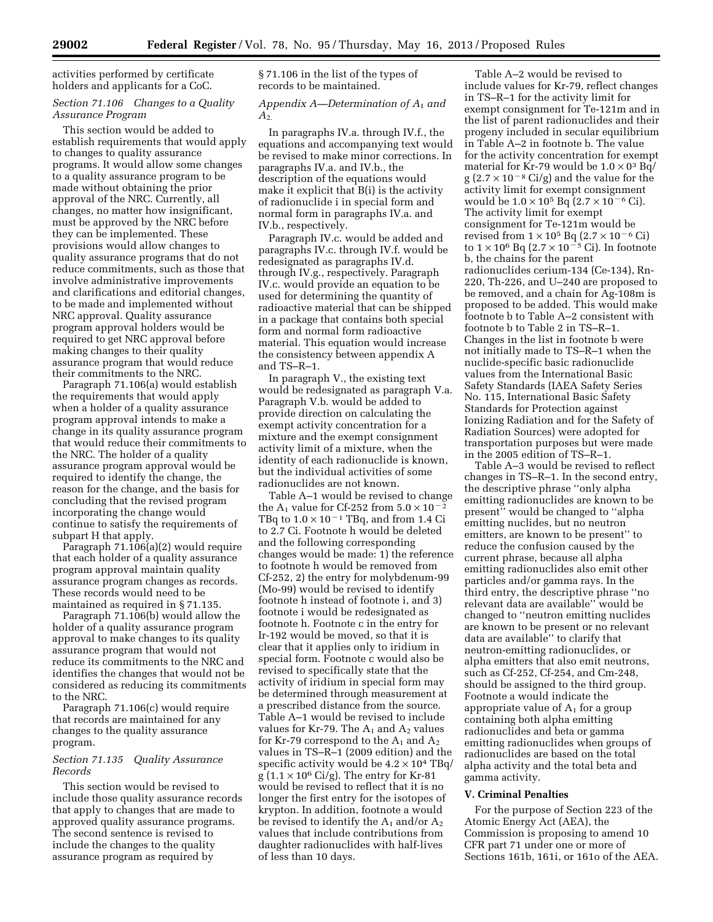activities performed by certificate holders and applicants for a CoC.

*Section 71.106 Changes to a Quality Assurance Program*

This section would be added to establish requirements that would apply to changes to quality assurance programs. It would allow some changes to a quality assurance program to be made without obtaining the prior approval of the NRC. Currently, all changes, no matter how insignificant, must be approved by the NRC before they can be implemented. These provisions would allow changes to quality assurance programs that do not reduce commitments, such as those that involve administrative improvements and clarifications and editorial changes, to be made and implemented without NRC approval. Quality assurance program approval holders would be required to get NRC approval before making changes to their quality assurance program that would reduce their commitments to the NRC.

Paragraph 71.106(a) would establish the requirements that would apply when a holder of a quality assurance program approval intends to make a change in its quality assurance program that would reduce their commitments to the NRC. The holder of a quality assurance program approval would be required to identify the change, the reason for the change, and the basis for concluding that the revised program incorporating the change would continue to satisfy the requirements of subpart H that apply.

Paragraph 71.106(a)(2) would require that each holder of a quality assurance program approval maintain quality assurance program changes as records. These records would need to be maintained as required in § 71.135.

Paragraph 71.106(b) would allow the holder of a quality assurance program approval to make changes to its quality assurance program that would not reduce its commitments to the NRC and identifies the changes that would not be considered as reducing its commitments to the NRC.

Paragraph 71.106(c) would require that records are maintained for any changes to the quality assurance program.

*Section 71.135 Quality Assurance Records*

This section would be revised to include those quality assurance records that apply to changes that are made to approved quality assurance programs. The second sentence is revised to include the changes to the quality assurance program as required by § 71.106 in the list of the types of records to be maintained.

*Appendix A—Determination of $A_1$ and $A_2$*

In paragraphs IV.a. through IV.f., the equations and accompanying text would be revised to make minor corrections. In paragraphs IV.a. and IV.b., the description of the equations would make it explicit that B(i) is the activity of radionuclide i in special form and normal form in paragraphs IV.a. and IV.b., respectively.

Paragraph IV.c. would be added and paragraphs IV.c. through IV.f. would be redesignated as paragraphs IV.d. through IV.g., respectively. Paragraph IV.c. would provide an equation to be used for determining the quantity of radioactive material that can be shipped in a package that contains both special form and normal form radioactive material. This equation would increase the consistency between appendix A and TS–R–1.

In paragraph V., the existing text would be redesignated as paragraph V.a. Paragraph V.b. would be added to provide direction on calculating the exempt activity concentration for a mixture and the exempt consignment activity limit of a mixture, when the identity of each radionuclide is known, but the individual activities of some radionuclides are not known.

Table A–1 would be revised to change the $A_1$ value for Cf-252 from $5.0 \times 10^{-2}$ TBq to $1.0 \times 10^{-1}$ TBq, and from 1.4 Ci to 2.7 Ci. Footnote h would be deleted and the following corresponding changes would be made: 1) the reference to footnote h would be removed from Cf-252, 2) the entry for molybdenum-99 (Mo-99) would be revised to identify footnote h instead of footnote i, and 3) footnote i would be redesignated as footnote h. Footnote c in the entry for Ir-192 would be moved, so that it is clear that it applies only to iridium in special form. Footnote c would also be revised to specifically state that the activity of iridium in special form may be determined through measurement at a prescribed distance from the source. Table A–1 would be revised to include values for Kr-79. The $A_1$ and $A_2$ values for Kr-79 correspond to the $A_1$ and $A_2$ values in TS–R–1 (2009 edition) and the specific activity would be $4.2 \times 10^{4}$ TBq/g ($1.1 \times 10^{6}$ Ci/g). The entry for Kr-81 would be revised to reflect that it is no longer the first entry for the isotopes of krypton. In addition, footnote a would be revised to identify the $A_1$ and/or $A_2$ values that include contributions from daughter radionuclides with half-lives of less than 10 days.

Table A–2 would be revised to include values for Kr-79, reflect changes in TS–R–1 for the activity limit for exempt consignment for Te-121m and in the list of parent radionuclides and their progeny included in secular equilibrium in Table A–2 in footnote b. The value for the activity concentration for exempt material for Kr-79 would be $1.0 \times 0^{3}$ Bq/g ($2.7 \times 10^{-8}$ Ci/g) and the value for the activity limit for exempt consignment would be $1.0 \times 10^{5}$ Bq ($2.7 \times 10^{-6}$ Ci). The activity limit for exempt consignment for Te-121m would be revised from $1 \times 10^{5}$ Bq ($2.7 \times 10^{-6}$ Ci) to $1 \times 10^{6}$ Bq ($2.7 \times 10^{-5}$ Ci). In footnote b, the chains for the parent radionuclides cerium-134 (Ce-134), Rn-220, Th-226, and U–240 are proposed to be removed, and a chain for Ag-108m is proposed to be added. This would make footnote b to Table A–2 consistent with footnote b to Table 2 in TS–R–1. Changes in the list in footnote b were not initially made to TS–R–1 when the nuclide-specific basic radionuclide values from the International Basic Safety Standards (IAEA Safety Series No. 115, International Basic Safety Standards for Protection against Ionizing Radiation and for the Safety of Radiation Sources) were adopted for transportation purposes but were made in the 2005 edition of TS–R–1.

Table A–3 would be revised to reflect changes in TS–R–1. In the second entry, the descriptive phrase ''only alpha emitting radionuclides are known to be present'' would be changed to ''alpha emitting nuclides, but no neutron emitters, are known to be present'' to reduce the confusion caused by the current phrase, because all alpha emitting radionuclides also emit other particles and/or gamma rays. In the third entry, the descriptive phrase ''no relevant data are available'' would be changed to ''neutron emitting nuclides are known to be present or no relevant data are available'' to clarify that neutron-emitting radionuclides, or alpha emitters that also emit neutrons, such as Cf-252, Cf-254, and Cm-248, should be assigned to the third group. Footnote a would indicate the appropriate value of $A_1$ for a group containing both alpha emitting radionuclides and beta or gamma emitting radionuclides when groups of radionuclides are based on the total alpha activity and the total beta and gamma activity.

## V. Criminal Penalties

For the purpose of Section 223 of the Atomic Energy Act (AEA), the Commission is proposing to amend 10 CFR part 71 under one or more of Sections 161b, 161i, or 161o of the AEA.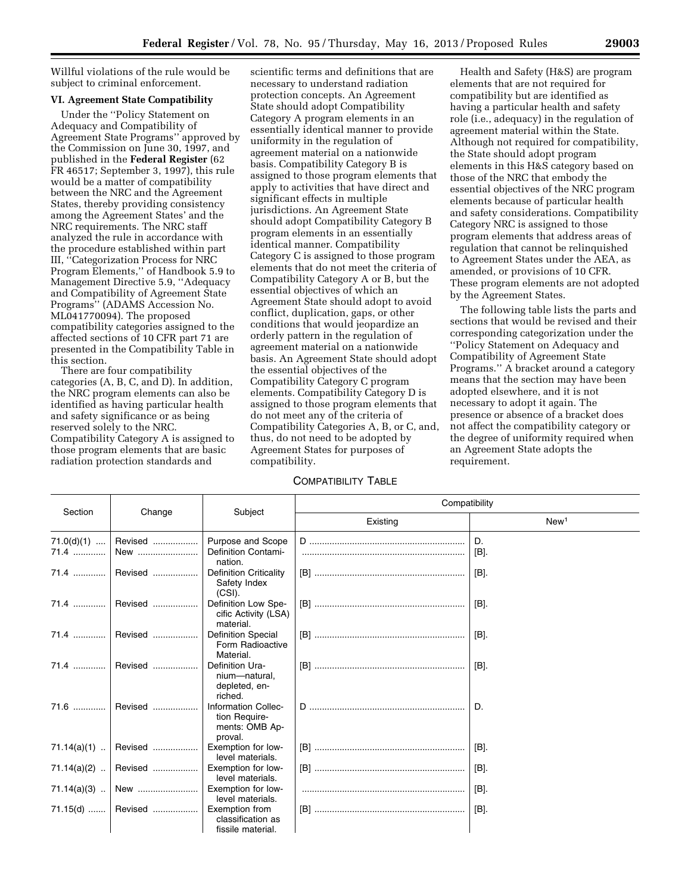Willful violations of the rule would be subject to criminal enforcement.

### VI. Agreement State Compatibility

Under the ''Policy Statement on Adequacy and Compatibility of Agreement State Programs'' approved by the Commission on June 30, 1997, and published in the **Federal Register** (62 FR 46517; September 3, 1997), this rule would be a matter of compatibility between the NRC and the Agreement States, thereby providing consistency among the Agreement States' and the NRC requirements. The NRC staff analyzed the rule in accordance with the procedure established within part III, ''Categorization Process for NRC Program Elements,'' of Handbook 5.9 to Management Directive 5.9, ''Adequacy and Compatibility of Agreement State Programs'' (ADAMS Accession No. ML041770094). The proposed compatibility categories assigned to the affected sections of 10 CFR part 71 are presented in the Compatibility Table in this section.

There are four compatibility categories (A, B, C, and D). In addition, the NRC program elements can also be identified as having particular health and safety significance or as being reserved solely to the NRC. Compatibility Category A is assigned to those program elements that are basic radiation protection standards and scientific terms and definitions that are necessary to understand radiation protection concepts. An Agreement State should adopt Compatibility Category A program elements in an essentially identical manner to provide uniformity in the regulation of agreement material on a nationwide basis. Compatibility Category B is assigned to those program elements that apply to activities that have direct and significant effects in multiple jurisdictions. An Agreement State should adopt Compatibility Category B program elements in an essentially identical manner. Compatibility Category C is assigned to those program elements that do not meet the criteria of Compatibility Category A or B, but the essential objectives of which an Agreement State should adopt to avoid conflict, duplication, gaps, or other conditions that would jeopardize an orderly pattern in the regulation of agreement material on a nationwide basis. An Agreement State should adopt the essential objectives of the Compatibility Category C program elements. Compatibility Category D is assigned to those program elements that do not meet any of the criteria of Compatibility Categories A, B, or C, and, thus, do not need to be adopted by Agreement States for purposes of compatibility.

Health and Safety (H&S) are program elements that are not required for compatibility but are identified as having a particular health and safety role (i.e., adequacy) in the regulation of agreement material within the State. Although not required for compatibility, the State should adopt program elements in this H&S category based on those of the NRC that embody the essential objectives of the NRC program elements because of particular health and safety considerations. Compatibility Category NRC is assigned to those program elements that address areas of regulation that cannot be relinquished to Agreement States under the AEA, as amended, or provisions of 10 CFR. These program elements are not adopted by the Agreement States.

The following table lists the parts and sections that would be revised and their corresponding categorization under the ''Policy Statement on Adequacy and Compatibility of Agreement State Programs.'' A bracket around a category means that the section may have been adopted elsewhere, and it is not necessary to adopt it again. The presence or absence of a bracket does not affect the compatibility category or the degree of uniformity required when an Agreement State adopts the requirement.

COMPATIBILITY TABLE

| Section | Change | Subject | Compatibility | |
|---|---|---|---|---|
| | | | Existing | New[1] |
| 71.0(d)(1) | Revised | Purpose and Scope | D | D. |
| 71.4 | New | Definition Contamination. | | [B]. |
| 71.4 | Revised | Definition Criticality Safety Index (CSI). | [B] | [B]. |
| 71.4 | Revised | Definition Low Specific Activity (LSA) material. | [B] | [B]. |
| 71.4 | Revised | Definition Special Form Radioactive Material. | [B] | [B]. |
| 71.4 | Revised | Definition Uranium—natural, depleted, enriched. | [B] | [B]. |
| 71.6 | Revised | Information Collection Requirements: OMB Approval. | D | D. |
| 71.14(a)(1) | Revised | Exemption for low-level materials. | [B] | [B]. |
| 71.14(a)(2) | Revised | Exemption for low-level materials. | [B] | [B]. |
| 71.14(a)(3) | New | Exemption for low-level materials. | | [B]. |
| 71.15(d) | Revised | Exemption from classification as fissile material. | [B] | [B]. |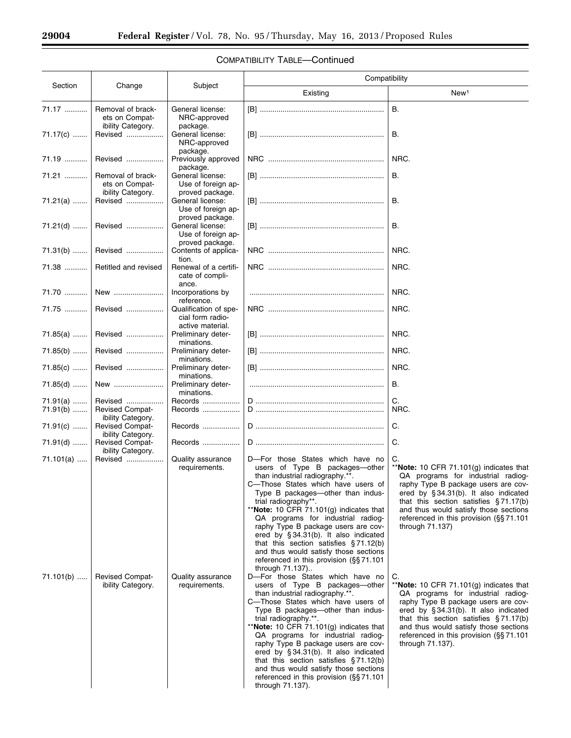COMPATIBILITY TABLE—Continued

| Section | Change | Subject | Compatibility | |
|---|---|---|---|---|
| | | | Existing | New[1] |
| 71.17 | Removal of brackets on Compatibility Category. | General license: NRC-approved package. | [B] | B. |
| 71.17(c) | Revised | General license: NRC-approved package. | [B] | B. |
| 71.19 | Revised | Previously approved package. | NRC | NRC. |
| 71.21 | Removal of brackets on Compatibility Category. | General license: Use of foreign approved package. | [B] | B. |
| 71.21(a) | Revised | General license: Use of foreign approved package. | [B] | B. |
| 71.21(d) | Revised | General license: Use of foreign approved package. | [B] | B. |
| 71.31(b) | Revised | Contents of application. | NRC | NRC. |
| 71.38 | Retitled and revised | Renewal of a certificate of compliance. | NRC | NRC. |
| 71.70 | New | Incorporations by reference. | | NRC. |
| 71.75 | Revised | Qualification of special form radioactive material. | NRC | NRC. |
| 71.85(a) | Revised | Preliminary determinations. | [B] | NRC. |
| 71.85(b) | Revised | Preliminary determinations. | [B] | NRC. |
| 71.85(c) | Revised | Preliminary determinations. | [B] | NRC. |
| 71.85(d) | New | Preliminary determinations. | | B. |
| 71.91(a) | Revised | Records | D | C. |
| 71.91(b) | Revised Compatibility Category. | Records | D | NRC. |
| 71.91(c) | Revised Compatibility Category. | Records | D | C. |
| 71.91(d) | Revised Compatibility Category. | Records | D | C. |
| 71.101(a) | Revised | Quality assurance requirements. | D—For those States which have no users of Type B packages—other than industrial radiography.**. C—Those States which have users of Type B packages—other than industrial radiography**. **Note: 10 CFR 71.101(g) indicates that QA programs for industrial radiography Type B package users are covered by § 34.31(b). It also indicated that this section satisfies § 71.12(b) and thus would satisfy those sections referenced in this provision (§§ 71.101 through 71.137).. | C. **Note: 10 CFR 71.101(g) indicates that QA programs for industrial radiography Type B package users are covered by § 34.31(b). It also indicated that this section satisfies § 71.17(b) and thus would satisfy those sections referenced in this provision (§§ 71.101 through 71.137) |
| 71.101(b) | Revised Compatibility Category. | Quality assurance requirements. | D—For those States which have no users of Type B packages—other than industrial radiography.**. C—Those States which have users of Type B packages—other than industrial radiography.**. **Note: 10 CFR 71.101(g) indicates that QA programs for industrial radiography Type B package users are covered by § 34.31(b). It also indicated that this section satisfies § 71.12(b) and thus would satisfy those sections referenced in this provision (§§ 71.101 through 71.137). | C. **Note: 10 CFR 71.101(g) indicates that QA programs for industrial radiography Type B package users are covered by § 34.31(b). It also indicated that this section satisfies § 71.17(b) and thus would satisfy those sections referenced in this provision (§§ 71.101 through 71.137). |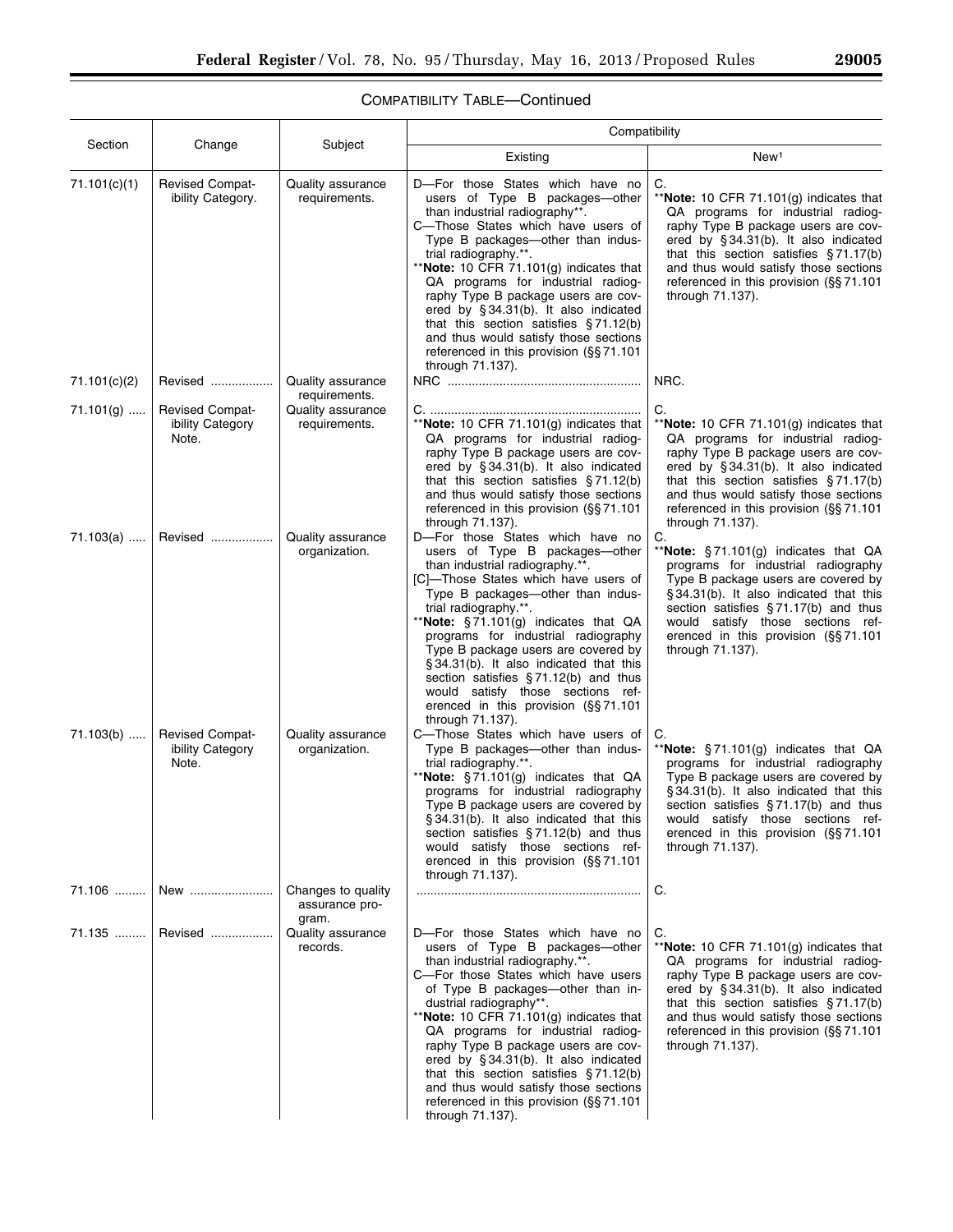## COMPATIBILITY TABLE—Continued

| Section | Change | Subject | Compatibility | |
|---|---|---|---|---|
| | | | Existing | New[1] |
| 71.101(c)(1) | Revised Compatibility Category. | Quality assurance requirements. | D—For those States which have no users of Type B packages—other than industrial radiography**. C—Those States which have users of Type B packages—other than industrial radiography.**. **Note: 10 CFR 71.101(g) indicates that QA programs for industrial radiography Type B package users are covered by § 34.31(b). It also indicated that this section satisfies § 71.12(b) and thus would satisfy those sections referenced in this provision (§§ 71.101 through 71.137). | C. **Note: 10 CFR 71.101(g) indicates that QA programs for industrial radiography Type B package users are covered by § 34.31(b). It also indicated that this section satisfies § 71.17(b) and thus would satisfy those sections referenced in this provision (§§ 71.101 through 71.137). |
| 71.101(c)(2) | Revised | Quality assurance requirements. | NRC | NRC. |
| 71.101(g) | Revised Compatibility Category Note. | Quality assurance requirements. | C. **Note: 10 CFR 71.101(g) indicates that QA programs for industrial radiography Type B package users are covered by § 34.31(b). It also indicated that this section satisfies § 71.12(b) and thus would satisfy those sections referenced in this provision (§§ 71.101 through 71.137). | C. **Note: 10 CFR 71.101(g) indicates that QA programs for industrial radiography Type B package users are covered by § 34.31(b). It also indicated that this section satisfies § 71.17(b) and thus would satisfy those sections referenced in this provision (§§ 71.101 through 71.137). |
| 71.103(a) | Revised | Quality assurance organization. | D—For those States which have no users of Type B packages—other than industrial radiography.**. [C]—Those States which have users of Type B packages—other than industrial radiography.**. **Note: § 71.101(g) indicates that QA programs for industrial radiography Type B package users are covered by § 34.31(b). It also indicated that this section satisfies § 71.12(b) and thus would satisfy those sections referenced in this provision (§§ 71.101 through 71.137). | C. **Note: § 71.101(g) indicates that QA programs for industrial radiography Type B package users are covered by § 34.31(b). It also indicated that this section satisfies § 71.17(b) and thus would satisfy those sections referenced in this provision (§§ 71.101 through 71.137). |
| 71.103(b) | Revised Compatibility Category Note. | Quality assurance organization. | C—Those States which have users of Type B packages—other than industrial radiography.**. **Note: § 71.101(g) indicates that QA programs for industrial radiography Type B package users are covered by § 34.31(b). It also indicated that this section satisfies § 71.12(b) and thus would satisfy those sections referenced in this provision (§§ 71.101 through 71.137). | C. **Note: § 71.101(g) indicates that QA programs for industrial radiography Type B package users are covered by § 34.31(b). It also indicated that this section satisfies § 71.17(b) and thus would satisfy those sections referenced in this provision (§§ 71.101 through 71.137). |
| 71.106 | New | Changes to quality assurance program. | | C. |
| 71.135 | Revised | Quality assurance records. | D—For those States which have no users of Type B packages—other than industrial radiography.**. C—For those States which have users of Type B packages—other than industrial radiography**. **Note: 10 CFR 71.101(g) indicates that QA programs for industrial radiography Type B package users are covered by § 34.31(b). It also indicated that this section satisfies § 71.12(b) and thus would satisfy those sections referenced in this provision (§§ 71.101 through 71.137). | C. **Note: 10 CFR 71.101(g) indicates that QA programs for industrial radiography Type B package users are covered by § 34.31(b). It also indicated that this section satisfies § 71.17(b) and thus would satisfy those sections referenced in this provision (§§ 71.101 through 71.137). |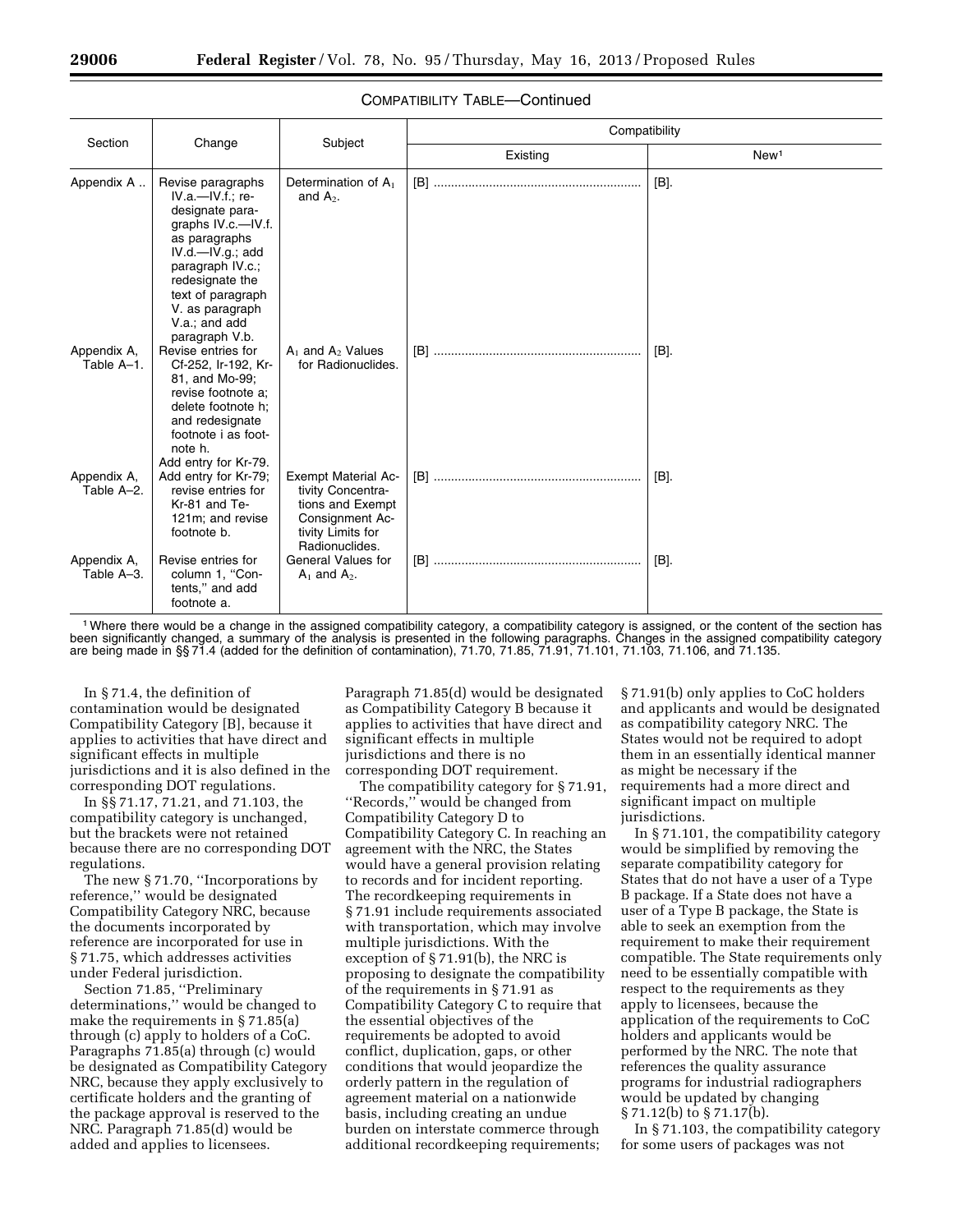COMPATIBILITY TABLE—Continued

| Section | Change | Subject | Compatibility | |
|---|---|---|---|---|
| | | | Existing | New[1] |
| Appendix A .. | Revise paragraphs IV.a.—IV.f.; redesignate paragraphs IV.c.—IV.f. as paragraphs IV.d.—IV.g.; add paragraph IV.c.; redesignate the text of paragraph V. as paragraph V.a.; and add paragraph V.b. | Determination of $A_1$ and $A_2$. | [B] ........................................................... | [B]. |
| Appendix A, Table A–1. | Revise entries for Cf-252, Ir-192, Kr-81, and Mo-99; revise footnote a; delete footnote h; and redesignate footnote i as footnote h. Add entry for Kr-79. | $A_1$ and $A_2$ Values for Radionuclides. | [B] ........................................................... | [B]. |
| Appendix A, Table A–2. | Add entry for Kr-79; revise entries for Kr-81 and Te-121m; and revise footnote b. | Exempt Material Activity Concentrations and Exempt Consignment Activity Limits for Radionuclides. | [B] ........................................................... | [B]. |
| Appendix A, Table A–3. | Revise entries for column 1, "Contents," and add footnote a. | General Values for $A_1$ and $A_2$. | [B] ........................................................... | [B]. |

[1] Where there would be a change in the assigned compatibility category, a compatibility category is assigned, or the content of the section has been significantly changed, a summary of the analysis is presented in the following paragraphs. Changes in the assigned compatibility category are being made in §§ 71.4 (added for the definition of contamination), 71.70, 71.85, 71.91, 71.101, 71.103, 71.106, and 71.135.

In § 71.4, the definition of contamination would be designated Compatibility Category [B], because it applies to activities that have direct and significant effects in multiple jurisdictions and it is also defined in the corresponding DOT regulations.

In §§ 71.17, 71.21, and 71.103, the compatibility category is unchanged, but the brackets were not retained because there are no corresponding DOT regulations.

The new § 71.70, ''Incorporations by reference,'' would be designated Compatibility Category NRC, because the documents incorporated by reference are incorporated for use in § 71.75, which addresses activities under Federal jurisdiction.

Section 71.85, ''Preliminary determinations,'' would be changed to make the requirements in § 71.85(a) through (c) apply to holders of a CoC. Paragraphs 71.85(a) through (c) would be designated as Compatibility Category NRC, because they apply exclusively to certificate holders and the granting of the package approval is reserved to the NRC. Paragraph 71.85(d) would be added and applies to licensees. Paragraph 71.85(d) would be designated as Compatibility Category B because it applies to activities that have direct and significant effects in multiple jurisdictions and there is no corresponding DOT requirement.

The compatibility category for § 71.91, ''Records,'' would be changed from Compatibility Category D to Compatibility Category C. In reaching an agreement with the NRC, the States would have a general provision relating to records and for incident reporting. The recordkeeping requirements in § 71.91 include requirements associated with transportation, which may involve multiple jurisdictions. With the exception of § 71.91(b), the NRC is proposing to designate the compatibility of the requirements in § 71.91 as Compatibility Category C to require that the essential objectives of the requirements be adopted to avoid conflict, duplication, gaps, or other conditions that would jeopardize the orderly pattern in the regulation of agreement material on a nationwide basis, including creating an undue burden on interstate commerce through additional recordkeeping requirements; § 71.91(b) only applies to CoC holders and applicants and would be designated as compatibility category NRC. The States would not be required to adopt them in an essentially identical manner as might be necessary if the requirements had a more direct and significant impact on multiple jurisdictions.

In § 71.101, the compatibility category would be simplified by removing the separate compatibility category for States that do not have a user of a Type B package. If a State does not have a user of a Type B package, the State is able to seek an exemption from the requirement to make their requirement compatible. The State requirements only need to be essentially compatible with respect to the requirements as they apply to licensees, because the application of the requirements to CoC holders and applicants would be performed by the NRC. The note that references the quality assurance programs for industrial radiographers would be updated by changing § 71.12(b) to § 71.17(b).

In § 71.103, the compatibility category for some users of packages was not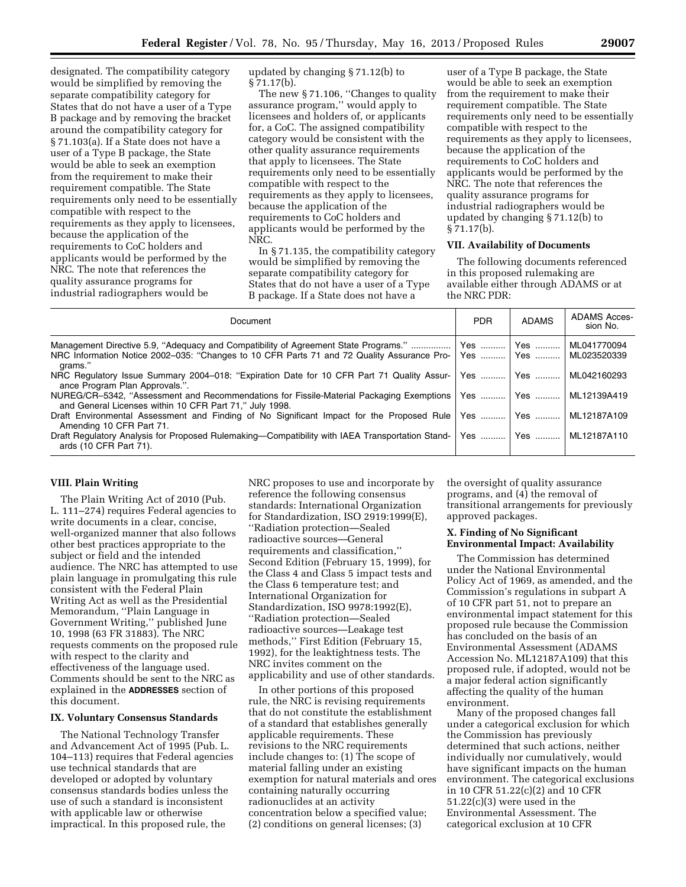designated. The compatibility category would be simplified by removing the separate compatibility category for States that do not have a user of a Type B package and by removing the bracket around the compatibility category for § 71.103(a). If a State does not have a user of a Type B package, the State would be able to seek an exemption from the requirement to make their requirement compatible. The State requirements only need to be essentially compatible with respect to the requirements as they apply to licensees, because the application of the requirements to CoC holders and applicants would be performed by the NRC. The note that references the quality assurance programs for industrial radiographers would be updated by changing § 71.12(b) to § 71.17(b).

The new § 71.106, ''Changes to quality assurance program,'' would apply to licensees and holders of, or applicants for, a CoC. The assigned compatibility category would be consistent with the other quality assurance requirements that apply to licensees. The State requirements only need to be essentially compatible with respect to the requirements as they apply to licensees, because the application of the requirements to CoC holders and applicants would be performed by the NRC.

In § 71.135, the compatibility category would be simplified by removing the separate compatibility category for States that do not have a user of a Type B package. If a State does not have a user of a Type B package, the State would be able to seek an exemption from the requirement to make their requirement compatible. The State requirements only need to be essentially compatible with respect to the requirements as they apply to licensees, because the application of the requirements to CoC holders and applicants would be performed by the NRC. The note that references the quality assurance programs for industrial radiographers would be updated by changing § 71.12(b) to § 71.17(b).

## VII. Availability of Documents

The following documents referenced in this proposed rulemaking are available either through ADAMS or at the NRC PDR:

| Document | PDR | ADAMS | ADAMS Accession No. |
|---|---|---|---|
| Management Directive 5.9, ''Adequacy and Compatibility of Agreement State Programs.'' | Yes | Yes | ML041770094 |
| NRC Information Notice 2002–035: ''Changes to 10 CFR Parts 71 and 72 Quality Assurance Programs.'' | Yes | Yes | ML023520339 |
| NRC Regulatory Issue Summary 2004–018: ''Expiration Date for 10 CFR Part 71 Quality Assurance Program Plan Approvals.''. | Yes | Yes | ML042160293 |
| NUREG/CR–5342, ''Assessment and Recommendations for Fissile-Material Packaging Exemptions and General Licenses within 10 CFR Part 71,'' July 1998. | Yes | Yes | ML12139A419 |
| Draft Environmental Assessment and Finding of No Significant Impact for the Proposed Rule Amending 10 CFR Part 71. | Yes | Yes | ML12187A109 |
| Draft Regulatory Analysis for Proposed Rulemaking—Compatibility with IAEA Transportation Standards (10 CFR Part 71). | Yes | Yes | ML12187A110 |

## VIII. Plain Writing

The Plain Writing Act of 2010 (Pub. L. 111–274) requires Federal agencies to write documents in a clear, concise, well-organized manner that also follows other best practices appropriate to the subject or field and the intended audience. The NRC has attempted to use plain language in promulgating this rule consistent with the Federal Plain Writing Act as well as the Presidential Memorandum, ''Plain Language in Government Writing,'' published June 10, 1998 (63 FR 31883). The NRC requests comments on the proposed rule with respect to the clarity and effectiveness of the language used. Comments should be sent to the NRC as explained in the **ADDRESSES** section of this document.

## IX. Voluntary Consensus Standards

The National Technology Transfer and Advancement Act of 1995 (Pub. L. 104–113) requires that Federal agencies use technical standards that are developed or adopted by voluntary consensus standards bodies unless the use of such a standard is inconsistent with applicable law or otherwise impractical. In this proposed rule, the NRC proposes to use and incorporate by reference the following consensus standards: International Organization for Standardization, ISO 2919:1999(E), ''Radiation protection—Sealed radioactive sources—General requirements and classification,'' Second Edition (February 15, 1999), for the Class 4 and Class 5 impact tests and the Class 6 temperature test; and International Organization for Standardization, ISO 9978:1992(E), ''Radiation protection—Sealed radioactive sources—Leakage test methods,'' First Edition (February 15, 1992), for the leaktightness tests. The NRC invites comment on the applicability and use of other standards.

In other portions of this proposed rule, the NRC is revising requirements that do not constitute the establishment of a standard that establishes generally applicable requirements. These revisions to the NRC requirements include changes to: (1) The scope of material falling under an existing exemption for natural materials and ores containing naturally occurring radionuclides at an activity concentration below a specified value; (2) conditions on general licenses; (3) the oversight of quality assurance programs, and (4) the removal of transitional arrangements for previously approved packages.

## X. Finding of No Significant Environmental Impact: Availability

The Commission has determined under the National Environmental Policy Act of 1969, as amended, and the Commission's regulations in subpart A of 10 CFR part 51, not to prepare an environmental impact statement for this proposed rule because the Commission has concluded on the basis of an Environmental Assessment (ADAMS Accession No. ML12187A109) that this proposed rule, if adopted, would not be a major federal action significantly affecting the quality of the human environment.

Many of the proposed changes fall under a categorical exclusion for which the Commission has previously determined that such actions, neither individually nor cumulatively, would have significant impacts on the human environment. The categorical exclusions in 10 CFR 51.22(c)(2) and 10 CFR 51.22(c)(3) were used in the Environmental Assessment. The categorical exclusion at 10 CFR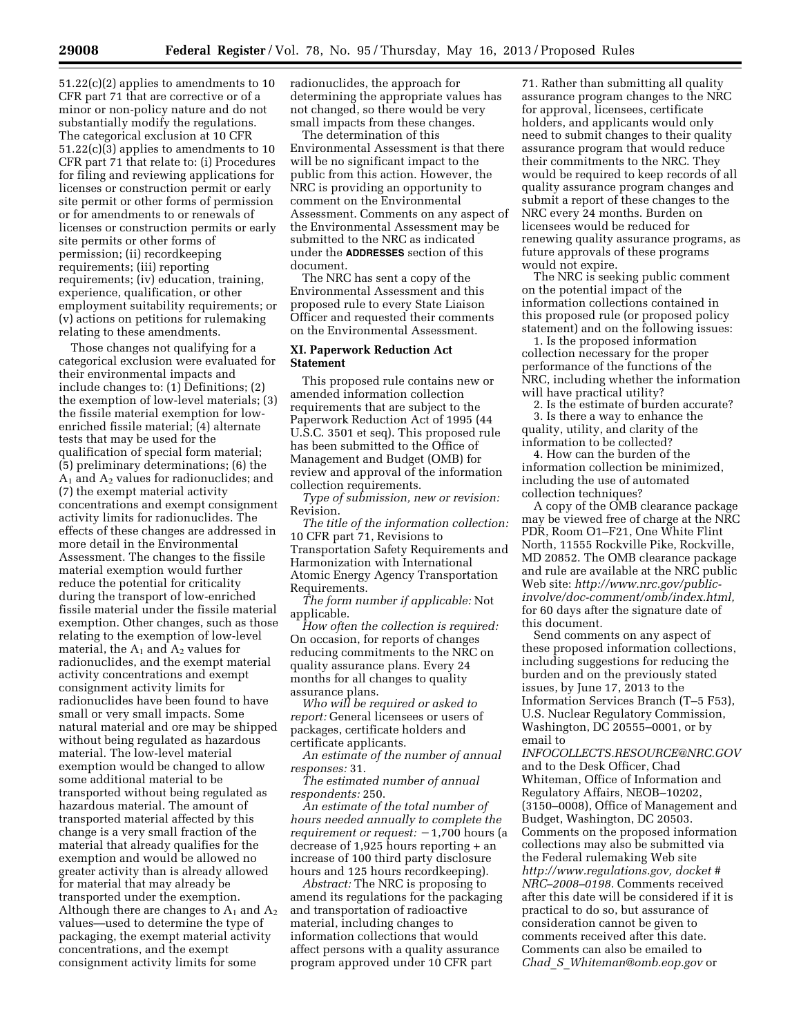51.22(c)(2) applies to amendments to 10 CFR part 71 that are corrective or of a minor or non-policy nature and do not substantially modify the regulations. The categorical exclusion at 10 CFR 51.22(c)(3) applies to amendments to 10 CFR part 71 that relate to: (i) Procedures for filing and reviewing applications for licenses or construction permit or early site permit or other forms of permission or for amendments to or renewals of licenses or construction permits or early site permits or other forms of permission; (ii) recordkeeping requirements; (iii) reporting requirements; (iv) education, training, experience, qualification, or other employment suitability requirements; or (v) actions on petitions for rulemaking relating to these amendments.

Those changes not qualifying for a categorical exclusion were evaluated for their environmental impacts and include changes to: (1) Definitions; (2) the exemption of low-level materials; (3) the fissile material exemption for low-enriched fissile material; (4) alternate tests that may be used for the qualification of special form material; (5) preliminary determinations; (6) the $A_1$ and $A_2$ values for radionuclides; and (7) the exempt material activity concentrations and exempt consignment activity limits for radionuclides. The effects of these changes are addressed in more detail in the Environmental Assessment. The changes to the fissile material exemption would further reduce the potential for criticality during the transport of low-enriched fissile material under the fissile material exemption. Other changes, such as those relating to the exemption of low-level material, the $A_1$ and $A_2$ values for radionuclides, and the exempt material activity concentrations and exempt consignment activity limits for radionuclides have been found to have small or very small impacts. Some natural material and ore may be shipped without being regulated as hazardous material. The low-level material exemption would be changed to allow some additional material to be transported without being regulated as hazardous material. The amount of transported material affected by this change is a very small fraction of the material that already qualifies for the exemption and would be allowed no greater activity than is already allowed for material that may already be transported under the exemption. Although there are changes to $A_1$ and $A_2$ values—used to determine the type of packaging, the exempt material activity concentrations, and the exempt consignment activity limits for some radionuclides, the approach for determining the appropriate values has not changed, so there would be very small impacts from these changes.

The determination of this Environmental Assessment is that there will be no significant impact to the public from this action. However, the NRC is providing an opportunity to comment on the Environmental Assessment. Comments on any aspect of the Environmental Assessment may be submitted to the NRC as indicated under the **ADDRESSES** section of this document.

The NRC has sent a copy of the Environmental Assessment and this proposed rule to every State Liaison Officer and requested their comments on the Environmental Assessment.

## XI. Paperwork Reduction Act Statement

This proposed rule contains new or amended information collection requirements that are subject to the Paperwork Reduction Act of 1995 (44 U.S.C. 3501 et seq). This proposed rule has been submitted to the Office of Management and Budget (OMB) for review and approval of the information collection requirements.

*Type of submission, new or revision:* Revision.

*The title of the information collection:* 10 CFR part 71, Revisions to Transportation Safety Requirements and Harmonization with International Atomic Energy Agency Transportation Requirements.

*The form number if applicable:* Not applicable.

*How often the collection is required:* On occasion, for reports of changes reducing commitments to the NRC on quality assurance plans. Every 24 months for all changes to quality assurance plans.

*Who will be required or asked to report:* General licensees or users of packages, certificate holders and certificate applicants.

*An estimate of the number of annual responses:* 31.

*The estimated number of annual respondents:* 250.

*An estimate of the total number of hours needed annually to complete the requirement or request:* −1,700 hours (a decrease of 1,925 hours reporting + an increase of 100 third party disclosure hours and 125 hours recordkeeping).

*Abstract:* The NRC is proposing to amend its regulations for the packaging and transportation of radioactive material, including changes to information collections that would affect persons with a quality assurance program approved under 10 CFR part 71. Rather than submitting all quality assurance program changes to the NRC for approval, licensees, certificate holders, and applicants would only need to submit changes to their quality assurance program that would reduce their commitments to the NRC. They would be required to keep records of all quality assurance program changes and submit a report of these changes to the NRC every 24 months. Burden on licensees would be reduced for renewing quality assurance programs, as future approvals of these programs would not expire.

The NRC is seeking public comment on the potential impact of the information collections contained in this proposed rule (or proposed policy statement) and on the following issues:

1. Is the proposed information collection necessary for the proper performance of the functions of the NRC, including whether the information will have practical utility?
2. Is the estimate of burden accurate?
3. Is there a way to enhance the quality, utility, and clarity of the information to be collected?
4. How can the burden of the information collection be minimized, including the use of automated collection techniques?

A copy of the OMB clearance package may be viewed free of charge at the NRC PDR, Room O1–F21, One White Flint North, 11555 Rockville Pike, Rockville, MD 20852. The OMB clearance package and rule are available at the NRC public Web site: *http://www.nrc.gov/public-involve/doc-comment/omb/index.html,* for 60 days after the signature date of this document.

Send comments on any aspect of these proposed information collections, including suggestions for reducing the burden and on the previously stated issues, by June 17, 2013 to the Information Services Branch (T–5 F53), U.S. Nuclear Regulatory Commission, Washington, DC 20555–0001, or by email to *INFOCOLLECTS.RESOURCE@NRC.GOV* and to the Desk Officer, Chad Whiteman, Office of Information and Regulatory Affairs, NEOB–10202, (3150–0008), Office of Management and Budget, Washington, DC 20503. Comments on the proposed information collections may also be submitted via the Federal rulemaking Web site *http://www.regulations.gov, docket # NRC–2008–0198.* Comments received after this date will be considered if it is practical to do so, but assurance of consideration cannot be given to comments received after this date. Comments can also be emailed to *Chad_S_Whiteman@omb.eop.gov* or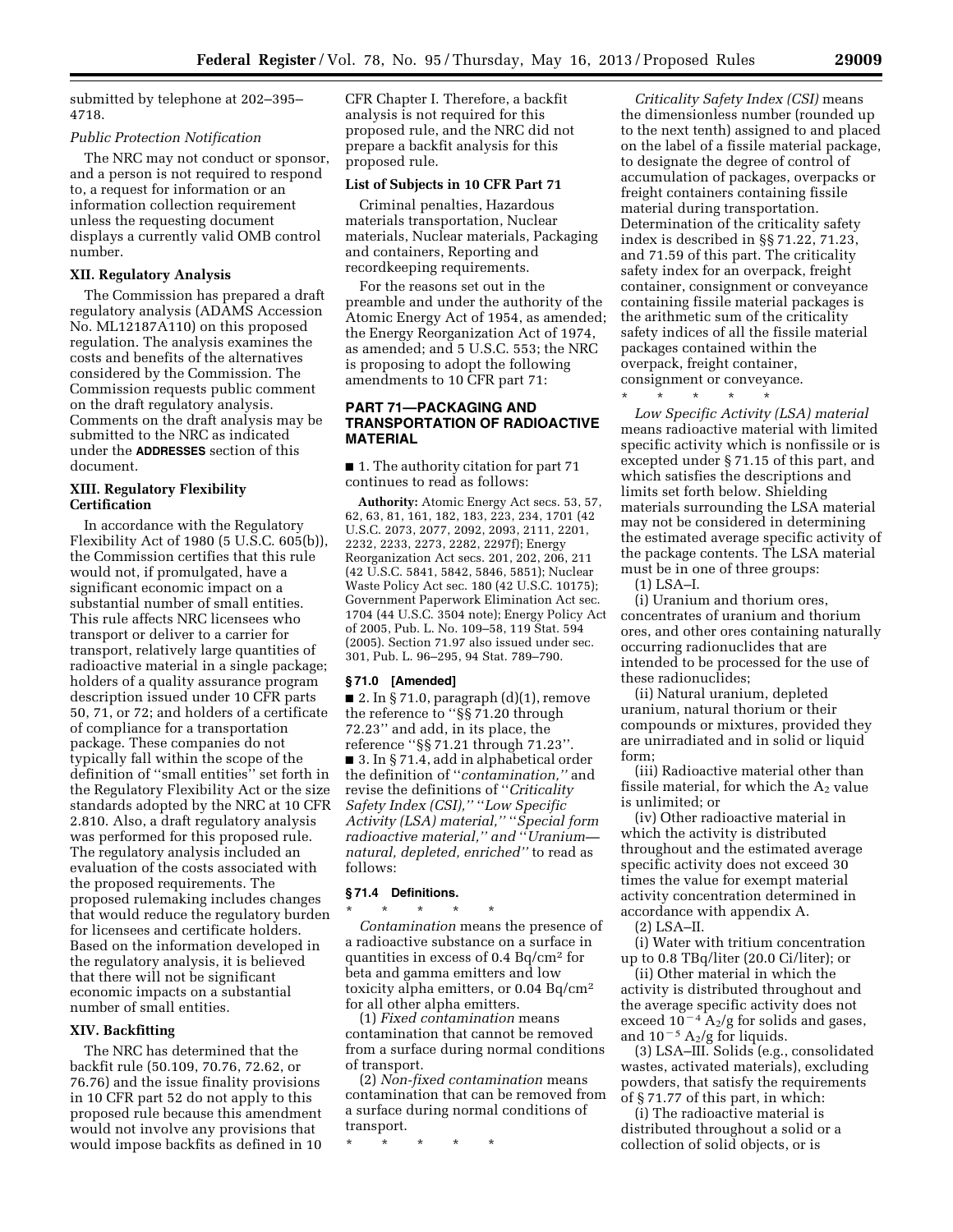submitted by telephone at 202–395–4718.

*Public Protection Notification*

The NRC may not conduct or sponsor, and a person is not required to respond to, a request for information or an information collection requirement unless the requesting document displays a currently valid OMB control number.

### XII. Regulatory Analysis

The Commission has prepared a draft regulatory analysis (ADAMS Accession No. ML12187A110) on this proposed regulation. The analysis examines the costs and benefits of the alternatives considered by the Commission. The Commission requests public comment on the draft regulatory analysis. Comments on the draft analysis may be submitted to the NRC as indicated under the **ADDRESSES** section of this document.

### XIII. Regulatory Flexibility Certification

In accordance with the Regulatory Flexibility Act of 1980 (5 U.S.C. 605(b)), the Commission certifies that this rule would not, if promulgated, have a significant economic impact on a substantial number of small entities. This rule affects NRC licensees who transport or deliver to a carrier for transport, relatively large quantities of radioactive material in a single package; holders of a quality assurance program description issued under 10 CFR parts 50, 71, or 72; and holders of a certificate of compliance for a transportation package. These companies do not typically fall within the scope of the definition of ''small entities'' set forth in the Regulatory Flexibility Act or the size standards adopted by the NRC at 10 CFR 2.810. Also, a draft regulatory analysis was performed for this proposed rule. The regulatory analysis included an evaluation of the costs associated with the proposed requirements. The proposed rulemaking includes changes that would reduce the regulatory burden for licensees and certificate holders. Based on the information developed in the regulatory analysis, it is believed that there will not be significant economic impacts on a substantial number of small entities.

### XIV. Backfitting

The NRC has determined that the backfit rule (50.109, 70.76, 72.62, or 76.76) and the issue finality provisions in 10 CFR part 52 do not apply to this proposed rule because this amendment would not involve any provisions that would impose backfits as defined in 10 CFR Chapter I. Therefore, a backfit analysis is not required for this proposed rule, and the NRC did not prepare a backfit analysis for this proposed rule.

### List of Subjects in 10 CFR Part 71

Criminal penalties, Hazardous materials transportation, Nuclear materials, Nuclear materials, Packaging and containers, Reporting and recordkeeping requirements.

For the reasons set out in the preamble and under the authority of the Atomic Energy Act of 1954, as amended; the Energy Reorganization Act of 1974, as amended; and 5 U.S.C. 553; the NRC is proposing to adopt the following amendments to 10 CFR part 71:

## PART 71—PACKAGING AND TRANSPORTATION OF RADIOACTIVE MATERIAL

■ 1. The authority citation for part 71 continues to read as follows:

**Authority:** Atomic Energy Act secs. 53, 57, 62, 63, 81, 161, 182, 183, 223, 234, 1701 (42 U.S.C. 2073, 2077, 2092, 2093, 2111, 2201, 2232, 2233, 2273, 2282, 2297f); Energy Reorganization Act secs. 201, 202, 206, 211 (42 U.S.C. 5841, 5842, 5846, 5851); Nuclear Waste Policy Act sec. 180 (42 U.S.C. 10175); Government Paperwork Elimination Act sec. 1704 (44 U.S.C. 3504 note); Energy Policy Act of 2005, Pub. L. No. 109–58, 119 Stat. 594 (2005). Section 71.97 also issued under sec. 301, Pub. L. 96–295, 94 Stat. 789–790.

### § 71.0 [Amended]

■ 2. In § 71.0, paragraph (d)(1), remove the reference to ''§§ 71.20 through 72.23'' and add, in its place, the reference ''§§ 71.21 through 71.23''.

■ 3. In § 71.4, add in alphabetical order the definition of ''*contamination,*'' and revise the definitions of ''*Criticality Safety Index (CSI),*'' ''*Low Specific Activity (LSA) material,*'' ''*Special form radioactive material,*'' *and* ''*Uranium—natural, depleted, enriched*'' to read as follows:

### § 71.4 Definitions.

\* \* \* \* \*

*Contamination* means the presence of a radioactive substance on a surface in quantities in excess of 0.4 Bq/cm² for beta and gamma emitters and low toxicity alpha emitters, or 0.04 Bq/cm² for all other alpha emitters.

(1) *Fixed contamination* means contamination that cannot be removed from a surface during normal conditions of transport.

(2) *Non-fixed contamination* means contamination that can be removed from a surface during normal conditions of transport.

\* \* \* \* \*

*Criticality Safety Index (CSI)* means the dimensionless number (rounded up to the next tenth) assigned to and placed on the label of a fissile material package, to designate the degree of control of accumulation of packages, overpacks or freight containers containing fissile material during transportation. Determination of the criticality safety index is described in §§ 71.22, 71.23, and 71.59 of this part. The criticality safety index for an overpack, freight container, consignment or conveyance containing fissile material packages is the arithmetic sum of the criticality safety indices of all the fissile material packages contained within the overpack, freight container, consignment or conveyance.

\* \* \* \* \*

*Low Specific Activity (LSA) material* means radioactive material with limited specific activity which is nonfissile or is excepted under § 71.15 of this part, and which satisfies the descriptions and limits set forth below. Shielding materials surrounding the LSA material may not be considered in determining the estimated average specific activity of the package contents. The LSA material must be in one of three groups:

(1) LSA–I.

(i) Uranium and thorium ores, concentrates of uranium and thorium ores, and other ores containing naturally occurring radionuclides that are intended to be processed for the use of these radionuclides;

(ii) Natural uranium, depleted uranium, natural thorium or their compounds or mixtures, provided they are unirradiated and in solid or liquid form;

(iii) Radioactive material other than fissile material, for which the $A_2$ value is unlimited; or

(iv) Other radioactive material in which the activity is distributed throughout and the estimated average specific activity does not exceed 30 times the value for exempt material activity concentration determined in accordance with appendix A.

(2) LSA–II.

(i) Water with tritium concentration up to 0.8 TBq/liter (20.0 Ci/liter); or

(ii) Other material in which the activity is distributed throughout and the average specific activity does not exceed $10^{-4}$ $A_2$/g for solids and gases, and $10^{-5}$ $A_2$/g for liquids.

(3) LSA–III. Solids (e.g., consolidated wastes, activated materials), excluding powders, that satisfy the requirements of § 71.77 of this part, in which:

(i) The radioactive material is distributed throughout a solid or a collection of solid objects, or is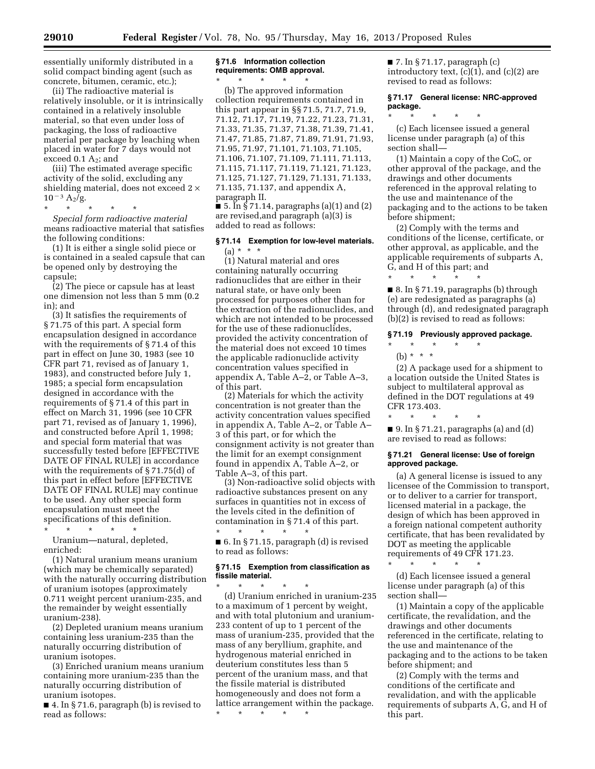essentially uniformly distributed in a solid compact binding agent (such as concrete, bitumen, ceramic, etc.);

(ii) The radioactive material is relatively insoluble, or it is intrinsically contained in a relatively insoluble material, so that even under loss of packaging, the loss of radioactive material per package by leaching when placed in water for 7 days would not exceed 0.1 $A_2$; and

(iii) The estimated average specific activity of the solid, excluding any shielding material, does not exceed $2 \times 10^{-3}$ $A_2$/g.

\* \* \* \* \*

*Special form radioactive material* means radioactive material that satisfies the following conditions:

(1) It is either a single solid piece or is contained in a sealed capsule that can be opened only by destroying the capsule;

(2) The piece or capsule has at least one dimension not less than 5 mm (0.2 in); and

(3) It satisfies the requirements of § 71.75 of this part. A special form encapsulation designed in accordance with the requirements of § 71.4 of this part in effect on June 30, 1983 (see 10 CFR part 71, revised as of January 1, 1983), and constructed before July 1, 1985; a special form encapsulation designed in accordance with the requirements of § 71.4 of this part in effect on March 31, 1996 (see 10 CFR part 71, revised as of January 1, 1996), and constructed before April 1, 1998; and special form material that was successfully tested before [EFFECTIVE DATE OF FINAL RULE] in accordance with the requirements of § 71.75(d) of this part in effect before [EFFECTIVE DATE OF FINAL RULE] may continue to be used. Any other special form encapsulation must meet the specifications of this definition.

\* \* \* \* \*

Uranium—natural, depleted, enriched:

(1) Natural uranium means uranium (which may be chemically separated) with the naturally occurring distribution of uranium isotopes (approximately 0.711 weight percent uranium-235, and the remainder by weight essentially uranium-238).

(2) Depleted uranium means uranium containing less uranium-235 than the naturally occurring distribution of uranium isotopes.

(3) Enriched uranium means uranium containing more uranium-235 than the naturally occurring distribution of uranium isotopes.

■ 4. In § 71.6, paragraph (b) is revised to read as follows:

### § 71.6 Information collection requirements: OMB approval.

\* \* \* \* \*

(b) The approved information collection requirements contained in this part appear in §§ 71.5, 71.7, 71.9, 71.12, 71.17, 71.19, 71.22, 71.23, 71.31, 71.33, 71.35, 71.37, 71.38, 71.39, 71.41, 71.47, 71.85, 71.87, 71.89, 71.91, 71.93, 71.95, 71.97, 71.101, 71.103, 71.105, 71.106, 71.107, 71.109, 71.111, 71.113, 71.115, 71.117, 71.119, 71.121, 71.123, 71.125, 71.127, 71.129, 71.131, 71.133, 71.135, 71.137, and appendix A, paragraph II.

■ 5. In § 71.14, paragraphs (a)(1) and (2) are revised,and paragraph (a)(3) is added to read as follows:

### § 71.14 Exemption for low-level materials.

(a) \* \* \*

(1) Natural material and ores containing naturally occurring radionuclides that are either in their natural state, or have only been processed for purposes other than for the extraction of the radionuclides, and which are not intended to be processed for the use of these radionuclides, provided the activity concentration of the material does not exceed 10 times the applicable radionuclide activity concentration values specified in appendix A, Table A–2, or Table A–3, of this part.

(2) Materials for which the activity concentration is not greater than the activity concentration values specified in appendix A, Table A–2, or Table A–3 of this part, or for which the consignment activity is not greater than the limit for an exempt consignment found in appendix A, Table A–2, or Table A–3, of this part.

(3) Non-radioactive solid objects with radioactive substances present on any surfaces in quantities not in excess of the levels cited in the definition of contamination in § 71.4 of this part.

\* \* \* \* \*

■ 6. In § 71.15, paragraph (d) is revised to read as follows:

### § 71.15 Exemption from classification as fissile material.

\* \* \* \* \*

(d) Uranium enriched in uranium-235 to a maximum of 1 percent by weight, and with total plutonium and uranium-233 content of up to 1 percent of the mass of uranium-235, provided that the mass of any beryllium, graphite, and hydrogenous material enriched in deuterium constitutes less than 5 percent of the uranium mass, and that the fissile material is distributed homogeneously and does not form a lattice arrangement within the package.

\* \* \* \* \*

■ 7. In § 71.17, paragraph (c) introductory text, (c)(1), and (c)(2) are revised to read as follows:

### § 71.17 General license: NRC-approved package.

\* \* \* \* \*

(c) Each licensee issued a general license under paragraph (a) of this section shall—

(1) Maintain a copy of the CoC, or other approval of the package, and the drawings and other documents referenced in the approval relating to the use and maintenance of the packaging and to the actions to be taken before shipment;

(2) Comply with the terms and conditions of the license, certificate, or other approval, as applicable, and the applicable requirements of subparts A, G, and H of this part; and

\* \* \* \* \*

■ 8. In § 71.19, paragraphs (b) through (e) are redesignated as paragraphs (a) through (d), and redesignated paragraph (b)(2) is revised to read as follows:

### § 71.19 Previously approved package.

\* \* \* \* \*

(b) \* \* \*

(2) A package used for a shipment to a location outside the United States is subject to multilateral approval as defined in the DOT regulations at 49 CFR 173.403.

\* \* \* \* \*

■ 9. In § 71.21, paragraphs (a) and (d) are revised to read as follows:

### § 71.21 General license: Use of foreign approved package.

(a) A general license is issued to any licensee of the Commission to transport, or to deliver to a carrier for transport, licensed material in a package, the design of which has been approved in a foreign national competent authority certificate, that has been revalidated by DOT as meeting the applicable requirements of 49 CFR 171.23.

\* \* \* \* \*

(d) Each licensee issued a general license under paragraph (a) of this section shall—

(1) Maintain a copy of the applicable certificate, the revalidation, and the drawings and other documents referenced in the certificate, relating to the use and maintenance of the packaging and to the actions to be taken before shipment; and

(2) Comply with the terms and conditions of the certificate and revalidation, and with the applicable requirements of subparts A, G, and H of this part.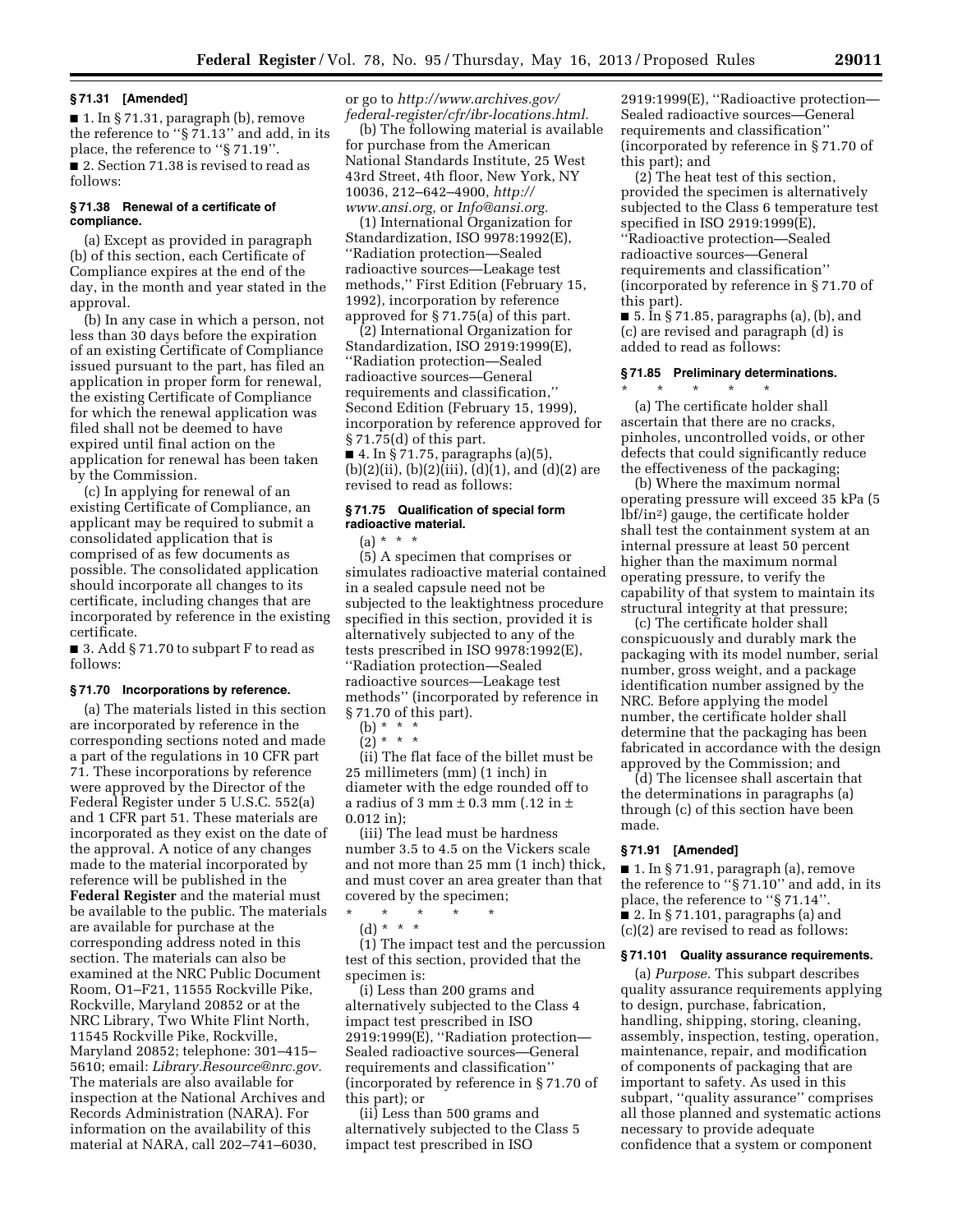### § 71.31 [Amended]

■ 1. In § 71.31, paragraph (b), remove the reference to ''§ 71.13'' and add, in its place, the reference to ''§ 71.19''.

■ 2. Section 71.38 is revised to read as follows:

### § 71.38 Renewal of a certificate of compliance.

(a) Except as provided in paragraph (b) of this section, each Certificate of Compliance expires at the end of the day, in the month and year stated in the approval.

(b) In any case in which a person, not less than 30 days before the expiration of an existing Certificate of Compliance issued pursuant to the part, has filed an application in proper form for renewal, the existing Certificate of Compliance for which the renewal application was filed shall not be deemed to have expired until final action on the application for renewal has been taken by the Commission.

(c) In applying for renewal of an existing Certificate of Compliance, an applicant may be required to submit a consolidated application that is comprised of as few documents as possible. The consolidated application should incorporate all changes to its certificate, including changes that are incorporated by reference in the existing certificate.

■ 3. Add § 71.70 to subpart F to read as follows:

### § 71.70 Incorporations by reference.

(a) The materials listed in this section are incorporated by reference in the corresponding sections noted and made a part of the regulations in 10 CFR part 71. These incorporations by reference were approved by the Director of the Federal Register under 5 U.S.C. 552(a) and 1 CFR part 51. These materials are incorporated as they exist on the date of the approval. A notice of any changes made to the material incorporated by reference will be published in the **Federal Register** and the material must be available to the public. The materials are available for purchase at the corresponding address noted in this section. The materials can also be examined at the NRC Public Document Room, O1–F21, 11555 Rockville Pike, Rockville, Maryland 20852 or at the NRC Library, Two White Flint North, 11545 Rockville Pike, Rockville, Maryland 20852; telephone: 301–415–5610; email: *Library.Resource@nrc.gov.* The materials are also available for inspection at the National Archives and Records Administration (NARA). For information on the availability of this material at NARA, call 202–741–6030, or go to *http://www.archives.gov/federal-register/cfr/ibr-locations.html.*

(b) The following material is available for purchase from the American National Standards Institute, 25 West 43rd Street, 4th floor, New York, NY 10036, 212–642–4900, *http://www.ansi.org,* or *Info@ansi.org.*

(1) International Organization for Standardization, ISO 9978:1992(E), ''Radiation protection—Sealed radioactive sources—Leakage test methods,'' First Edition (February 15, 1992), incorporation by reference approved for § 71.75(a) of this part.

(2) International Organization for Standardization, ISO 2919:1999(E), ''Radiation protection—Sealed radioactive sources—General requirements and classification,'' Second Edition (February 15, 1999), incorporation by reference approved for § 71.75(d) of this part.

■ 4. In § 71.75, paragraphs (a)(5), (b)(2)(ii), (b)(2)(iii), (d)(1), and (d)(2) are revised to read as follows:

### § 71.75 Qualification of special form radioactive material.

(a) * * *

(5) A specimen that comprises or simulates radioactive material contained in a sealed capsule need not be subjected to the leaktightness procedure specified in this section, provided it is alternatively subjected to any of the tests prescribed in ISO 9978:1992(E), ''Radiation protection—Sealed radioactive sources—Leakage test methods'' (incorporated by reference in § 71.70 of this part).

(b) * * *

(2) * * *

(ii) The flat face of the billet must be 25 millimeters (mm) (1 inch) in diameter with the edge rounded off to a radius of 3 mm ± 0.3 mm (.12 in ± 0.012 in);

(iii) The lead must be hardness number 3.5 to 4.5 on the Vickers scale and not more than 25 mm (1 inch) thick, and must cover an area greater than that covered by the specimen;

\* \* \* \* \*

(d) * * *

(1) The impact test and the percussion test of this section, provided that the specimen is:

(i) Less than 200 grams and alternatively subjected to the Class 4 impact test prescribed in ISO 2919:1999(E), ''Radiation protection—Sealed radioactive sources—General requirements and classification'' (incorporated by reference in § 71.70 of this part); or

(ii) Less than 500 grams and alternatively subjected to the Class 5 impact test prescribed in ISO 2919:1999(E), ''Radioactive protection—Sealed radioactive sources—General requirements and classification'' (incorporated by reference in § 71.70 of this part); and

(2) The heat test of this section, provided the specimen is alternatively subjected to the Class 6 temperature test specified in ISO 2919:1999(E), ''Radioactive protection—Sealed radioactive sources—General requirements and classification'' (incorporated by reference in § 71.70 of this part).

■ 5. In § 71.85, paragraphs (a), (b), and (c) are revised and paragraph (d) is added to read as follows:

### § 71.85 Preliminary determinations.

\* \* \* \* \*

(a) The certificate holder shall ascertain that there are no cracks, pinholes, uncontrolled voids, or other defects that could significantly reduce the effectiveness of the packaging;

(b) Where the maximum normal operating pressure will exceed 35 kPa (5 lbf/in$^2$) gauge, the certificate holder shall test the containment system at an internal pressure at least 50 percent higher than the maximum normal operating pressure, to verify the capability of that system to maintain its structural integrity at that pressure;

(c) The certificate holder shall conspicuously and durably mark the packaging with its model number, serial number, gross weight, and a package identification number assigned by the NRC. Before applying the model number, the certificate holder shall determine that the packaging has been fabricated in accordance with the design approved by the Commission; and

(d) The licensee shall ascertain that the determinations in paragraphs (a) through (c) of this section have been made.

### § 71.91 [Amended]

■ 1. In § 71.91, paragraph (a), remove the reference to ''§ 71.10'' and add, in its place, the reference to ''§ 71.14''.

■ 2. In § 71.101, paragraphs (a) and (c)(2) are revised to read as follows:

### § 71.101 Quality assurance requirements.

(a) *Purpose.* This subpart describes quality assurance requirements applying to design, purchase, fabrication, handling, shipping, storing, cleaning, assembly, inspection, testing, operation, maintenance, repair, and modification of components of packaging that are important to safety. As used in this subpart, ''quality assurance'' comprises all those planned and systematic actions necessary to provide adequate confidence that a system or component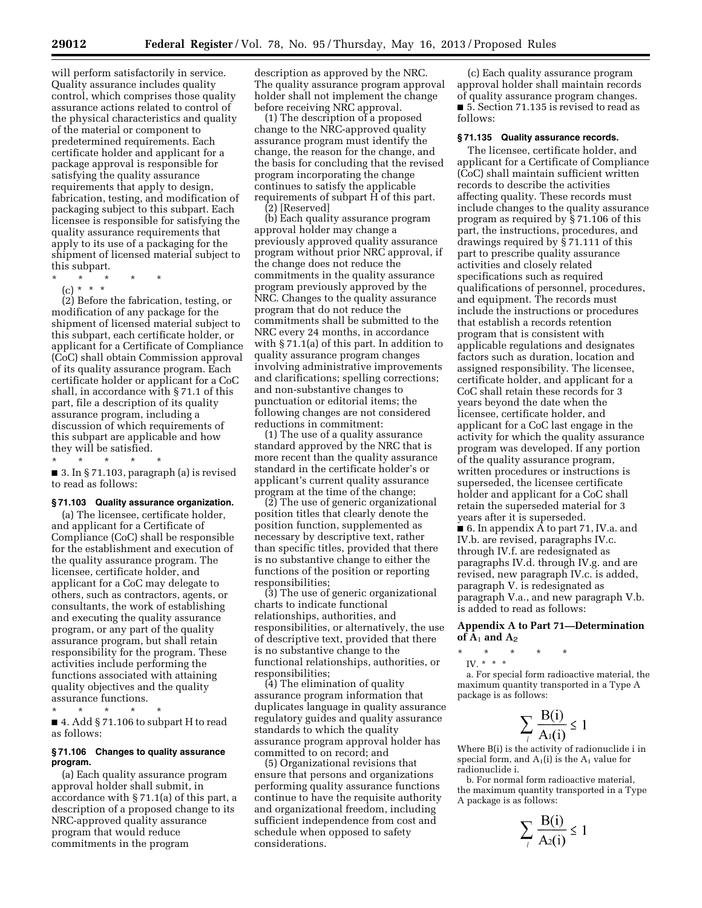will perform satisfactorily in service. Quality assurance includes quality control, which comprises those quality assurance actions related to control of the physical characteristics and quality of the material or component to predetermined requirements. Each certificate holder and applicant for a package approval is responsible for satisfying the quality assurance requirements that apply to design, fabrication, testing, and modification of packaging subject to this subpart. Each licensee is responsible for satisfying the quality assurance requirements that apply to its use of a packaging for the shipment of licensed material subject to this subpart.

\* \* \* \* \*

(c) \* \* \*

(2) Before the fabrication, testing, or modification of any package for the shipment of licensed material subject to this subpart, each certificate holder, or applicant for a Certificate of Compliance (CoC) shall obtain Commission approval of its quality assurance program. Each certificate holder or applicant for a CoC shall, in accordance with § 71.1 of this part, file a description of its quality assurance program, including a discussion of which requirements of this subpart are applicable and how they will be satisfied.

\* \* \* \* \*

■ 3. In § 71.103, paragraph (a) is revised to read as follows:

### § 71.103 Quality assurance organization.

(a) The licensee, certificate holder, and applicant for a Certificate of Compliance (CoC) shall be responsible for the establishment and execution of the quality assurance program. The licensee, certificate holder, and applicant for a CoC may delegate to others, such as contractors, agents, or consultants, the work of establishing and executing the quality assurance program, or any part of the quality assurance program, but shall retain responsibility for the program. These activities include performing the functions associated with attaining quality objectives and the quality assurance functions.

\* \* \* \* \*

■ 4. Add § 71.106 to subpart H to read as follows:

### § 71.106 Changes to quality assurance program.

(a) Each quality assurance program approval holder shall submit, in accordance with § 71.1(a) of this part, a description of a proposed change to its NRC-approved quality assurance program that would reduce commitments in the program description as approved by the NRC. The quality assurance program approval holder shall not implement the change before receiving NRC approval.

(1) The description of a proposed change to the NRC-approved quality assurance program must identify the change, the reason for the change, and the basis for concluding that the revised program incorporating the change continues to satisfy the applicable requirements of subpart H of this part.

(2) [Reserved]

(b) Each quality assurance program approval holder may change a previously approved quality assurance program without prior NRC approval, if the change does not reduce the commitments in the quality assurance program previously approved by the NRC. Changes to the quality assurance program that do not reduce the commitments shall be submitted to the NRC every 24 months, in accordance with § 71.1(a) of this part. In addition to quality assurance program changes involving administrative improvements and clarifications; spelling corrections; and non-substantive changes to punctuation or editorial items; the following changes are not considered reductions in commitment:

(1) The use of a quality assurance standard approved by the NRC that is more recent than the quality assurance standard in the certificate holder's or applicant's current quality assurance program at the time of the change;

(2) The use of generic organizational position titles that clearly denote the position function, supplemented as necessary by descriptive text, rather than specific titles, provided that there is no substantive change to either the functions of the position or reporting responsibilities;

(3) The use of generic organizational charts to indicate functional relationships, authorities, and responsibilities, or alternatively, the use of descriptive text, provided that there is no substantive change to the functional relationships, authorities, or responsibilities;

(4) The elimination of quality assurance program information that duplicates language in quality assurance regulatory guides and quality assurance standards to which the quality assurance program approval holder has committed to on record; and

(5) Organizational revisions that ensure that persons and organizations performing quality assurance functions continue to have the requisite authority and organizational freedom, including sufficient independence from cost and schedule when opposed to safety considerations.

(c) Each quality assurance program approval holder shall maintain records of quality assurance program changes.

■ 5. Section 71.135 is revised to read as follows:

### § 71.135 Quality assurance records.

The licensee, certificate holder, and applicant for a Certificate of Compliance (CoC) shall maintain sufficient written records to describe the activities affecting quality. These records must include changes to the quality assurance program as required by § 71.106 of this part, the instructions, procedures, and drawings required by § 71.111 of this part to prescribe quality assurance activities and closely related specifications such as required qualifications of personnel, procedures, and equipment. The records must include the instructions or procedures that establish a records retention program that is consistent with applicable regulations and designates factors such as duration, location and assigned responsibility. The licensee, certificate holder, and applicant for a CoC shall retain these records for 3 years beyond the date when the licensee, certificate holder, and applicant for a CoC last engage in the activity for which the quality assurance program was developed. If any portion of the quality assurance program, written procedures or instructions is superseded, the licensee certificate holder and applicant for a CoC shall retain the superseded material for 3 years after it is superseded.

■ 6. In appendix A to part 71, IV.a. and IV.b. are revised, paragraphs IV.c. through IV.f. are redesignated as paragraphs IV.d. through IV.g. and are revised, new paragraph IV.c. is added, paragraph V. is redesignated as paragraph V.a., and new paragraph V.b. is added to read as follows:

## Appendix A to Part 71—Determination of $A_1$ and $A_2$

\* \* \* \* \*

IV. \* \* \*

a. For special form radioactive material, the maximum quantity transported in a Type A package is as follows:

$$\sum_i \frac{B(i)}{A_1(i)} \leq 1$$

Where B(i) is the activity of radionuclide i in special form, and $A_1$(i) is the $A_1$ value for radionuclide i.

b. For normal form radioactive material, the maximum quantity transported in a Type A package is as follows:

$$\sum_i \frac{B(i)}{A_2(i)} \leq 1$$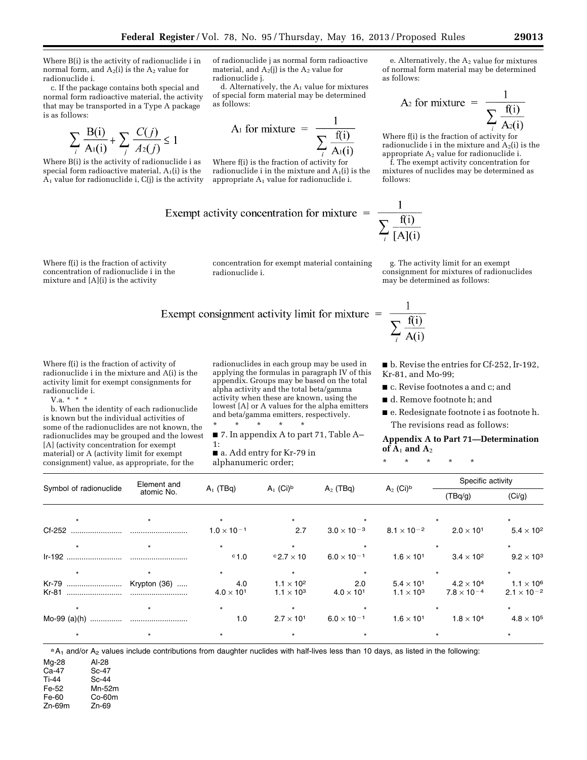Where B(i) is the activity of radionuclide i in normal form, and $A_2(i)$ is the $A_2$ value for radionuclide i.

c. If the package contains both special and normal form radioactive material, the activity that may be transported in a Type A package is as follows:

$$\sum_i \frac{B(i)}{A_1(i)} + \sum_j \frac{C(j)}{A_2(j)} \leq 1$$

Where B(i) is the activity of radionuclide i as special form radioactive material, $A_1(i)$ is the $A_1$ value for radionuclide i, C(j) is the activity of radionuclide j as normal form radioactive material, and $A_2(j)$ is the $A_2$ value for radionuclide j.

d. Alternatively, the $A_1$ value for mixtures of special form material may be determined as follows:

$$A_1 \text{ for mixture } = \frac{1}{\sum_i \frac{f(i)}{A_1(i)}}$$

Where f(i) is the fraction of activity for radionuclide i in the mixture and $A_1(i)$ is the appropriate $A_1$ value for radionuclide i.

e. Alternatively, the $A_2$ value for mixtures of normal form material may be determined as follows:

$$A_2 \text{ for mixture } = \frac{1}{\sum_i \frac{f(i)}{A_2(i)}}$$

Where f(i) is the fraction of activity for radionuclide i in the mixture and $A_2(i)$ is the appropriate $A_2$ value for radionuclide i.

f. The exempt activity concentration for mixtures of nuclides may be determined as follows:

$$\text{Exempt activity concentration for mixture } = \frac{1}{\sum_i \frac{f(i)}{[A](i)}}$$

Where f(i) is the fraction of activity concentration of radionuclide i in the mixture and [A](i) is the activity concentration for exempt material containing radionuclide i.

g. The activity limit for an exempt consignment for mixtures of radionuclides may be determined as follows:

$$\text{Exempt consignment activity limit for mixture } = \frac{1}{\sum_i \frac{f(i)}{A(i)}}$$

Where f(i) is the fraction of activity of radionuclide i in the mixture and A(i) is the activity limit for exempt consignments for radionuclide i.

V.a. * * *

b. When the identity of each radionuclide is known but the individual activities of some of the radionuclides are not known, the radionuclides may be grouped and the lowest [A] (activity concentration for exempt material) or A (activity limit for exempt consignment) value, as appropriate, for the radionuclides in each group may be used in applying the formulas in paragraph IV of this appendix. Groups may be based on the total alpha activity and the total beta/gamma activity when these are known, using the lowest [A] or A values for the alpha emitters and beta/gamma emitters, respectively.

\* \* \* \* \*

■ 7. In appendix A to part 71, Table A–1:

■ a. Add entry for Kr-79 in alphanumeric order;

■ b. Revise the entries for Cf-252, Ir-192, Kr-81, and Mo-99;

■ c. Revise footnotes a and c; and

■ d. Remove footnote h; and

■ e. Redesignate footnote i as footnote h.

The revisions read as follows:

**Appendix A to Part 71—Determination of $A_1$ and $A_2$**

\* \* \* \* \*

| Symbol of radionuclide | Element and atomic No. | $A_1$ (TBq) | $A_1$ (Ci)[b] | $A_2$ (TBq) | $A_2$ (Ci)[b] | Specific activity | |
|---|---|---|---|---|---|---|---|
| | | | | | | (TBq/g) | (Ci/g) |
| * | * | * | * | * | * | * | * |
| Cf-252 | | $1.0 \times 10^{-1}$ | 2.7 | $3.0 \times 10^{-3}$ | $8.1 \times 10^{-2}$ | $2.0 \times 10^{1}$ | $5.4 \times 10^{2}$ |
| * | * | * | * | * | * | * | * |
| Ir-192 | | [c] 1.0 | [c] $2.7 \times 10$ | $6.0 \times 10^{-1}$ | $1.6 \times 10^{1}$ | $3.4 \times 10^{2}$ | $9.2 \times 10^{3}$ |
| * | * | * | * | * | * | * | * |
| Kr-79 | Krypton (36) | 4.0 | $1.1 \times 10^{2}$ | 2.0 | $5.4 \times 10^{1}$ | $4.2 \times 10^{4}$ | $1.1 \times 10^{6}$ |
| Kr-81 | | $4.0 \times 10^{1}$ | $1.1 \times 10^{3}$ | $4.0 \times 10^{1}$ | $1.1 \times 10^{3}$ | $7.8 \times 10^{-4}$ | $2.1 \times 10^{-2}$ |
| * | * | * | * | * | * | * | * |
| Mo-99 (a)(h) | | 1.0 | $2.7 \times 10^{1}$ | $6.0 \times 10^{-1}$ | $1.6 \times 10^{1}$ | $1.8 \times 10^{4}$ | $4.8 \times 10^{5}$ |
| * | * | * | * | * | * | * | * |

[a] $A_1$ and/or $A_2$ values include contributions from daughter nuclides with half-lives less than 10 days, as listed in the following:

| | |
|---|---|
| Mg-28 | Al-28 |
| Ca-47 | Sc-47 |
| Ti-44 | Sc-44 |
| Fe-52 | Mn-52m |
| Fe-60 | Co-60m |
| Zn-69m | Zn-69 |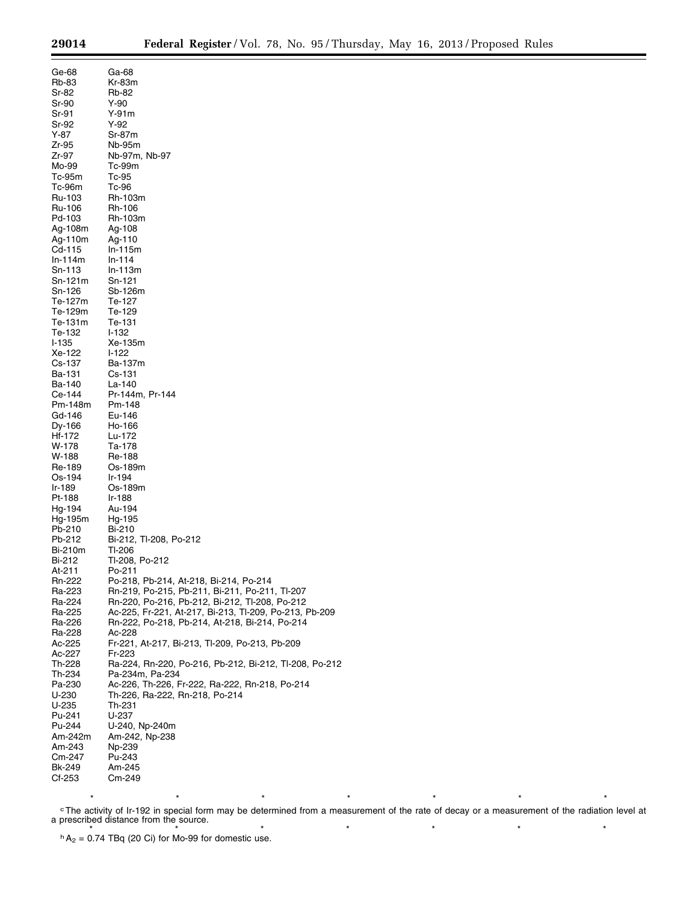| | |
|---|---|
| Ge-68 | Ga-68 |
| Rb-83 | Kr-83m |
| Sr-82 | Rb-82 |
| Sr-90 | Y-90 |
| Sr-91 | Y-91m |
| Sr-92 | Y-92 |
| Y-87 | Sr-87m |
| Zr-95 | Nb-95m |
| Zr-97 | Nb-97m, Nb-97 |
| Mo-99 | Tc-99m |
| Tc-95m | Tc-95 |
| Tc-96m | Tc-96 |
| Ru-103 | Rh-103m |
| Ru-106 | Rh-106 |
| Pd-103 | Rh-103m |
| Ag-108m | Ag-108 |
| Ag-110m | Ag-110 |
| Cd-115 | In-115m |
| In-114m | In-114 |
| Sn-113 | In-113m |
| Sn-121m | Sn-121 |
| Sn-126 | Sb-126m |
| Te-127m | Te-127 |
| Te-129m | Te-129 |
| Te-131m | Te-131 |
| Te-132 | I-132 |
| I-135 | Xe-135m |
| Xe-122 | I-122 |
| Cs-137 | Ba-137m |
| Ba-131 | Cs-131 |
| Ba-140 | La-140 |
| Ce-144 | Pr-144m, Pr-144 |
| Pm-148m | Pm-148 |
| Gd-146 | Eu-146 |
| Dy-166 | Ho-166 |
| Hf-172 | Lu-172 |
| W-178 | Ta-178 |
| W-188 | Re-188 |
| Re-189 | Os-189m |
| Os-194 | Ir-194 |
| Ir-189 | Os-189m |
| Pt-188 | Ir-188 |
| Hg-194 | Au-194 |
| Hg-195m | Hg-195 |
| Pb-210 | Bi-210 |
| Pb-212 | Bi-212, Tl-208, Po-212 |
| Bi-210m | Tl-206 |
| Bi-212 | Tl-208, Po-212 |
| At-211 | Po-211 |
| Rn-222 | Po-218, Pb-214, At-218, Bi-214, Po-214 |
| Ra-223 | Rn-219, Po-215, Pb-211, Bi-211, Po-211, Tl-207 |
| Ra-224 | Rn-220, Po-216, Pb-212, Bi-212, Tl-208, Po-212 |
| Ra-225 | Ac-225, Fr-221, At-217, Bi-213, Tl-209, Po-213, Pb-209 |
| Ra-226 | Rn-222, Po-218, Pb-214, At-218, Bi-214, Po-214 |
| Ra-228 | Ac-228 |
| Ac-225 | Fr-221, At-217, Bi-213, Tl-209, Po-213, Pb-209 |
| Ac-227 | Fr-223 |
| Th-228 | Ra-224, Rn-220, Po-216, Pb-212, Bi-212, Tl-208, Po-212 |
| Th-234 | Pa-234m, Pa-234 |
| Pa-230 | Ac-226, Th-226, Fr-222, Ra-222, Rn-218, Po-214 |
| U-230 | Th-226, Ra-222, Rn-218, Po-214 |
| U-235 | Th-231 |
| Pu-241 | U-237 |
| Pu-244 | U-240, Np-240m |
| Am-242m | Am-242, Np-238 |
| Am-243 | Np-239 |
| Cm-247 | Pu-243 |
| Bk-249 | Am-245 |
| Cf-253 | Cm-249 |

\* \* \* \* \* \* \*

[c] The activity of Ir-192 in special form may be determined from a measurement of the rate of decay or a measurement of the radiation level at a prescribed distance from the source.

\* \* \* \* \* \* \*

[h] $A_2$ = 0.74 TBq (20 Ci) for Mo-99 for domestic use.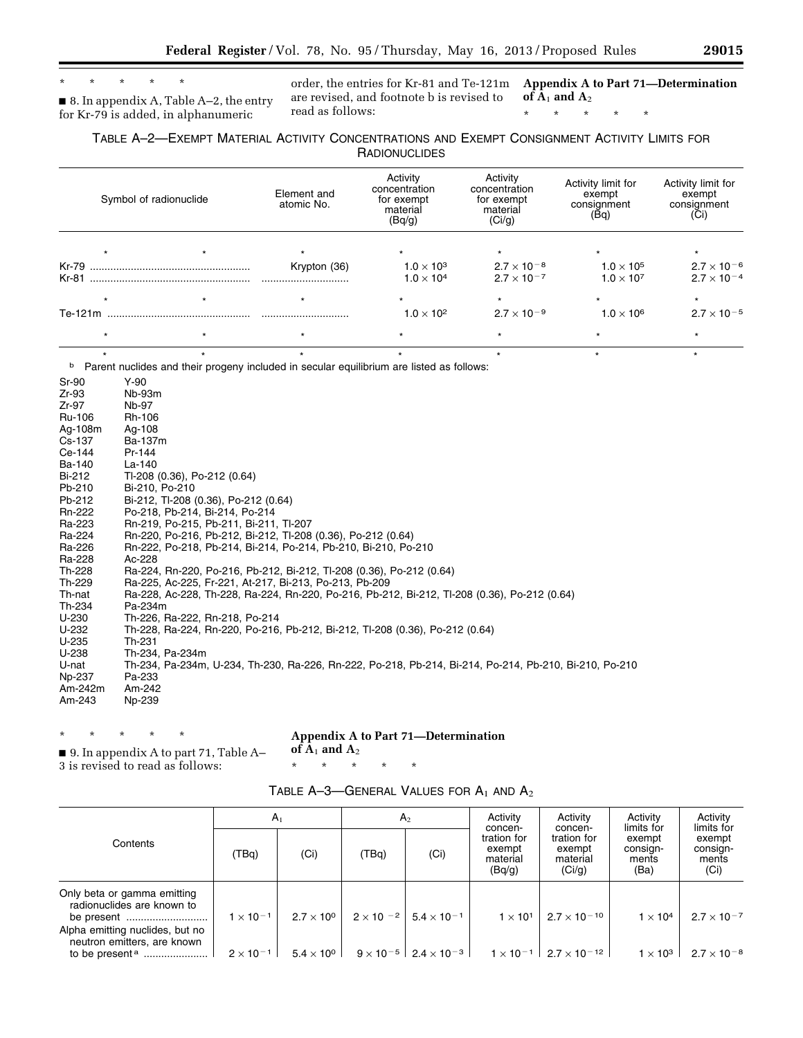\* \* \* \* \*

■ 8. In appendix A, Table A–2, the entry for Kr-79 is added, in alphanumeric order, the entries for Kr-81 and Te-121m are revised, and footnote b is revised to read as follows:

**Appendix A to Part 71—Determination of $A_1$ and $A_2$**

\* \* \* \* \*

TABLE A–2—EXEMPT MATERIAL ACTIVITY CONCENTRATIONS AND EXEMPT CONSIGNMENT ACTIVITY LIMITS FOR RADIONUCLIDES

| Symbol of radionuclide | Element and atomic No. | Activity concentration for exempt material (Bq/g) | Activity concentration for exempt material (Ci/g) | Activity limit for exempt consignment (Bq) | Activity limit for exempt consignment (Ci) |
|---|---|---|---|---|---|
| \* \* | \* | \* | \* | \* | \* |
| Kr-79 | Krypton (36) | $1.0 \times 10^{3}$ | $2.7 \times 10^{-8}$ | $1.0 \times 10^{5}$ | $2.7 \times 10^{-6}$ |
| Kr-81 | | $1.0 \times 10^{4}$ | $2.7 \times 10^{-7}$ | $1.0 \times 10^{7}$ | $2.7 \times 10^{-4}$ |
| \* \* | \* | \* | \* | \* | \* |
| Te-121m | | $1.0 \times 10^{2}$ | $2.7 \times 10^{-9}$ | $1.0 \times 10^{6}$ | $2.7 \times 10^{-5}$ |
| \* \* | \* | \* | \* | \* | \* |
| \* \* | \* | \* | \* | \* | \* |

[b] Parent nuclides and their progeny included in secular equilibrium are listed as follows:

| | |
|---|---|
| Sr-90 | Y-90 |
| Zr-93 | Nb-93m |
| Zr-97 | Nb-97 |
| Ru-106 | Rh-106 |
| Ag-108m | Ag-108 |
| Cs-137 | Ba-137m |
| Ce-144 | Pr-144 |
| Ba-140 | La-140 |
| Bi-212 | Tl-208 (0.36), Po-212 (0.64) |
| Pb-210 | Bi-210, Po-210 |
| Pb-212 | Bi-212, Tl-208 (0.36), Po-212 (0.64) |
| Rn-222 | Po-218, Pb-214, Bi-214, Po-214 |
| Ra-223 | Rn-219, Po-215, Pb-211, Bi-211, Tl-207 |
| Ra-224 | Rn-220, Po-216, Pb-212, Bi-212, Tl-208 (0.36), Po-212 (0.64) |
| Ra-226 | Rn-222, Po-218, Pb-214, Bi-214, Po-214, Pb-210, Bi-210, Po-210 |
| Ra-228 | Ac-228 |
| Th-228 | Ra-224, Rn-220, Po-216, Pb-212, Bi-212, Tl-208 (0.36), Po-212 (0.64) |
| Th-229 | Ra-225, Ac-225, Fr-221, At-217, Bi-213, Po-213, Pb-209 |
| Th-nat | Ra-228, Ac-228, Th-228, Ra-224, Rn-220, Po-216, Pb-212, Bi-212, Tl-208 (0.36), Po-212 (0.64) |
| Th-234 | Pa-234m |
| U-230 | Th-226, Ra-222, Rn-218, Po-214 |
| U-232 | Th-228, Ra-224, Rn-220, Po-216, Pb-212, Bi-212, Tl-208 (0.36), Po-212 (0.64) |
| U-235 | Th-231 |
| U-238 | Th-234, Pa-234m |
| U-nat | Th-234, Pa-234m, U-234, Th-230, Ra-226, Rn-222, Po-218, Pb-214, Bi-214, Po-214, Pb-210, Bi-210, Po-210 |
| Np-237 | Pa-233 |
| Am-242m | Am-242 |
| Am-243 | Np-239 |

\* \* \* \* \*

■ 9. In appendix A to part 71, Table A–3 is revised to read as follows:

**Appendix A to Part 71—Determination of $A_1$ and $A_2$**

\* \* \* \* \*

TABLE A–3—GENERAL VALUES FOR $A_1$ AND $A_2$

| Contents | $A_1$ | | $A_2$ | | Activity concentration for exempt material (Bq/g) | Activity concentration for exempt material (Ci/g) | Activity limits for exempt consignments (Ba) | Activity limits for exempt consignments (Ci) |
|---|---|---|---|---|---|---|---|---|
| | (TBq) | (Ci) | (TBq) | (Ci) | | | | |
| Only beta or gamma emitting radionuclides are known to be present | $1 \times 10^{-1}$ | $2.7 \times 10^{0}$ | $2 \times 10^{-2}$ | $5.4 \times 10^{-1}$ | $1 \times 10^{1}$ | $2.7 \times 10^{-10}$ | $1 \times 10^{4}$ | $2.7 \times 10^{-7}$ |
| Alpha emitting nuclides, but no neutron emitters, are known to be present[a] | $2 \times 10^{-1}$ | $5.4 \times 10^{0}$ | $9 \times 10^{-5}$ | $2.4 \times 10^{-3}$ | $1 \times 10^{-1}$ | $2.7 \times 10^{-12}$ | $1 \times 10^{3}$ | $2.7 \times 10^{-8}$ |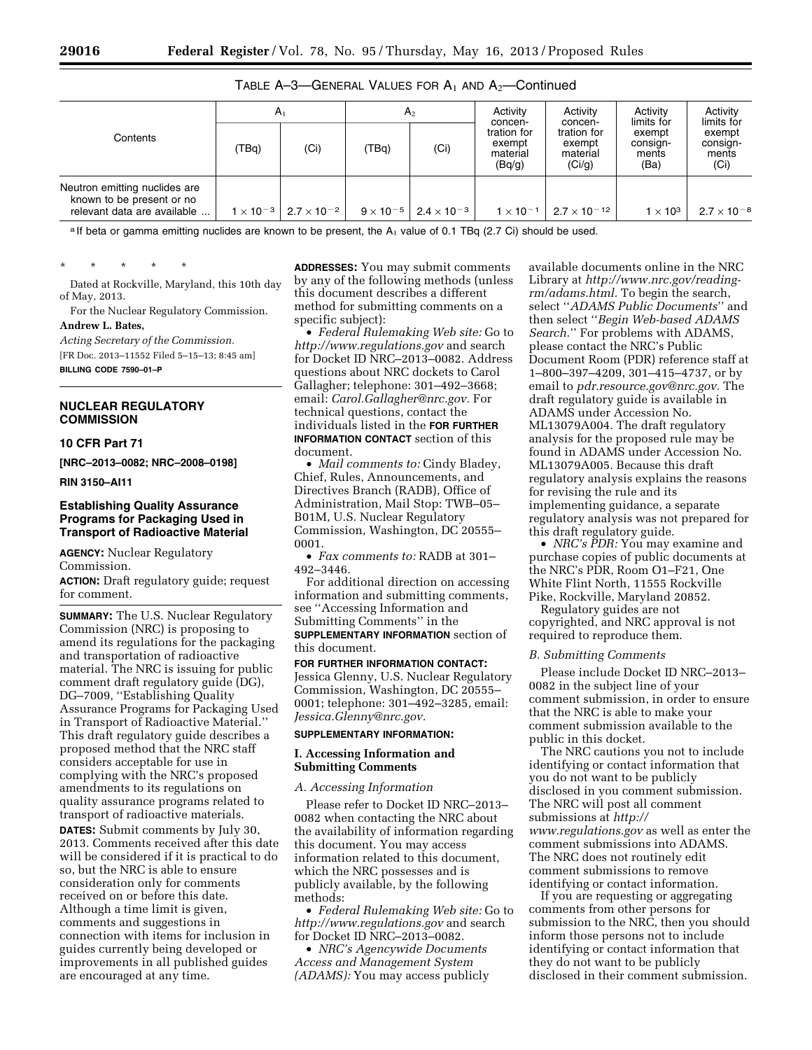TABLE A–3—GENERAL VALUES FOR $A_1$ AND $A_2$—Continued

| Contents | $A_1$ | | $A_2$ | | Activity concentration for exempt material (Bq/g) | Activity concentration for exempt material (Ci/g) | Activity limits for exempt consignments (Ba) | Activity limits for exempt consignments (Ci) |
|---|---|---|---|---|---|---|---|---|
| | (TBq) | (Ci) | (TBq) | (Ci) | | | | |
| Neutron emitting nuclides are known to be present or no relevant data are available ... | $1 \times 10^{-3}$ | $2.7 \times 10^{-2}$ | $9 \times 10^{-5}$ | $2.4 \times 10^{-3}$ | $1 \times 10^{-1}$ | $2.7 \times 10^{-12}$ | $1 \times 10^{3}$ | $2.7 \times 10^{-8}$ |

[a] If beta or gamma emitting nuclides are known to be present, the $A_1$ value of 0.1 TBq (2.7 Ci) should be used.

\* \* \* \* \*

Dated at Rockville, Maryland, this 10th day of May, 2013.

For the Nuclear Regulatory Commission.

**Andrew L. Bates,**

*Acting Secretary of the Commission.*

[FR Doc. 2013–11552 Filed 5–15–13; 8:45 am]

**BILLING CODE 7590–01–P**

## NUCLEAR REGULATORY COMMISSION

### 10 CFR Part 71

**[NRC–2013–0082; NRC–2008–0198]**

**RIN 3150–AI11**

### Establishing Quality Assurance Programs for Packaging Used in Transport of Radioactive Material

**AGENCY:** Nuclear Regulatory Commission.

**ACTION:** Draft regulatory guide; request for comment.

**SUMMARY:** The U.S. Nuclear Regulatory Commission (NRC) is proposing to amend its regulations for the packaging and transportation of radioactive material. The NRC is issuing for public comment draft regulatory guide (DG), DG–7009, ''Establishing Quality Assurance Programs for Packaging Used in Transport of Radioactive Material.'' This draft regulatory guide describes a proposed method that the NRC staff considers acceptable for use in complying with the NRC's proposed amendments to its regulations on quality assurance programs related to transport of radioactive materials.

**DATES:** Submit comments by July 30, 2013. Comments received after this date will be considered if it is practical to do so, but the NRC is able to ensure consideration only for comments received on or before this date. Although a time limit is given, comments and suggestions in connection with items for inclusion in guides currently being developed or improvements in all published guides are encouraged at any time.

**ADDRESSES:** You may submit comments by any of the following methods (unless this document describes a different method for submitting comments on a specific subject):

- *Federal Rulemaking Web site:* Go to *http://www.regulations.gov* and search for Docket ID NRC–2013–0082. Address questions about NRC dockets to Carol Gallagher; telephone: 301–492–3668; email: *Carol.Gallagher@nrc.gov*. For technical questions, contact the individuals listed in the **FOR FURTHER INFORMATION CONTACT** section of this document.
- *Mail comments to:* Cindy Bladey, Chief, Rules, Announcements, and Directives Branch (RADB), Office of Administration, Mail Stop: TWB–05–B01M, U.S. Nuclear Regulatory Commission, Washington, DC 20555–0001.
- *Fax comments to:* RADB at 301–492–3446.

For additional direction on accessing information and submitting comments, see ''Accessing Information and Submitting Comments'' in the **SUPPLEMENTARY INFORMATION** section of this document.

**FOR FURTHER INFORMATION CONTACT:** Jessica Glenny, U.S. Nuclear Regulatory Commission, Washington, DC 20555–0001; telephone: 301–492–3285, email: *Jessica.Glenny@nrc.gov.*

**SUPPLEMENTARY INFORMATION:**

### I. Accessing Information and Submitting Comments

*A. Accessing Information*

Please refer to Docket ID NRC–2013–0082 when contacting the NRC about the availability of information regarding this document. You may access information related to this document, which the NRC possesses and is publicly available, by the following methods:

- *Federal Rulemaking Web site:* Go to *http://www.regulations.gov* and search for Docket ID NRC–2013–0082.
- *NRC's Agencywide Documents Access and Management System (ADAMS):* You may access publicly available documents online in the NRC Library at *http://www.nrc.gov/reading-rm/adams.html.* To begin the search, select ''*ADAMS Public Documents*'' and then select ''*Begin Web-based ADAMS Search.*'' For problems with ADAMS, please contact the NRC's Public Document Room (PDR) reference staff at 1–800–397–4209, 301–415–4737, or by email to *pdr.resource.gov@nrc.gov.* The draft regulatory guide is available in ADAMS under Accession No. ML13079A004. The draft regulatory analysis for the proposed rule may be found in ADAMS under Accession No. ML13079A005. Because this draft regulatory analysis explains the reasons for revising the rule and its implementing guidance, a separate regulatory analysis was not prepared for this draft regulatory guide.
- *NRC's PDR:* You may examine and purchase copies of public documents at the NRC's PDR, Room O1–F21, One White Flint North, 11555 Rockville Pike, Rockville, Maryland 20852.

Regulatory guides are not copyrighted, and NRC approval is not required to reproduce them.

*B. Submitting Comments*

Please include Docket ID NRC–2013–0082 in the subject line of your comment submission, in order to ensure that the NRC is able to make your comment submission available to the public in this docket.

The NRC cautions you not to include identifying or contact information that you do not want to be publicly disclosed in you comment submission. The NRC will post all comment submissions at *http://www.regulations.gov* as well as enter the comment submissions into ADAMS. The NRC does not routinely edit comment submissions to remove identifying or contact information.

If you are requesting or aggregating comments from other persons for submission to the NRC, then you should inform those persons not to include identifying or contact information that they do not want to be publicly disclosed in their comment submission.